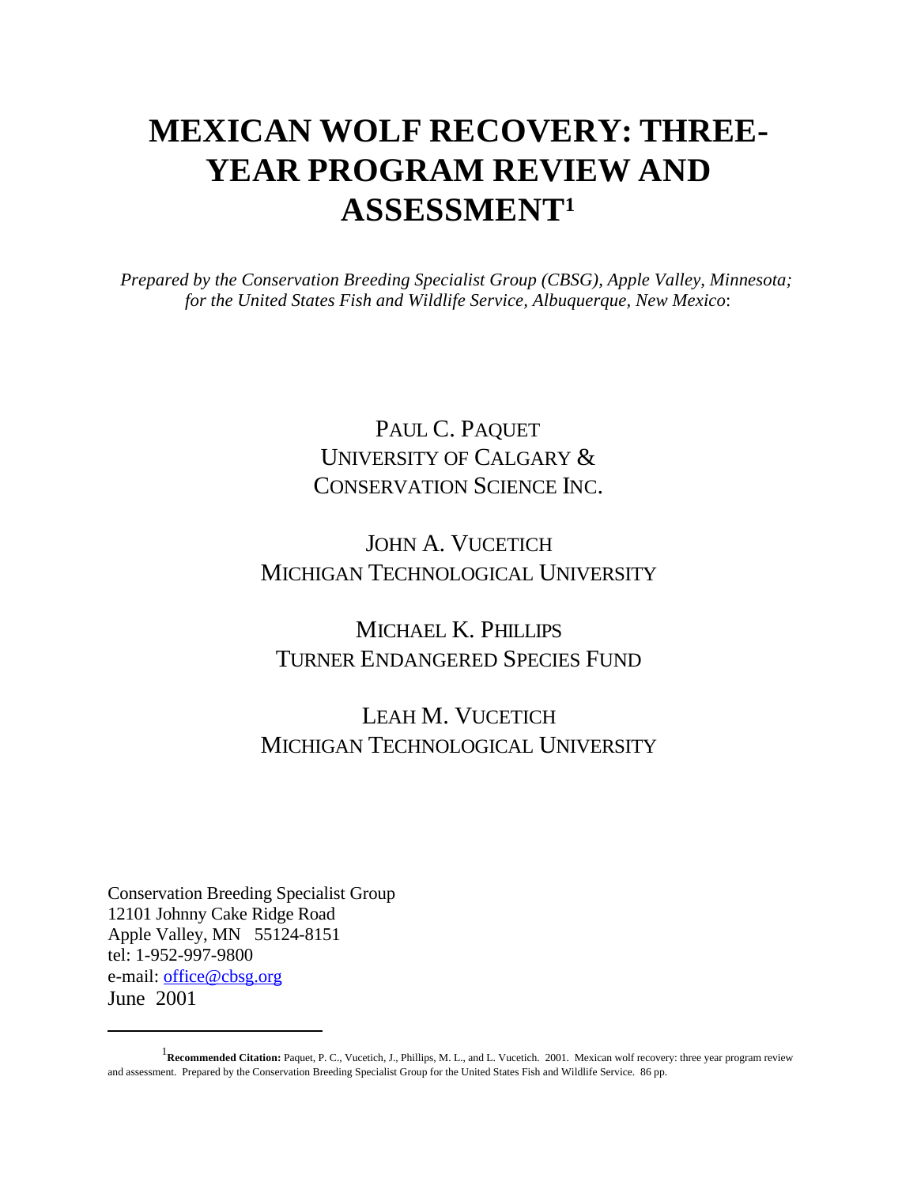# MEXICAN WOLF RECOVERY: THREE-YEAR PROGRAM REVIEW AND ASSESSMENT[1]

*Prepared by the Conservation Breeding Specialist Group (CBSG), Apple Valley, Minnesota; for the United States Fish and Wildlife Service, Albuquerque, New Mexico*:

PAUL C. PAQUET
UNIVERSITY OF CALGARY &
CONSERVATION SCIENCE INC.

JOHN A. VUCETICH
MICHIGAN TECHNOLOGICAL UNIVERSITY

MICHAEL K. PHILLIPS
TURNER ENDANGERED SPECIES FUND

LEAH M. VUCETICH
MICHIGAN TECHNOLOGICAL UNIVERSITY

Conservation Breeding Specialist Group
12101 Johnny Cake Ridge Road
Apple Valley, MN 55124-8151
tel: 1-952-997-9800
e-mail: office@cbsg.org
June 2001

---

[1] **Recommended Citation:** Paquet, P. C., Vucetich, J., Phillips, M. L., and L. Vucetich. 2001. Mexican wolf recovery: three year program review and assessment. Prepared by the Conservation Breeding Specialist Group for the United States Fish and Wildlife Service. 86 pp.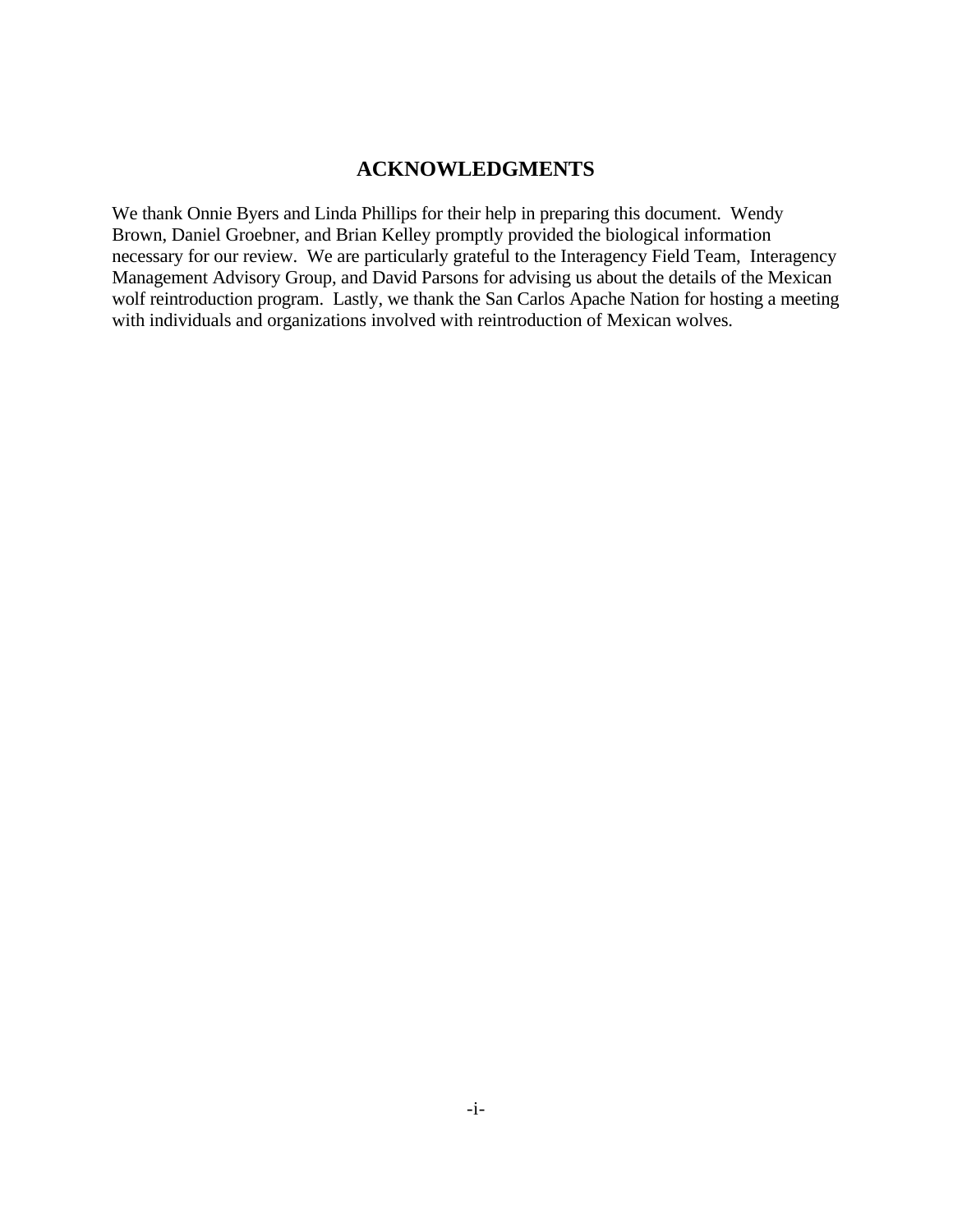# ACKNOWLEDGMENTS

We thank Onnie Byers and Linda Phillips for their help in preparing this document. Wendy Brown, Daniel Groebner, and Brian Kelley promptly provided the biological information necessary for our review. We are particularly grateful to the Interagency Field Team, Interagency Management Advisory Group, and David Parsons for advising us about the details of the Mexican wolf reintroduction program. Lastly, we thank the San Carlos Apache Nation for hosting a meeting with individuals and organizations involved with reintroduction of Mexican wolves.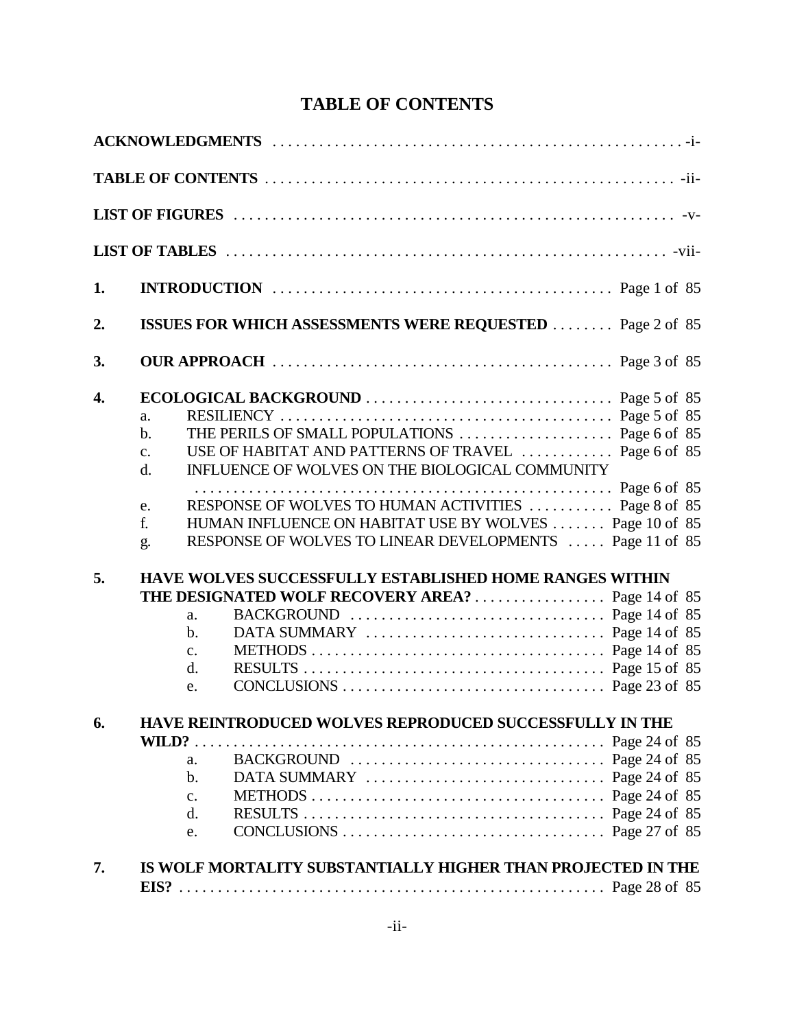# TABLE OF CONTENTS

**ACKNOWLEDGMENTS** . . . . . . . . . . . . . . . . . . . . . . . . . . . . . . . . . . . . . . . . . . . . . . . . . . . -i-

**TABLE OF CONTENTS** . . . . . . . . . . . . . . . . . . . . . . . . . . . . . . . . . . . . . . . . . . . . . . . . . -ii-

**LIST OF FIGURES** . . . . . . . . . . . . . . . . . . . . . . . . . . . . . . . . . . . . . . . . . . . . . . . . . . . . -v-

**LIST OF TABLES** . . . . . . . . . . . . . . . . . . . . . . . . . . . . . . . . . . . . . . . . . . . . . . . . . . . . -vii-

1. **INTRODUCTION** . . . . . . . . . . . . . . . . . . . . . . . . . . . . . . . . . . . . . . . . . . . Page 1 of 85

2. **ISSUES FOR WHICH ASSESSMENTS WERE REQUESTED** . . . . . . . . Page 2 of 85

3. **OUR APPROACH** . . . . . . . . . . . . . . . . . . . . . . . . . . . . . . . . . . . . . . . . . . . Page 3 of 85

4. **ECOLOGICAL BACKGROUND** . . . . . . . . . . . . . . . . . . . . . . . . . . . . . . . . Page 5 of 85
   - a. RESILIENCY . . . . . . . . . . . . . . . . . . . . . . . . . . . . . . . . . . . . . . . . . . . Page 5 of 85
   - b. THE PERILS OF SMALL POPULATIONS . . . . . . . . . . . . . . . . . . . . Page 6 of 85
   - c. USE OF HABITAT AND PATTERNS OF TRAVEL . . . . . . . . . . . . Page 6 of 85
   - d. INFLUENCE OF WOLVES ON THE BIOLOGICAL COMMUNITY . . . . . . . . . . . . . . . . . . . . . . . . . . . . . . . . . . . . . . . . . . . . . . . . . . . . . . Page 6 of 85
   - e. RESPONSE OF WOLVES TO HUMAN ACTIVITIES . . . . . . . . . . . Page 8 of 85
   - f. HUMAN INFLUENCE ON HABITAT USE BY WOLVES . . . . . . . Page 10 of 85
   - g. RESPONSE OF WOLVES TO LINEAR DEVELOPMENTS . . . . . Page 11 of 85

5. **HAVE WOLVES SUCCESSFULLY ESTABLISHED HOME RANGES WITHIN THE DESIGNATED WOLF RECOVERY AREA?** . . . . . . . . . . . . . . . . . Page 14 of 85
   - a. BACKGROUND . . . . . . . . . . . . . . . . . . . . . . . . . . . . . . . . Page 14 of 85
   - b. DATA SUMMARY . . . . . . . . . . . . . . . . . . . . . . . . . . . . . . . Page 14 of 85
   - c. METHODS . . . . . . . . . . . . . . . . . . . . . . . . . . . . . . . . . . . . . Page 14 of 85
   - d. RESULTS . . . . . . . . . . . . . . . . . . . . . . . . . . . . . . . . . . . . . . Page 15 of 85
   - e. CONCLUSIONS . . . . . . . . . . . . . . . . . . . . . . . . . . . . . . . . . Page 23 of 85

6. **HAVE REINTRODUCED WOLVES REPRODUCED SUCCESSFULLY IN THE WILD?** . . . . . . . . . . . . . . . . . . . . . . . . . . . . . . . . . . . . . . . . . . . . . . . . . . . . Page 24 of 85
   - a. BACKGROUND . . . . . . . . . . . . . . . . . . . . . . . . . . . . . . . . Page 24 of 85
   - b. DATA SUMMARY . . . . . . . . . . . . . . . . . . . . . . . . . . . . . . . Page 24 of 85
   - c. METHODS . . . . . . . . . . . . . . . . . . . . . . . . . . . . . . . . . . . . . Page 24 of 85
   - d. RESULTS . . . . . . . . . . . . . . . . . . . . . . . . . . . . . . . . . . . . . . Page 24 of 85
   - e. CONCLUSIONS . . . . . . . . . . . . . . . . . . . . . . . . . . . . . . . . . Page 27 of 85

7. **IS WOLF MORTALITY SUBSTANTIALLY HIGHER THAN PROJECTED IN THE EIS?** . . . . . . . . . . . . . . . . . . . . . . . . . . . . . . . . . . . . . . . . . . . . . . . . . . . . . . Page 28 of 85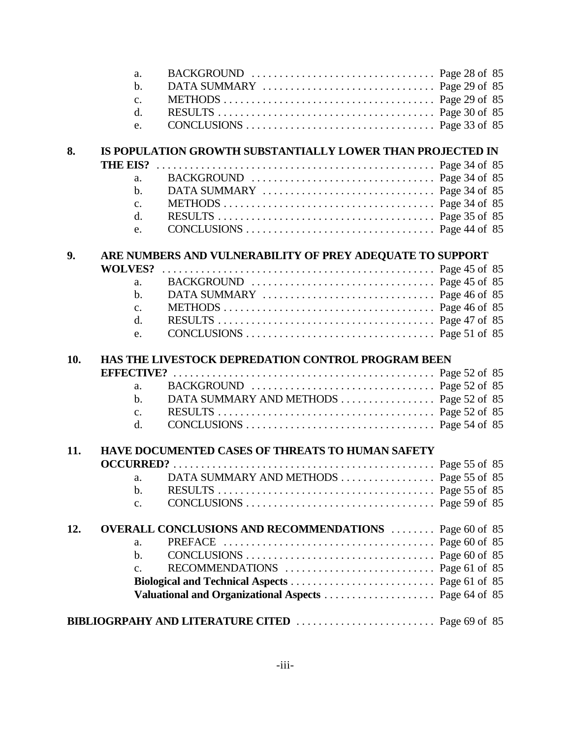a. BACKGROUND . . . . . . . . . . . . . . . . . . . . . . . . . . . . . . . . Page 28 of 85
b. DATA SUMMARY . . . . . . . . . . . . . . . . . . . . . . . . . . . . . . Page 29 of 85
c. METHODS . . . . . . . . . . . . . . . . . . . . . . . . . . . . . . . . . . . . . Page 29 of 85
d. RESULTS . . . . . . . . . . . . . . . . . . . . . . . . . . . . . . . . . . . . . Page 30 of 85
e. CONCLUSIONS . . . . . . . . . . . . . . . . . . . . . . . . . . . . . . . . Page 33 of 85

**8. IS POPULATION GROWTH SUBSTANTIALLY LOWER THAN PROJECTED IN THE EIS?** . . . . . . . . . . . . . . . . . . . . . . . . . . . . . . . . . . . . . . . . . . . . . . . . Page 34 of 85
a. BACKGROUND . . . . . . . . . . . . . . . . . . . . . . . . . . . . . . . . Page 34 of 85
b. DATA SUMMARY . . . . . . . . . . . . . . . . . . . . . . . . . . . . . . Page 34 of 85
c. METHODS . . . . . . . . . . . . . . . . . . . . . . . . . . . . . . . . . . . . . Page 34 of 85
d. RESULTS . . . . . . . . . . . . . . . . . . . . . . . . . . . . . . . . . . . . . Page 35 of 85
e. CONCLUSIONS . . . . . . . . . . . . . . . . . . . . . . . . . . . . . . . . Page 44 of 85

**9. ARE NUMBERS AND VULNERABILITY OF PREY ADEQUATE TO SUPPORT WOLVES?** . . . . . . . . . . . . . . . . . . . . . . . . . . . . . . . . . . . . . . . . . . . . . . . Page 45 of 85
a. BACKGROUND . . . . . . . . . . . . . . . . . . . . . . . . . . . . . . . . Page 45 of 85
b. DATA SUMMARY . . . . . . . . . . . . . . . . . . . . . . . . . . . . . . Page 46 of 85
c. METHODS . . . . . . . . . . . . . . . . . . . . . . . . . . . . . . . . . . . . . Page 46 of 85
d. RESULTS . . . . . . . . . . . . . . . . . . . . . . . . . . . . . . . . . . . . . Page 47 of 85
e. CONCLUSIONS . . . . . . . . . . . . . . . . . . . . . . . . . . . . . . . . Page 51 of 85

**10. HAS THE LIVESTOCK DEPREDATION CONTROL PROGRAM BEEN EFFECTIVE?** . . . . . . . . . . . . . . . . . . . . . . . . . . . . . . . . . . . . . . . . . . . . . . Page 52 of 85
a. BACKGROUND . . . . . . . . . . . . . . . . . . . . . . . . . . . . . . . . Page 52 of 85
b. DATA SUMMARY AND METHODS . . . . . . . . . . . . . . . . Page 52 of 85
c. RESULTS . . . . . . . . . . . . . . . . . . . . . . . . . . . . . . . . . . . . . Page 52 of 85
d. CONCLUSIONS . . . . . . . . . . . . . . . . . . . . . . . . . . . . . . . . Page 54 of 85

**11. HAVE DOCUMENTED CASES OF THREATS TO HUMAN SAFETY OCCURRED?** . . . . . . . . . . . . . . . . . . . . . . . . . . . . . . . . . . . . . . . . . . . . . . Page 55 of 85
a. DATA SUMMARY AND METHODS . . . . . . . . . . . . . . . . Page 55 of 85
b. RESULTS . . . . . . . . . . . . . . . . . . . . . . . . . . . . . . . . . . . . . Page 55 of 85
c. CONCLUSIONS . . . . . . . . . . . . . . . . . . . . . . . . . . . . . . . . Page 59 of 85

**12. OVERALL CONCLUSIONS AND RECOMMENDATIONS** . . . . . . . . Page 60 of 85
a. PREFACE . . . . . . . . . . . . . . . . . . . . . . . . . . . . . . . . . . . . . Page 60 of 85
b. CONCLUSIONS . . . . . . . . . . . . . . . . . . . . . . . . . . . . . . . . Page 60 of 85
c. RECOMMENDATIONS . . . . . . . . . . . . . . . . . . . . . . . . . . Page 61 of 85
**Biological and Technical Aspects** . . . . . . . . . . . . . . . . . . . . . . . . . Page 61 of 85
**Valuational and Organizational Aspects** . . . . . . . . . . . . . . . . . . . Page 64 of 85

**BIBLIOGRPAHY AND LITERATURE CITED** . . . . . . . . . . . . . . . . . . . . . . . . Page 69 of 85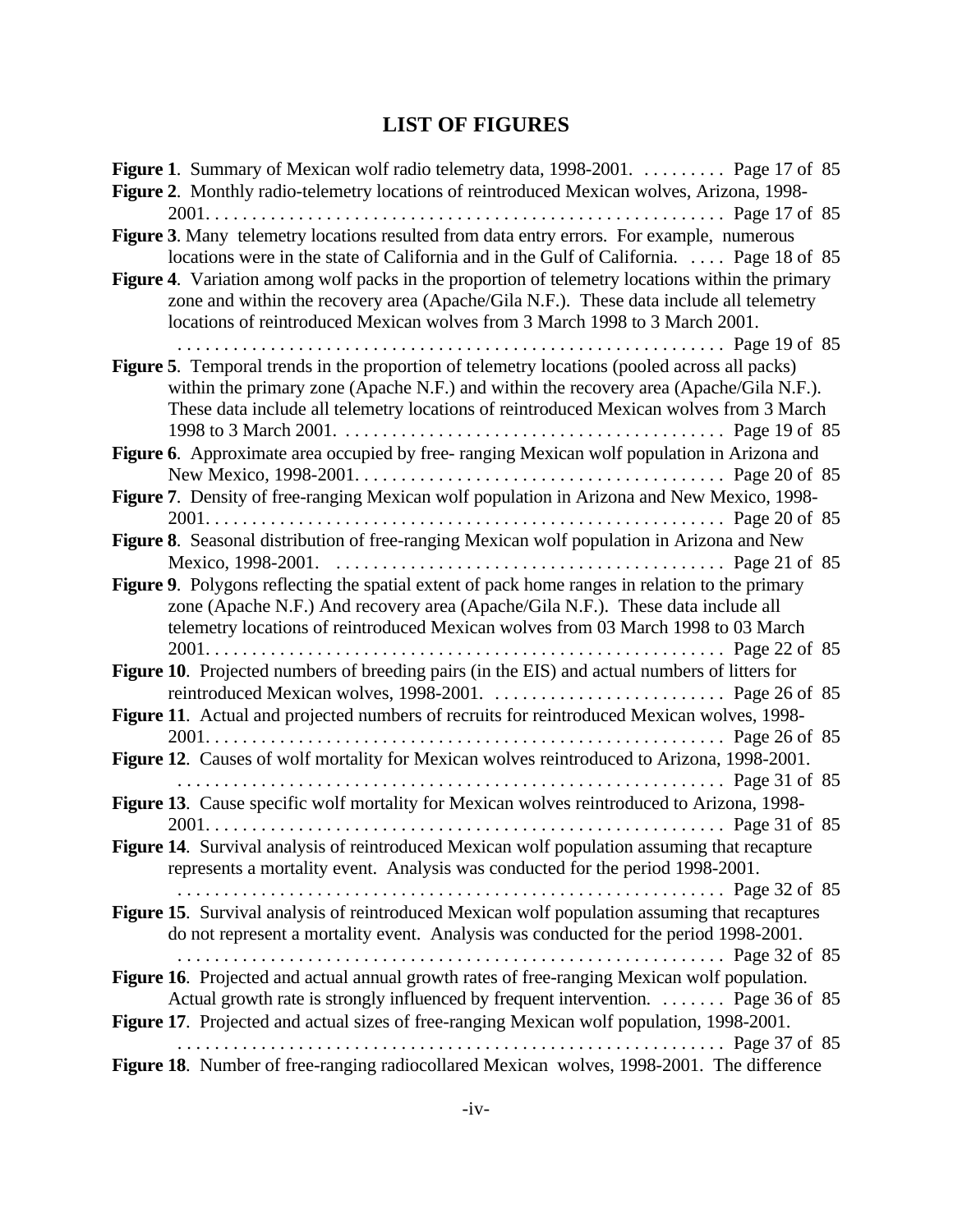## LIST OF FIGURES

**Figure 1**. Summary of Mexican wolf radio telemetry data, 1998-2001. . . . . . . . . . Page 17 of 85

**Figure 2**. Monthly radio-telemetry locations of reintroduced Mexican wolves, Arizona, 1998-2001. . . . . . . . . . . . . . . . . . . . . . . . . . . . . . . . . . . . . . . . . . . . . . . . . . . . . . . Page 17 of 85

**Figure 3**. Many telemetry locations resulted from data entry errors. For example, numerous locations were in the state of California and in the Gulf of California. . . . . Page 18 of 85

**Figure 4**. Variation among wolf packs in the proportion of telemetry locations within the primary zone and within the recovery area (Apache/Gila N.F.). These data include all telemetry locations of reintroduced Mexican wolves from 3 March 1998 to 3 March 2001. . . . . . . . . . . . . . . . . . . . . . . . . . . . . . . . . . . . . . . . . . . . . . . . . . . . . . . . . . Page 19 of 85

**Figure 5**. Temporal trends in the proportion of telemetry locations (pooled across all packs) within the primary zone (Apache N.F.) and within the recovery area (Apache/Gila N.F.). These data include all telemetry locations of reintroduced Mexican wolves from 3 March 1998 to 3 March 2001. . . . . . . . . . . . . . . . . . . . . . . . . . . . . . . . . . . . . . . . . Page 19 of 85

**Figure 6**. Approximate area occupied by free- ranging Mexican wolf population in Arizona and New Mexico, 1998-2001. . . . . . . . . . . . . . . . . . . . . . . . . . . . . . . . . . . . . . . . Page 20 of 85

**Figure 7**. Density of free-ranging Mexican wolf population in Arizona and New Mexico, 1998-2001. . . . . . . . . . . . . . . . . . . . . . . . . . . . . . . . . . . . . . . . . . . . . . . . . . . . . . . Page 20 of 85

**Figure 8**. Seasonal distribution of free-ranging Mexican wolf population in Arizona and New Mexico, 1998-2001. . . . . . . . . . . . . . . . . . . . . . . . . . . . . . . . . . . . . . . . . . Page 21 of 85

**Figure 9**. Polygons reflecting the spatial extent of pack home ranges in relation to the primary zone (Apache N.F.) And recovery area (Apache/Gila N.F.). These data include all telemetry locations of reintroduced Mexican wolves from 03 March 1998 to 03 March 2001. . . . . . . . . . . . . . . . . . . . . . . . . . . . . . . . . . . . . . . . . . . . . . . . . . . . . . . Page 22 of 85

**Figure 10**. Projected numbers of breeding pairs (in the EIS) and actual numbers of litters for reintroduced Mexican wolves, 1998-2001. . . . . . . . . . . . . . . . . . . . . . . . . . Page 26 of 85

**Figure 11**. Actual and projected numbers of recruits for reintroduced Mexican wolves, 1998-2001. . . . . . . . . . . . . . . . . . . . . . . . . . . . . . . . . . . . . . . . . . . . . . . . . . . . . . . Page 26 of 85

**Figure 12**. Causes of wolf mortality for Mexican wolves reintroduced to Arizona, 1998-2001. . . . . . . . . . . . . . . . . . . . . . . . . . . . . . . . . . . . . . . . . . . . . . . . . . . . . . . . . . Page 31 of 85

**Figure 13**. Cause specific wolf mortality for Mexican wolves reintroduced to Arizona, 1998-2001. . . . . . . . . . . . . . . . . . . . . . . . . . . . . . . . . . . . . . . . . . . . . . . . . . . . . . . Page 31 of 85

**Figure 14**. Survival analysis of reintroduced Mexican wolf population assuming that recapture represents a mortality event. Analysis was conducted for the period 1998-2001. . . . . . . . . . . . . . . . . . . . . . . . . . . . . . . . . . . . . . . . . . . . . . . . . . . . . . . . . . Page 32 of 85

**Figure 15**. Survival analysis of reintroduced Mexican wolf population assuming that recaptures do not represent a mortality event. Analysis was conducted for the period 1998-2001. . . . . . . . . . . . . . . . . . . . . . . . . . . . . . . . . . . . . . . . . . . . . . . . . . . . . . . . . . Page 32 of 85

**Figure 16**. Projected and actual annual growth rates of free-ranging Mexican wolf population. Actual growth rate is strongly influenced by frequent intervention. . . . . . . Page 36 of 85

**Figure 17**. Projected and actual sizes of free-ranging Mexican wolf population, 1998-2001. . . . . . . . . . . . . . . . . . . . . . . . . . . . . . . . . . . . . . . . . . . . . . . . . . . . . . . . . . Page 37 of 85

**Figure 18**. Number of free-ranging radiocollared Mexican wolves, 1998-2001. The difference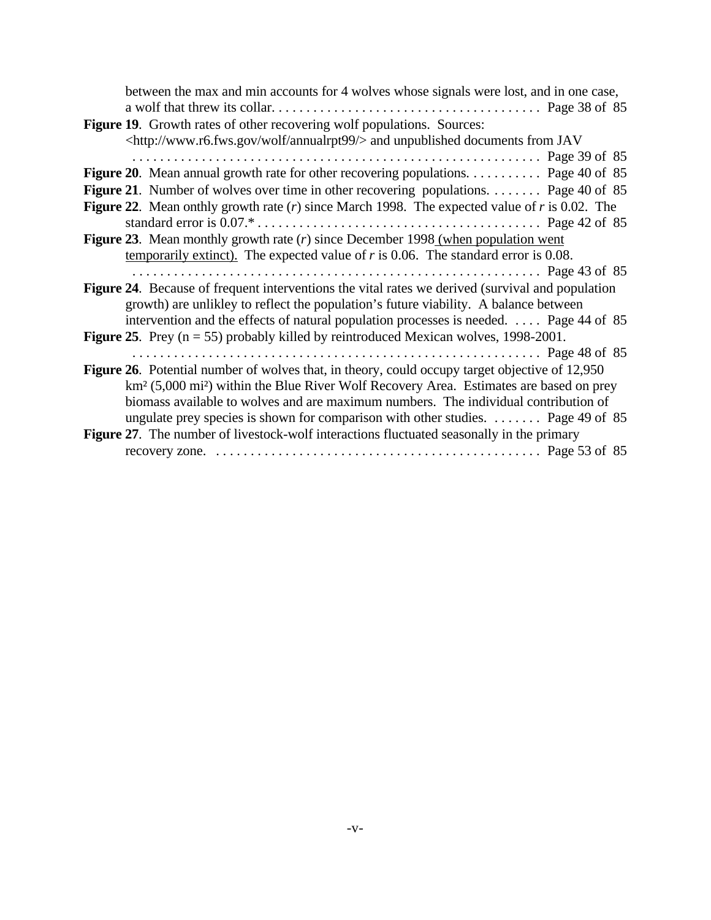between the max and min accounts for 4 wolves whose signals were lost, and in one case, a wolf that threw its collar. . . . . . . . . . . . . . . . . . . . . . . . . . . . . . . . . . . . . . Page 38 of 85

**Figure 19**. Growth rates of other recovering wolf populations. Sources: <http://www.r6.fws.gov/wolf/annualrpt99/> and unpublished documents from JAV . . . . . . . . . . . . . . . . . . . . . . . . . . . . . . . . . . . . . . . . . . . . . . . . . . . . . . . . . . . Page 39 of 85

**Figure 20**. Mean annual growth rate for other recovering populations. . . . . . . . . . . Page 40 of 85

**Figure 21**. Number of wolves over time in other recovering populations. . . . . . . . Page 40 of 85

**Figure 22**. Mean onthly growth rate (*r*) since March 1998. The expected value of *r* is 0.02. The standard error is 0.07.* . . . . . . . . . . . . . . . . . . . . . . . . . . . . . . . . . . . . . . . . . Page 42 of 85

**Figure 23**. Mean monthly growth rate (*r*) since December 1998 <u>(when population went temporarily extinct).</u> The expected value of *r* is 0.06. The standard error is 0.08. . . . . . . . . . . . . . . . . . . . . . . . . . . . . . . . . . . . . . . . . . . . . . . . . . . . . . . . . . . . Page 43 of 85

**Figure 24**. Because of frequent interventions the vital rates we derived (survival and population growth) are unlikley to reflect the population's future viability. A balance between intervention and the effects of natural population processes is needed. . . . . Page 44 of 85

**Figure 25**. Prey (n = 55) probably killed by reintroduced Mexican wolves, 1998-2001. . . . . . . . . . . . . . . . . . . . . . . . . . . . . . . . . . . . . . . . . . . . . . . . . . . . . . . . . . . . Page 48 of 85

**Figure 26**. Potential number of wolves that, in theory, could occupy target objective of 12,950 km² (5,000 mi²) within the Blue River Wolf Recovery Area. Estimates are based on prey biomass available to wolves and are maximum numbers. The individual contribution of ungulate prey species is shown for comparison with other studies. . . . . . . . Page 49 of 85

**Figure 27**. The number of livestock-wolf interactions fluctuated seasonally in the primary recovery zone. . . . . . . . . . . . . . . . . . . . . . . . . . . . . . . . . . . . . . . . . . . . . . . Page 53 of 85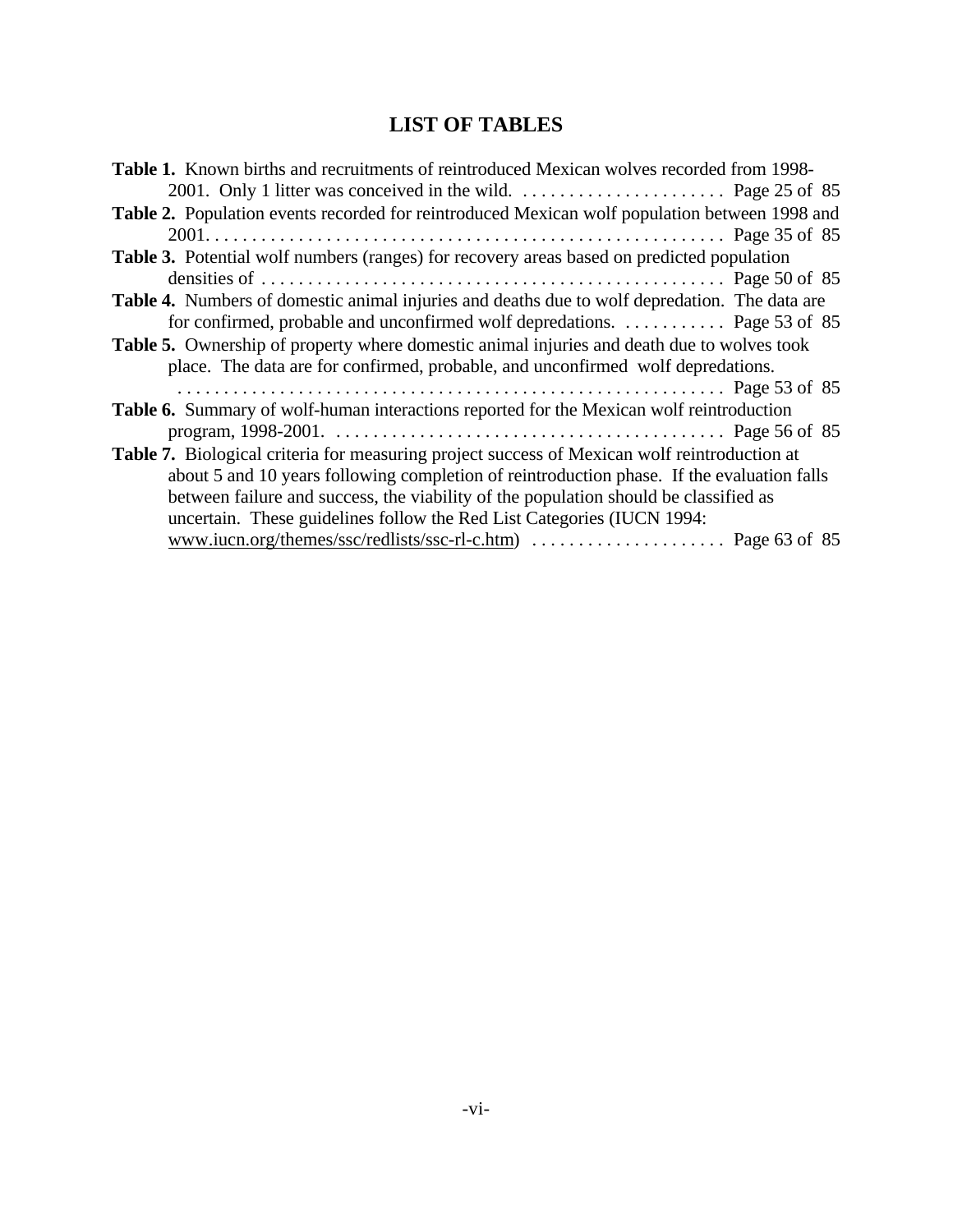# LIST OF TABLES

**Table 1.** Known births and recruitments of reintroduced Mexican wolves recorded from 1998-2001. Only 1 litter was conceived in the wild. . . . . . . . . . . . . . . . . . . . . . . Page 25 of 85

**Table 2.** Population events recorded for reintroduced Mexican wolf population between 1998 and 2001. . . . . . . . . . . . . . . . . . . . . . . . . . . . . . . . . . . . . . . . . . . . . . . . . . . . . . . Page 35 of 85

**Table 3.** Potential wolf numbers (ranges) for recovery areas based on predicted population densities of . . . . . . . . . . . . . . . . . . . . . . . . . . . . . . . . . . . . . . . . . . . . . . . . . Page 50 of 85

**Table 4.** Numbers of domestic animal injuries and deaths due to wolf depredation. The data are for confirmed, probable and unconfirmed wolf depredations. . . . . . . . . . . . Page 53 of 85

**Table 5.** Ownership of property where domestic animal injuries and death due to wolves took place. The data are for confirmed, probable, and unconfirmed wolf depredations. . . . . . . . . . . . . . . . . . . . . . . . . . . . . . . . . . . . . . . . . . . . . . . . . . . . . . . . . Page 53 of 85

**Table 6.** Summary of wolf-human interactions reported for the Mexican wolf reintroduction program, 1998-2001. . . . . . . . . . . . . . . . . . . . . . . . . . . . . . . . . . . . . . . . . . Page 56 of 85

**Table 7.** Biological criteria for measuring project success of Mexican wolf reintroduction at about 5 and 10 years following completion of reintroduction phase. If the evaluation falls between failure and success, the viability of the population should be classified as uncertain. These guidelines follow the Red List Categories (IUCN 1994: www.iucn.org/themes/ssc/redlists/ssc-rl-c.htm) . . . . . . . . . . . . . . . . . . . . . Page 63 of 85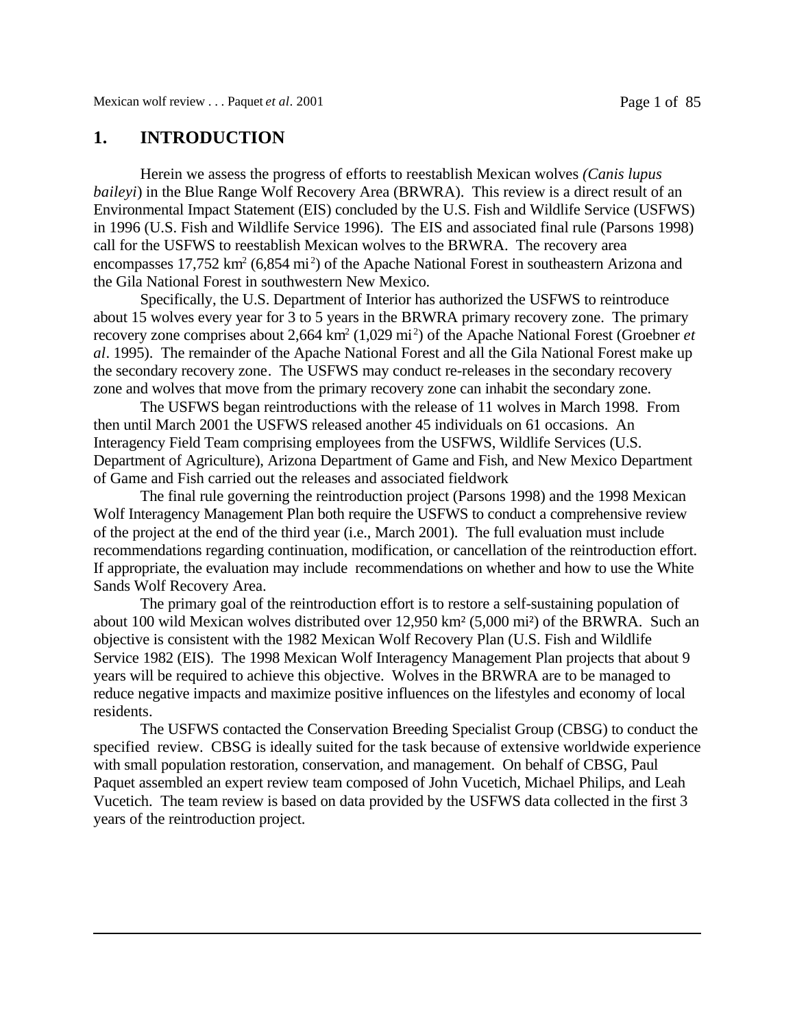# 1. INTRODUCTION

Herein we assess the progress of efforts to reestablish Mexican wolves *(Canis lupus baileyi*) in the Blue Range Wolf Recovery Area (BRWRA). This review is a direct result of an Environmental Impact Statement (EIS) concluded by the U.S. Fish and Wildlife Service (USFWS) in 1996 (U.S. Fish and Wildlife Service 1996). The EIS and associated final rule (Parsons 1998) call for the USFWS to reestablish Mexican wolves to the BRWRA. The recovery area encompasses 17,752 $km^2$ (6,854 $mi^2$) of the Apache National Forest in southeastern Arizona and the Gila National Forest in southwestern New Mexico.

Specifically, the U.S. Department of Interior has authorized the USFWS to reintroduce about 15 wolves every year for 3 to 5 years in the BRWRA primary recovery zone. The primary recovery zone comprises about 2,664 $km^2$ (1,029 $mi^2$) of the Apache National Forest (Groebner *et al*. 1995). The remainder of the Apache National Forest and all the Gila National Forest make up the secondary recovery zone. The USFWS may conduct re-releases in the secondary recovery zone and wolves that move from the primary recovery zone can inhabit the secondary zone.

The USFWS began reintroductions with the release of 11 wolves in March 1998. From then until March 2001 the USFWS released another 45 individuals on 61 occasions. An Interagency Field Team comprising employees from the USFWS, Wildlife Services (U.S. Department of Agriculture), Arizona Department of Game and Fish, and New Mexico Department of Game and Fish carried out the releases and associated fieldwork

The final rule governing the reintroduction project (Parsons 1998) and the 1998 Mexican Wolf Interagency Management Plan both require the USFWS to conduct a comprehensive review of the project at the end of the third year (i.e., March 2001). The full evaluation must include recommendations regarding continuation, modification, or cancellation of the reintroduction effort. If appropriate, the evaluation may include recommendations on whether and how to use the White Sands Wolf Recovery Area.

The primary goal of the reintroduction effort is to restore a self-sustaining population of about 100 wild Mexican wolves distributed over 12,950 $km^2$ (5,000 $mi^2$) of the BRWRA. Such an objective is consistent with the 1982 Mexican Wolf Recovery Plan (U.S. Fish and Wildlife Service 1982 (EIS). The 1998 Mexican Wolf Interagency Management Plan projects that about 9 years will be required to achieve this objective. Wolves in the BRWRA are to be managed to reduce negative impacts and maximize positive influences on the lifestyles and economy of local residents.

The USFWS contacted the Conservation Breeding Specialist Group (CBSG) to conduct the specified review. CBSG is ideally suited for the task because of extensive worldwide experience with small population restoration, conservation, and management. On behalf of CBSG, Paul Paquet assembled an expert review team composed of John Vucetich, Michael Philips, and Leah Vucetich. The team review is based on data provided by the USFWS data collected in the first 3 years of the reintroduction project.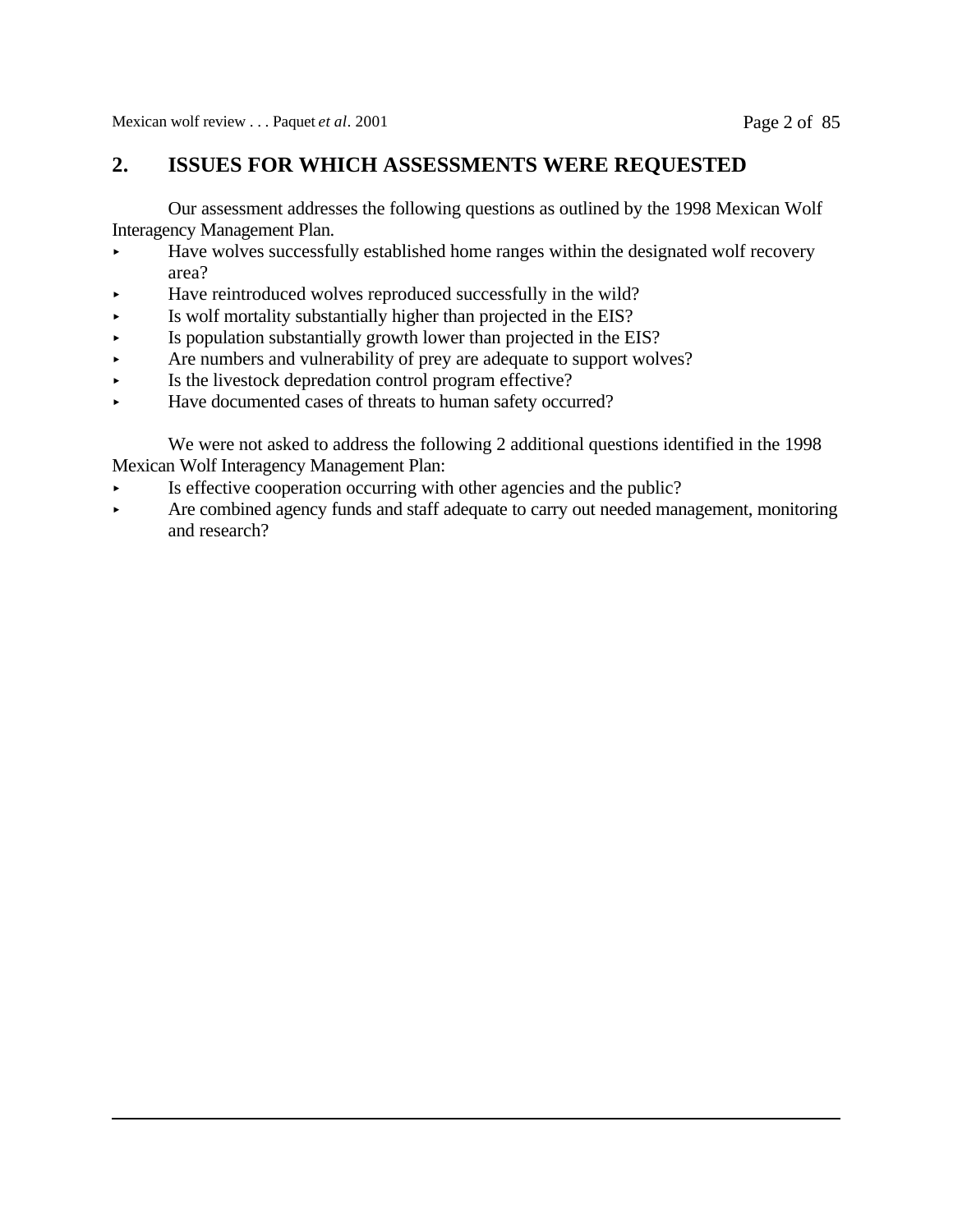## 2. ISSUES FOR WHICH ASSESSMENTS WERE REQUESTED

Our assessment addresses the following questions as outlined by the 1998 Mexican Wolf Interagency Management Plan.

- Have wolves successfully established home ranges within the designated wolf recovery area?
- Have reintroduced wolves reproduced successfully in the wild?
- Is wolf mortality substantially higher than projected in the EIS?
- Is population substantially growth lower than projected in the EIS?
- Are numbers and vulnerability of prey are adequate to support wolves?
- Is the livestock depredation control program effective?
- Have documented cases of threats to human safety occurred?

We were not asked to address the following 2 additional questions identified in the 1998 Mexican Wolf Interagency Management Plan:

- Is effective cooperation occurring with other agencies and the public?
- Are combined agency funds and staff adequate to carry out needed management, monitoring and research?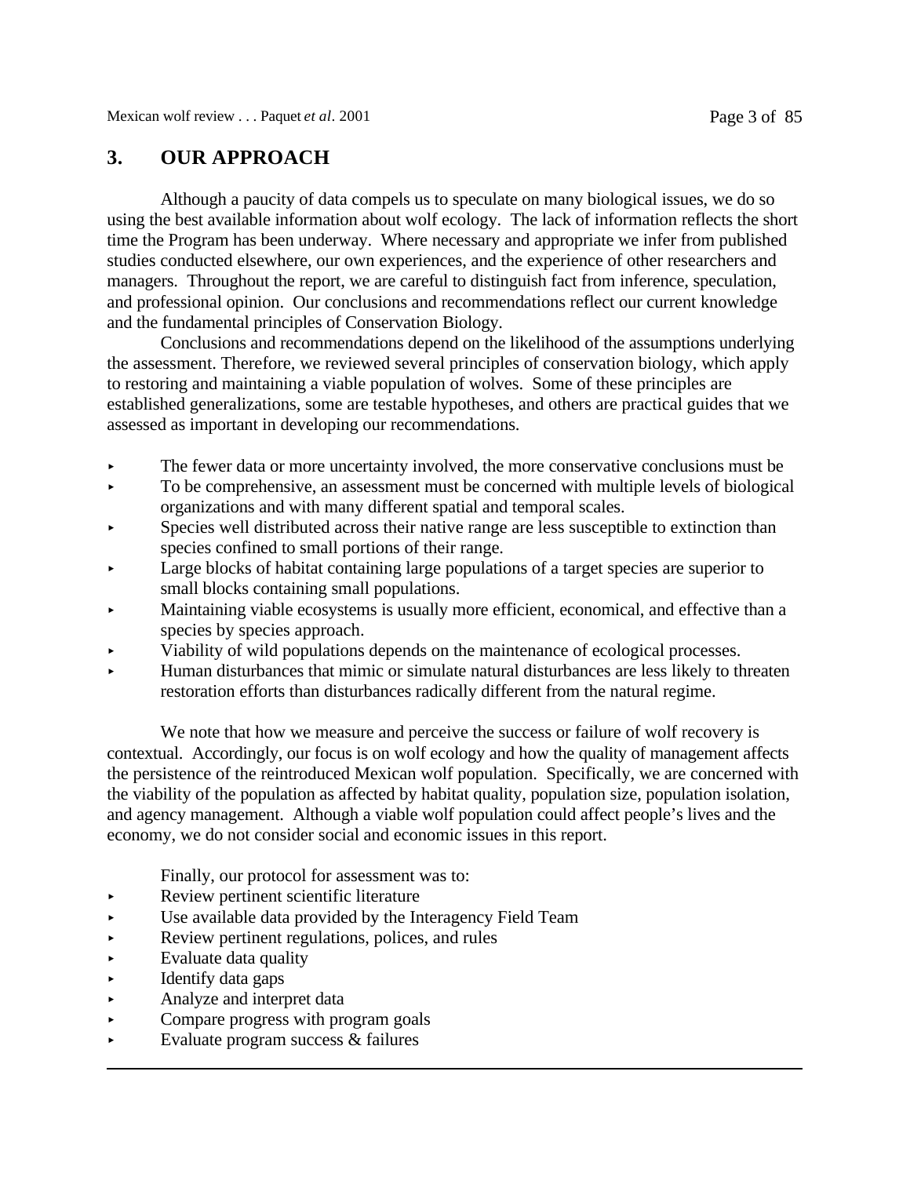## 3. OUR APPROACH

Although a paucity of data compels us to speculate on many biological issues, we do so using the best available information about wolf ecology. The lack of information reflects the short time the Program has been underway. Where necessary and appropriate we infer from published studies conducted elsewhere, our own experiences, and the experience of other researchers and managers. Throughout the report, we are careful to distinguish fact from inference, speculation, and professional opinion. Our conclusions and recommendations reflect our current knowledge and the fundamental principles of Conservation Biology.

Conclusions and recommendations depend on the likelihood of the assumptions underlying the assessment. Therefore, we reviewed several principles of conservation biology, which apply to restoring and maintaining a viable population of wolves. Some of these principles are established generalizations, some are testable hypotheses, and others are practical guides that we assessed as important in developing our recommendations.

- The fewer data or more uncertainty involved, the more conservative conclusions must be
- To be comprehensive, an assessment must be concerned with multiple levels of biological organizations and with many different spatial and temporal scales.
- Species well distributed across their native range are less susceptible to extinction than species confined to small portions of their range.
- Large blocks of habitat containing large populations of a target species are superior to small blocks containing small populations.
- Maintaining viable ecosystems is usually more efficient, economical, and effective than a species by species approach.
- Viability of wild populations depends on the maintenance of ecological processes.
- Human disturbances that mimic or simulate natural disturbances are less likely to threaten restoration efforts than disturbances radically different from the natural regime.

We note that how we measure and perceive the success or failure of wolf recovery is contextual. Accordingly, our focus is on wolf ecology and how the quality of management affects the persistence of the reintroduced Mexican wolf population. Specifically, we are concerned with the viability of the population as affected by habitat quality, population size, population isolation, and agency management. Although a viable wolf population could affect people's lives and the economy, we do not consider social and economic issues in this report.

Finally, our protocol for assessment was to:

- Review pertinent scientific literature
- Use available data provided by the Interagency Field Team
- Review pertinent regulations, polices, and rules
- Evaluate data quality
- Identify data gaps
- Analyze and interpret data
- Compare progress with program goals
- Evaluate program success & failures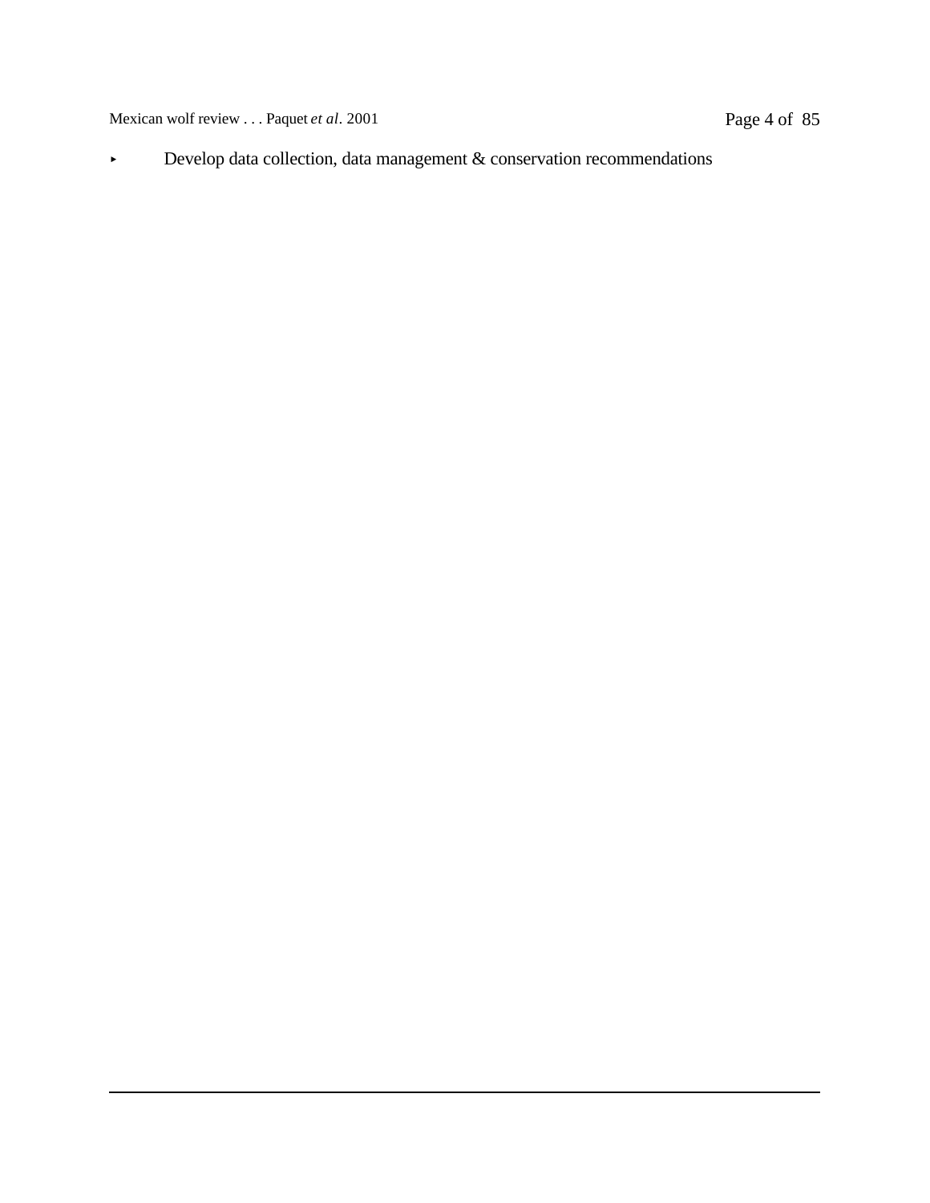- Develop data collection, data management & conservation recommendations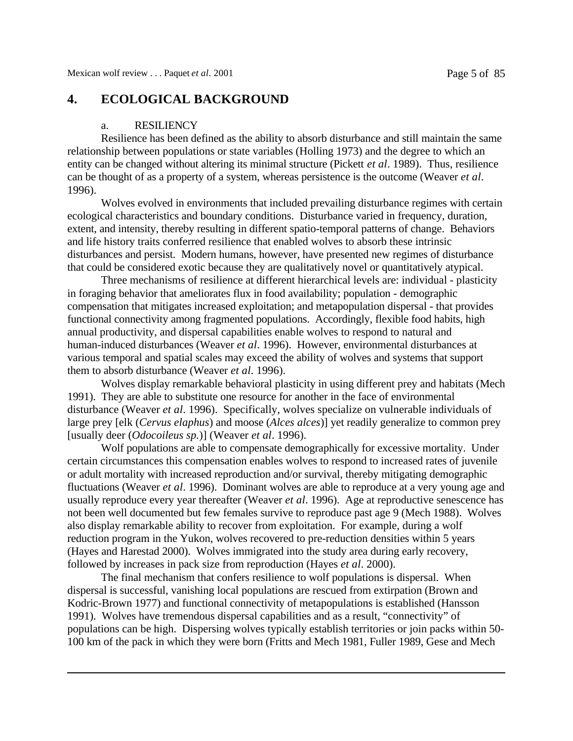## 4. ECOLOGICAL BACKGROUND

### a. RESILIENCY

Resilience has been defined as the ability to absorb disturbance and still maintain the same relationship between populations or state variables (Holling 1973) and the degree to which an entity can be changed without altering its minimal structure (Pickett *et al*. 1989). Thus, resilience can be thought of as a property of a system, whereas persistence is the outcome (Weaver *et al*. 1996).

Wolves evolved in environments that included prevailing disturbance regimes with certain ecological characteristics and boundary conditions. Disturbance varied in frequency, duration, extent, and intensity, thereby resulting in different spatio-temporal patterns of change. Behaviors and life history traits conferred resilience that enabled wolves to absorb these intrinsic disturbances and persist. Modern humans, however, have presented new regimes of disturbance that could be considered exotic because they are qualitatively novel or quantitatively atypical.

Three mechanisms of resilience at different hierarchical levels are: individual - plasticity in foraging behavior that ameliorates flux in food availability; population - demographic compensation that mitigates increased exploitation; and metapopulation dispersal - that provides functional connectivity among fragmented populations. Accordingly, flexible food habits, high annual productivity, and dispersal capabilities enable wolves to respond to natural and human-induced disturbances (Weaver *et al*. 1996). However, environmental disturbances at various temporal and spatial scales may exceed the ability of wolves and systems that support them to absorb disturbance (Weaver *et al*. 1996).

Wolves display remarkable behavioral plasticity in using different prey and habitats (Mech 1991). They are able to substitute one resource for another in the face of environmental disturbance (Weaver *et al*. 1996). Specifically, wolves specialize on vulnerable individuals of large prey [elk (*Cervus elaphus*) and moose (*Alces alces*)] yet readily generalize to common prey [usually deer (*Odocoileus sp.*)] (Weaver *et al*. 1996).

Wolf populations are able to compensate demographically for excessive mortality. Under certain circumstances this compensation enables wolves to respond to increased rates of juvenile or adult mortality with increased reproduction and/or survival, thereby mitigating demographic fluctuations (Weaver *et al*. 1996). Dominant wolves are able to reproduce at a very young age and usually reproduce every year thereafter (Weaver *et al*. 1996). Age at reproductive senescence has not been well documented but few females survive to reproduce past age 9 (Mech 1988). Wolves also display remarkable ability to recover from exploitation. For example, during a wolf reduction program in the Yukon, wolves recovered to pre-reduction densities within 5 years (Hayes and Harestad 2000). Wolves immigrated into the study area during early recovery, followed by increases in pack size from reproduction (Hayes *et al*. 2000).

The final mechanism that confers resilience to wolf populations is dispersal. When dispersal is successful, vanishing local populations are rescued from extirpation (Brown and Kodric-Brown 1977) and functional connectivity of metapopulations is established (Hansson 1991). Wolves have tremendous dispersal capabilities and as a result, "connectivity" of populations can be high. Dispersing wolves typically establish territories or join packs within 50-100 km of the pack in which they were born (Fritts and Mech 1981, Fuller 1989, Gese and Mech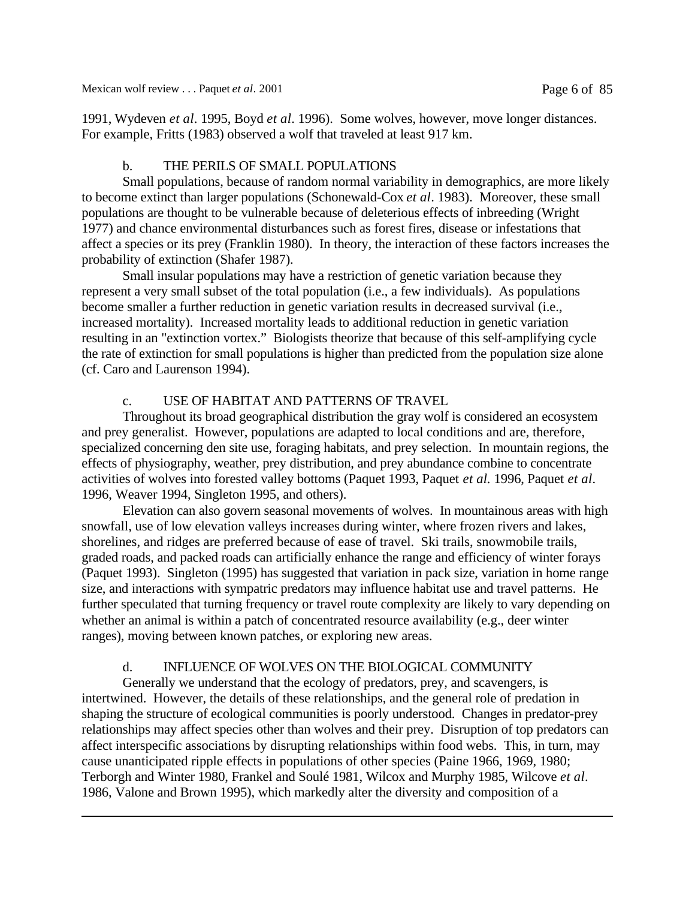1991, Wydeven *et al*. 1995, Boyd *et al*. 1996). Some wolves, however, move longer distances. For example, Fritts (1983) observed a wolf that traveled at least 917 km.

### b. THE PERILS OF SMALL POPULATIONS

Small populations, because of random normal variability in demographics, are more likely to become extinct than larger populations (Schonewald-Cox *et al*. 1983). Moreover, these small populations are thought to be vulnerable because of deleterious effects of inbreeding (Wright 1977) and chance environmental disturbances such as forest fires, disease or infestations that affect a species or its prey (Franklin 1980). In theory, the interaction of these factors increases the probability of extinction (Shafer 1987).

Small insular populations may have a restriction of genetic variation because they represent a very small subset of the total population (i.e., a few individuals). As populations become smaller a further reduction in genetic variation results in decreased survival (i.e., increased mortality). Increased mortality leads to additional reduction in genetic variation resulting in an "extinction vortex." Biologists theorize that because of this self-amplifying cycle the rate of extinction for small populations is higher than predicted from the population size alone (cf. Caro and Laurenson 1994).

### c. USE OF HABITAT AND PATTERNS OF TRAVEL

Throughout its broad geographical distribution the gray wolf is considered an ecosystem and prey generalist. However, populations are adapted to local conditions and are, therefore, specialized concerning den site use, foraging habitats, and prey selection. In mountain regions, the effects of physiography, weather, prey distribution, and prey abundance combine to concentrate activities of wolves into forested valley bottoms (Paquet 1993, Paquet *et al.* 1996, Paquet *et al*. 1996, Weaver 1994, Singleton 1995, and others).

Elevation can also govern seasonal movements of wolves. In mountainous areas with high snowfall, use of low elevation valleys increases during winter, where frozen rivers and lakes, shorelines, and ridges are preferred because of ease of travel. Ski trails, snowmobile trails, graded roads, and packed roads can artificially enhance the range and efficiency of winter forays (Paquet 1993). Singleton (1995) has suggested that variation in pack size, variation in home range size, and interactions with sympatric predators may influence habitat use and travel patterns. He further speculated that turning frequency or travel route complexity are likely to vary depending on whether an animal is within a patch of concentrated resource availability (e.g., deer winter ranges), moving between known patches, or exploring new areas.

### d. INFLUENCE OF WOLVES ON THE BIOLOGICAL COMMUNITY

Generally we understand that the ecology of predators, prey, and scavengers, is intertwined. However, the details of these relationships, and the general role of predation in shaping the structure of ecological communities is poorly understood. Changes in predator-prey relationships may affect species other than wolves and their prey. Disruption of top predators can affect interspecific associations by disrupting relationships within food webs. This, in turn, may cause unanticipated ripple effects in populations of other species (Paine 1966, 1969, 1980; Terborgh and Winter 1980, Frankel and Soulé 1981, Wilcox and Murphy 1985, Wilcove *et al*. 1986, Valone and Brown 1995), which markedly alter the diversity and composition of a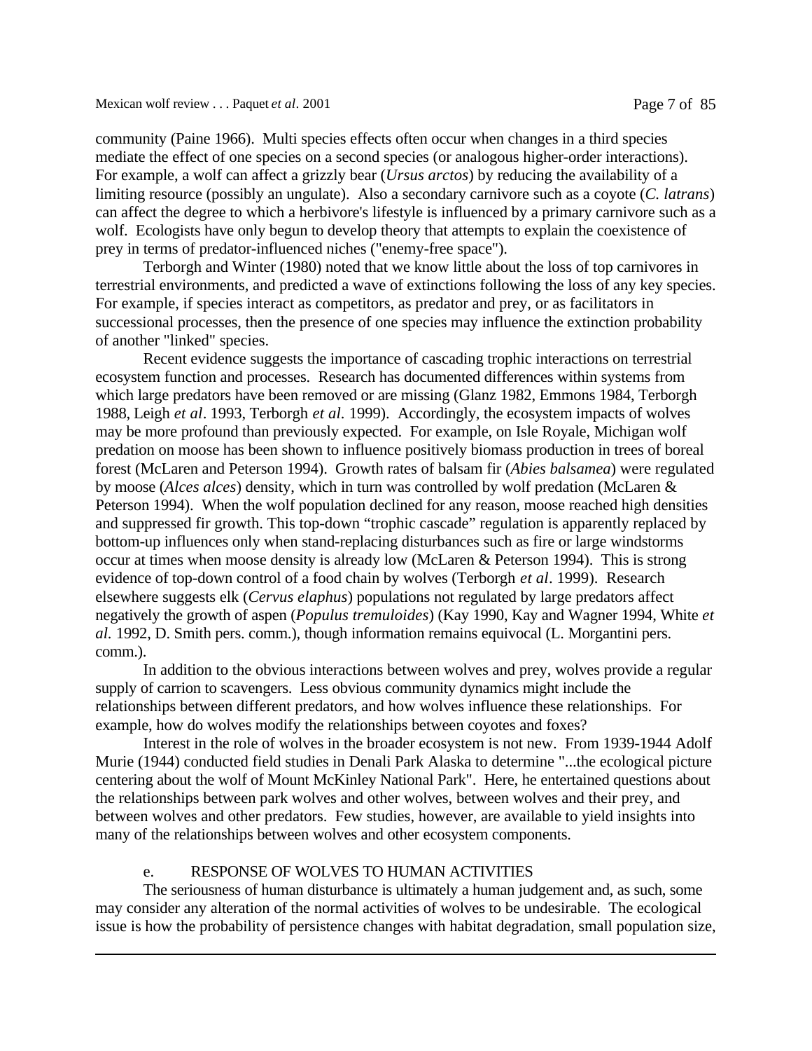community (Paine 1966). Multi species effects often occur when changes in a third species mediate the effect of one species on a second species (or analogous higher-order interactions). For example, a wolf can affect a grizzly bear (*Ursus arctos*) by reducing the availability of a limiting resource (possibly an ungulate). Also a secondary carnivore such as a coyote (*C. latrans*) can affect the degree to which a herbivore's lifestyle is influenced by a primary carnivore such as a wolf. Ecologists have only begun to develop theory that attempts to explain the coexistence of prey in terms of predator-influenced niches ("enemy-free space").

Terborgh and Winter (1980) noted that we know little about the loss of top carnivores in terrestrial environments, and predicted a wave of extinctions following the loss of any key species. For example, if species interact as competitors, as predator and prey, or as facilitators in successional processes, then the presence of one species may influence the extinction probability of another "linked" species.

Recent evidence suggests the importance of cascading trophic interactions on terrestrial ecosystem function and processes. Research has documented differences within systems from which large predators have been removed or are missing (Glanz 1982, Emmons 1984, Terborgh 1988, Leigh *et al*. 1993, Terborgh *et al*. 1999). Accordingly, the ecosystem impacts of wolves may be more profound than previously expected. For example, on Isle Royale, Michigan wolf predation on moose has been shown to influence positively biomass production in trees of boreal forest (McLaren and Peterson 1994). Growth rates of balsam fir (*Abies balsamea*) were regulated by moose (*Alces alces*) density, which in turn was controlled by wolf predation (McLaren & Peterson 1994). When the wolf population declined for any reason, moose reached high densities and suppressed fir growth. This top-down "trophic cascade" regulation is apparently replaced by bottom-up influences only when stand-replacing disturbances such as fire or large windstorms occur at times when moose density is already low (McLaren & Peterson 1994). This is strong evidence of top-down control of a food chain by wolves (Terborgh *et al*. 1999). Research elsewhere suggests elk (*Cervus elaphus*) populations not regulated by large predators affect negatively the growth of aspen (*Populus tremuloides*) (Kay 1990, Kay and Wagner 1994, White *et al.* 1992, D. Smith pers. comm.), though information remains equivocal (L. Morgantini pers. comm.).

In addition to the obvious interactions between wolves and prey, wolves provide a regular supply of carrion to scavengers. Less obvious community dynamics might include the relationships between different predators, and how wolves influence these relationships. For example, how do wolves modify the relationships between coyotes and foxes?

Interest in the role of wolves in the broader ecosystem is not new. From 1939-1944 Adolf Murie (1944) conducted field studies in Denali Park Alaska to determine "...the ecological picture centering about the wolf of Mount McKinley National Park". Here, he entertained questions about the relationships between park wolves and other wolves, between wolves and their prey, and between wolves and other predators. Few studies, however, are available to yield insights into many of the relationships between wolves and other ecosystem components.

### e. RESPONSE OF WOLVES TO HUMAN ACTIVITIES

The seriousness of human disturbance is ultimately a human judgement and, as such, some may consider any alteration of the normal activities of wolves to be undesirable. The ecological issue is how the probability of persistence changes with habitat degradation, small population size,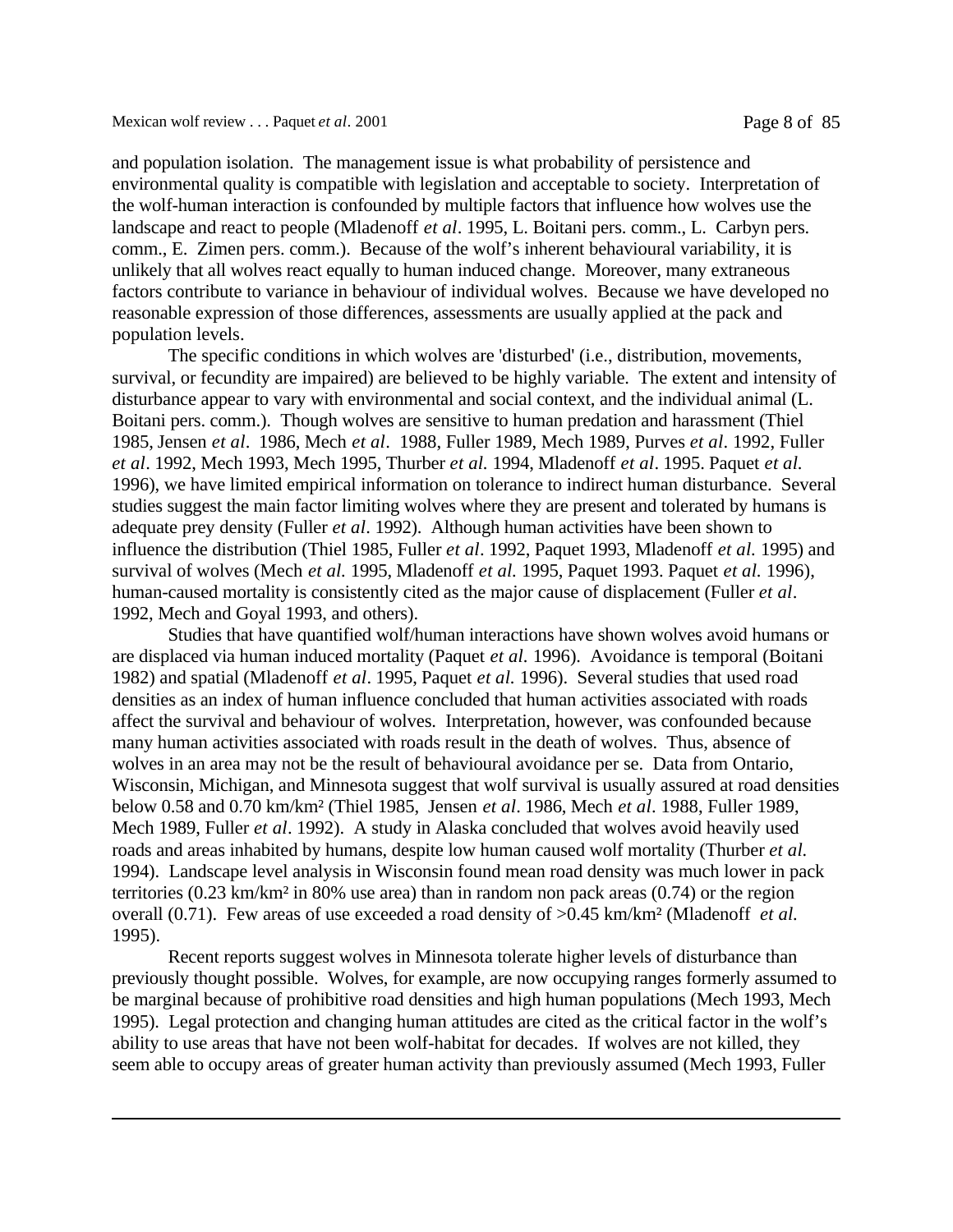and population isolation. The management issue is what probability of persistence and environmental quality is compatible with legislation and acceptable to society. Interpretation of the wolf-human interaction is confounded by multiple factors that influence how wolves use the landscape and react to people (Mladenoff *et al*. 1995, L. Boitani pers. comm., L. Carbyn pers. comm., E. Zimen pers. comm.). Because of the wolf's inherent behavioural variability, it is unlikely that all wolves react equally to human induced change. Moreover, many extraneous factors contribute to variance in behaviour of individual wolves. Because we have developed no reasonable expression of those differences, assessments are usually applied at the pack and population levels.

The specific conditions in which wolves are 'disturbed' (i.e., distribution, movements, survival, or fecundity are impaired) are believed to be highly variable. The extent and intensity of disturbance appear to vary with environmental and social context, and the individual animal (L. Boitani pers. comm.). Though wolves are sensitive to human predation and harassment (Thiel 1985, Jensen *et al*. 1986, Mech *et al*. 1988, Fuller 1989, Mech 1989, Purves *et al*. 1992, Fuller *et al*. 1992, Mech 1993, Mech 1995, Thurber *et al.* 1994, Mladenoff *et al*. 1995. Paquet *et al.* 1996), we have limited empirical information on tolerance to indirect human disturbance. Several studies suggest the main factor limiting wolves where they are present and tolerated by humans is adequate prey density (Fuller *et al*. 1992). Although human activities have been shown to influence the distribution (Thiel 1985, Fuller *et al*. 1992, Paquet 1993, Mladenoff *et al.* 1995) and survival of wolves (Mech *et al.* 1995, Mladenoff *et al.* 1995, Paquet 1993. Paquet *et al.* 1996), human-caused mortality is consistently cited as the major cause of displacement (Fuller *et al*. 1992, Mech and Goyal 1993, and others).

Studies that have quantified wolf/human interactions have shown wolves avoid humans or are displaced via human induced mortality (Paquet *et al*. 1996). Avoidance is temporal (Boitani 1982) and spatial (Mladenoff *et al*. 1995, Paquet *et al.* 1996). Several studies that used road densities as an index of human influence concluded that human activities associated with roads affect the survival and behaviour of wolves. Interpretation, however, was confounded because many human activities associated with roads result in the death of wolves. Thus, absence of wolves in an area may not be the result of behavioural avoidance per se. Data from Ontario, Wisconsin, Michigan, and Minnesota suggest that wolf survival is usually assured at road densities below 0.58 and 0.70 km/km² (Thiel 1985, Jensen *et al*. 1986, Mech *et al*. 1988, Fuller 1989, Mech 1989, Fuller *et al*. 1992). A study in Alaska concluded that wolves avoid heavily used roads and areas inhabited by humans, despite low human caused wolf mortality (Thurber *et al.* 1994). Landscape level analysis in Wisconsin found mean road density was much lower in pack territories (0.23 km/km² in 80% use area) than in random non pack areas (0.74) or the region overall (0.71). Few areas of use exceeded a road density of >0.45 km/km² (Mladenoff *et al.* 1995).

Recent reports suggest wolves in Minnesota tolerate higher levels of disturbance than previously thought possible. Wolves, for example, are now occupying ranges formerly assumed to be marginal because of prohibitive road densities and high human populations (Mech 1993, Mech 1995). Legal protection and changing human attitudes are cited as the critical factor in the wolf's ability to use areas that have not been wolf-habitat for decades. If wolves are not killed, they seem able to occupy areas of greater human activity than previously assumed (Mech 1993, Fuller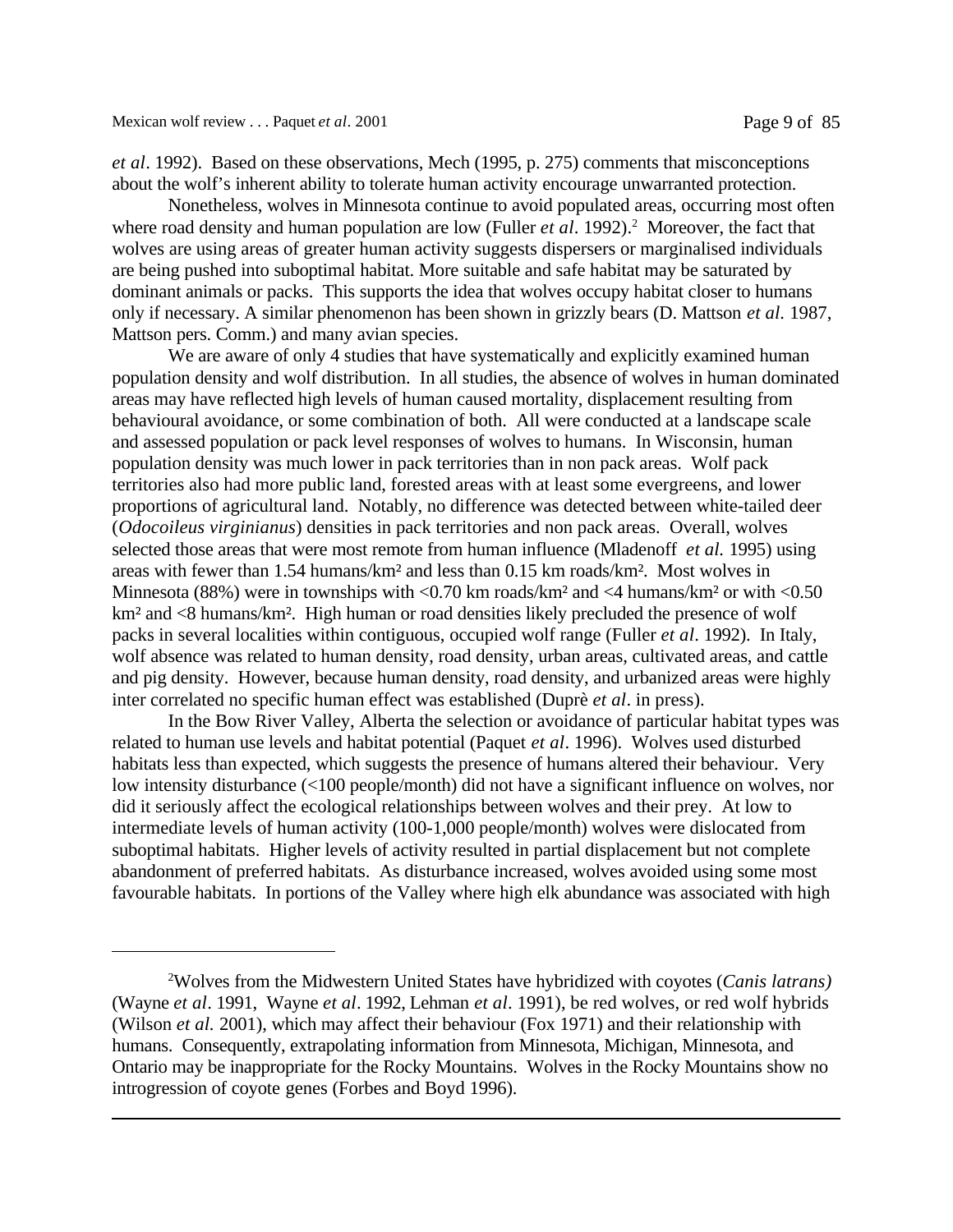*et al*. 1992). Based on these observations, Mech (1995, p. 275) comments that misconceptions about the wolf's inherent ability to tolerate human activity encourage unwarranted protection.

Nonetheless, wolves in Minnesota continue to avoid populated areas, occurring most often where road density and human population are low (Fuller *et al*. 1992).[2] Moreover, the fact that wolves are using areas of greater human activity suggests dispersers or marginalised individuals are being pushed into suboptimal habitat. More suitable and safe habitat may be saturated by dominant animals or packs. This supports the idea that wolves occupy habitat closer to humans only if necessary. A similar phenomenon has been shown in grizzly bears (D. Mattson *et al.* 1987, Mattson pers. Comm.) and many avian species.

We are aware of only 4 studies that have systematically and explicitly examined human population density and wolf distribution. In all studies, the absence of wolves in human dominated areas may have reflected high levels of human caused mortality, displacement resulting from behavioural avoidance, or some combination of both. All were conducted at a landscape scale and assessed population or pack level responses of wolves to humans. In Wisconsin, human population density was much lower in pack territories than in non pack areas. Wolf pack territories also had more public land, forested areas with at least some evergreens, and lower proportions of agricultural land. Notably, no difference was detected between white-tailed deer (*Odocoileus virginianus*) densities in pack territories and non pack areas. Overall, wolves selected those areas that were most remote from human influence (Mladenoff *et al.* 1995) using areas with fewer than 1.54 humans/km² and less than 0.15 km roads/km². Most wolves in Minnesota (88%) were in townships with <0.70 km roads/km² and <4 humans/km² or with <0.50 km² and <8 humans/km². High human or road densities likely precluded the presence of wolf packs in several localities within contiguous, occupied wolf range (Fuller *et al*. 1992). In Italy, wolf absence was related to human density, road density, urban areas, cultivated areas, and cattle and pig density. However, because human density, road density, and urbanized areas were highly inter correlated no specific human effect was established (Duprè *et al*. in press).

In the Bow River Valley, Alberta the selection or avoidance of particular habitat types was related to human use levels and habitat potential (Paquet *et al*. 1996). Wolves used disturbed habitats less than expected, which suggests the presence of humans altered their behaviour. Very low intensity disturbance (<100 people/month) did not have a significant influence on wolves, nor did it seriously affect the ecological relationships between wolves and their prey. At low to intermediate levels of human activity (100-1,000 people/month) wolves were dislocated from suboptimal habitats. Higher levels of activity resulted in partial displacement but not complete abandonment of preferred habitats. As disturbance increased, wolves avoided using some most favourable habitats. In portions of the Valley where high elk abundance was associated with high

---

[2] Wolves from the Midwestern United States have hybridized with coyotes (*Canis latrans)* (Wayne *et al*. 1991, Wayne *et al*. 1992, Lehman *et al*. 1991), be red wolves, or red wolf hybrids (Wilson *et al.* 2001), which may affect their behaviour (Fox 1971) and their relationship with humans. Consequently, extrapolating information from Minnesota, Michigan, Minnesota, and Ontario may be inappropriate for the Rocky Mountains. Wolves in the Rocky Mountains show no introgression of coyote genes (Forbes and Boyd 1996).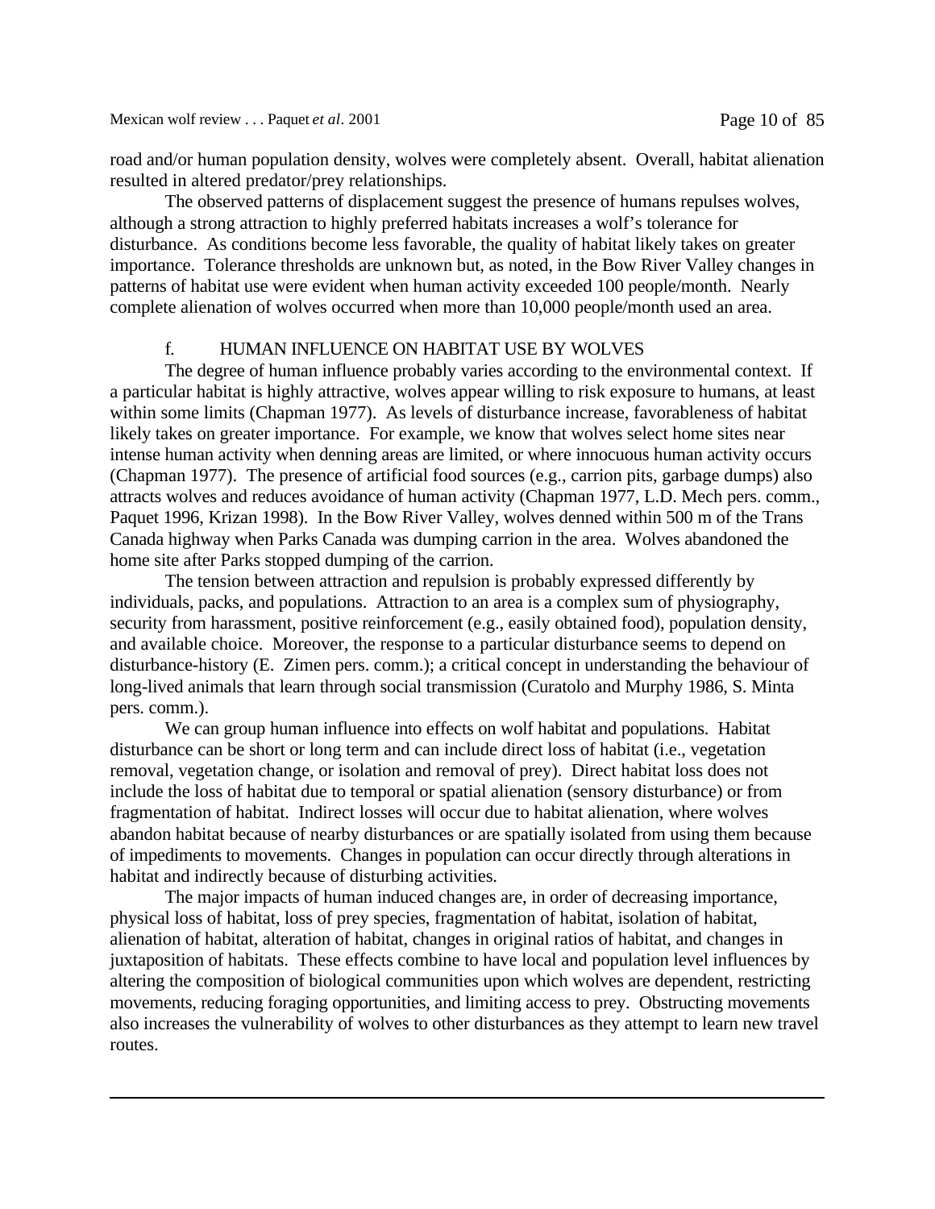road and/or human population density, wolves were completely absent. Overall, habitat alienation resulted in altered predator/prey relationships.

The observed patterns of displacement suggest the presence of humans repulses wolves, although a strong attraction to highly preferred habitats increases a wolf's tolerance for disturbance. As conditions become less favorable, the quality of habitat likely takes on greater importance. Tolerance thresholds are unknown but, as noted, in the Bow River Valley changes in patterns of habitat use were evident when human activity exceeded 100 people/month. Nearly complete alienation of wolves occurred when more than 10,000 people/month used an area.

### f. HUMAN INFLUENCE ON HABITAT USE BY WOLVES

The degree of human influence probably varies according to the environmental context. If a particular habitat is highly attractive, wolves appear willing to risk exposure to humans, at least within some limits (Chapman 1977). As levels of disturbance increase, favorableness of habitat likely takes on greater importance. For example, we know that wolves select home sites near intense human activity when denning areas are limited, or where innocuous human activity occurs (Chapman 1977). The presence of artificial food sources (e.g., carrion pits, garbage dumps) also attracts wolves and reduces avoidance of human activity (Chapman 1977, L.D. Mech pers. comm., Paquet 1996, Krizan 1998). In the Bow River Valley, wolves denned within 500 m of the Trans Canada highway when Parks Canada was dumping carrion in the area. Wolves abandoned the home site after Parks stopped dumping of the carrion.

The tension between attraction and repulsion is probably expressed differently by individuals, packs, and populations. Attraction to an area is a complex sum of physiography, security from harassment, positive reinforcement (e.g., easily obtained food), population density, and available choice. Moreover, the response to a particular disturbance seems to depend on disturbance-history (E. Zimen pers. comm.); a critical concept in understanding the behaviour of long-lived animals that learn through social transmission (Curatolo and Murphy 1986, S. Minta pers. comm.).

We can group human influence into effects on wolf habitat and populations. Habitat disturbance can be short or long term and can include direct loss of habitat (i.e., vegetation removal, vegetation change, or isolation and removal of prey). Direct habitat loss does not include the loss of habitat due to temporal or spatial alienation (sensory disturbance) or from fragmentation of habitat. Indirect losses will occur due to habitat alienation, where wolves abandon habitat because of nearby disturbances or are spatially isolated from using them because of impediments to movements. Changes in population can occur directly through alterations in habitat and indirectly because of disturbing activities.

The major impacts of human induced changes are, in order of decreasing importance, physical loss of habitat, loss of prey species, fragmentation of habitat, isolation of habitat, alienation of habitat, alteration of habitat, changes in original ratios of habitat, and changes in juxtaposition of habitats. These effects combine to have local and population level influences by altering the composition of biological communities upon which wolves are dependent, restricting movements, reducing foraging opportunities, and limiting access to prey. Obstructing movements also increases the vulnerability of wolves to other disturbances as they attempt to learn new travel routes.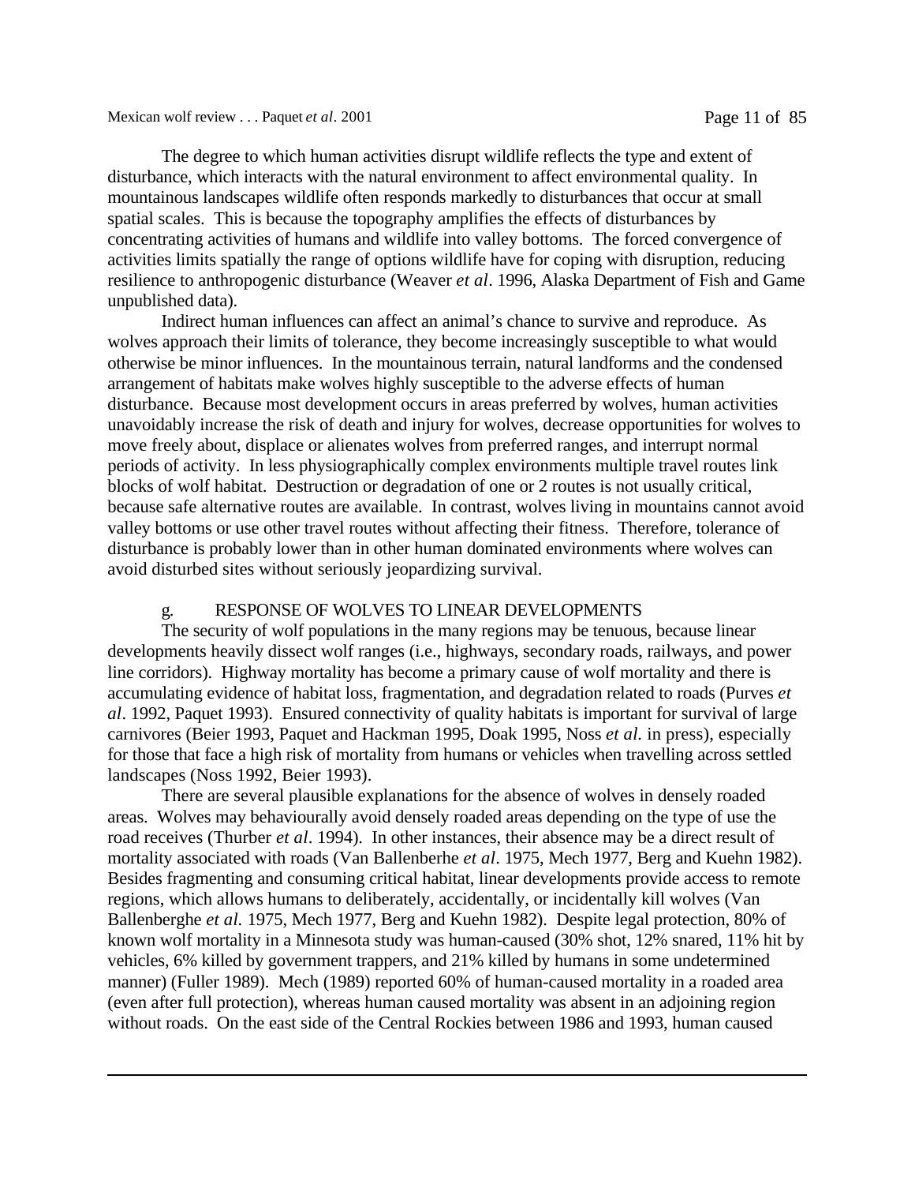The degree to which human activities disrupt wildlife reflects the type and extent of disturbance, which interacts with the natural environment to affect environmental quality. In mountainous landscapes wildlife often responds markedly to disturbances that occur at small spatial scales. This is because the topography amplifies the effects of disturbances by concentrating activities of humans and wildlife into valley bottoms. The forced convergence of activities limits spatially the range of options wildlife have for coping with disruption, reducing resilience to anthropogenic disturbance (Weaver *et al*. 1996, Alaska Department of Fish and Game unpublished data).

Indirect human influences can affect an animal's chance to survive and reproduce. As wolves approach their limits of tolerance, they become increasingly susceptible to what would otherwise be minor influences. In the mountainous terrain, natural landforms and the condensed arrangement of habitats make wolves highly susceptible to the adverse effects of human disturbance. Because most development occurs in areas preferred by wolves, human activities unavoidably increase the risk of death and injury for wolves, decrease opportunities for wolves to move freely about, displace or alienates wolves from preferred ranges, and interrupt normal periods of activity. In less physiographically complex environments multiple travel routes link blocks of wolf habitat. Destruction or degradation of one or 2 routes is not usually critical, because safe alternative routes are available. In contrast, wolves living in mountains cannot avoid valley bottoms or use other travel routes without affecting their fitness. Therefore, tolerance of disturbance is probably lower than in other human dominated environments where wolves can avoid disturbed sites without seriously jeopardizing survival.

### g. RESPONSE OF WOLVES TO LINEAR DEVELOPMENTS

The security of wolf populations in the many regions may be tenuous, because linear developments heavily dissect wolf ranges (i.e., highways, secondary roads, railways, and power line corridors). Highway mortality has become a primary cause of wolf mortality and there is accumulating evidence of habitat loss, fragmentation, and degradation related to roads (Purves *et al*. 1992, Paquet 1993). Ensured connectivity of quality habitats is important for survival of large carnivores (Beier 1993, Paquet and Hackman 1995, Doak 1995, Noss *et al.* in press), especially for those that face a high risk of mortality from humans or vehicles when travelling across settled landscapes (Noss 1992, Beier 1993).

There are several plausible explanations for the absence of wolves in densely roaded areas. Wolves may behaviourally avoid densely roaded areas depending on the type of use the road receives (Thurber *et al*. 1994). In other instances, their absence may be a direct result of mortality associated with roads (Van Ballenberhe *et al*. 1975, Mech 1977, Berg and Kuehn 1982). Besides fragmenting and consuming critical habitat, linear developments provide access to remote regions, which allows humans to deliberately, accidentally, or incidentally kill wolves (Van Ballenberghe *et al.* 1975, Mech 1977, Berg and Kuehn 1982). Despite legal protection, 80% of known wolf mortality in a Minnesota study was human-caused (30% shot, 12% snared, 11% hit by vehicles, 6% killed by government trappers, and 21% killed by humans in some undetermined manner) (Fuller 1989). Mech (1989) reported 60% of human-caused mortality in a roaded area (even after full protection), whereas human caused mortality was absent in an adjoining region without roads. On the east side of the Central Rockies between 1986 and 1993, human caused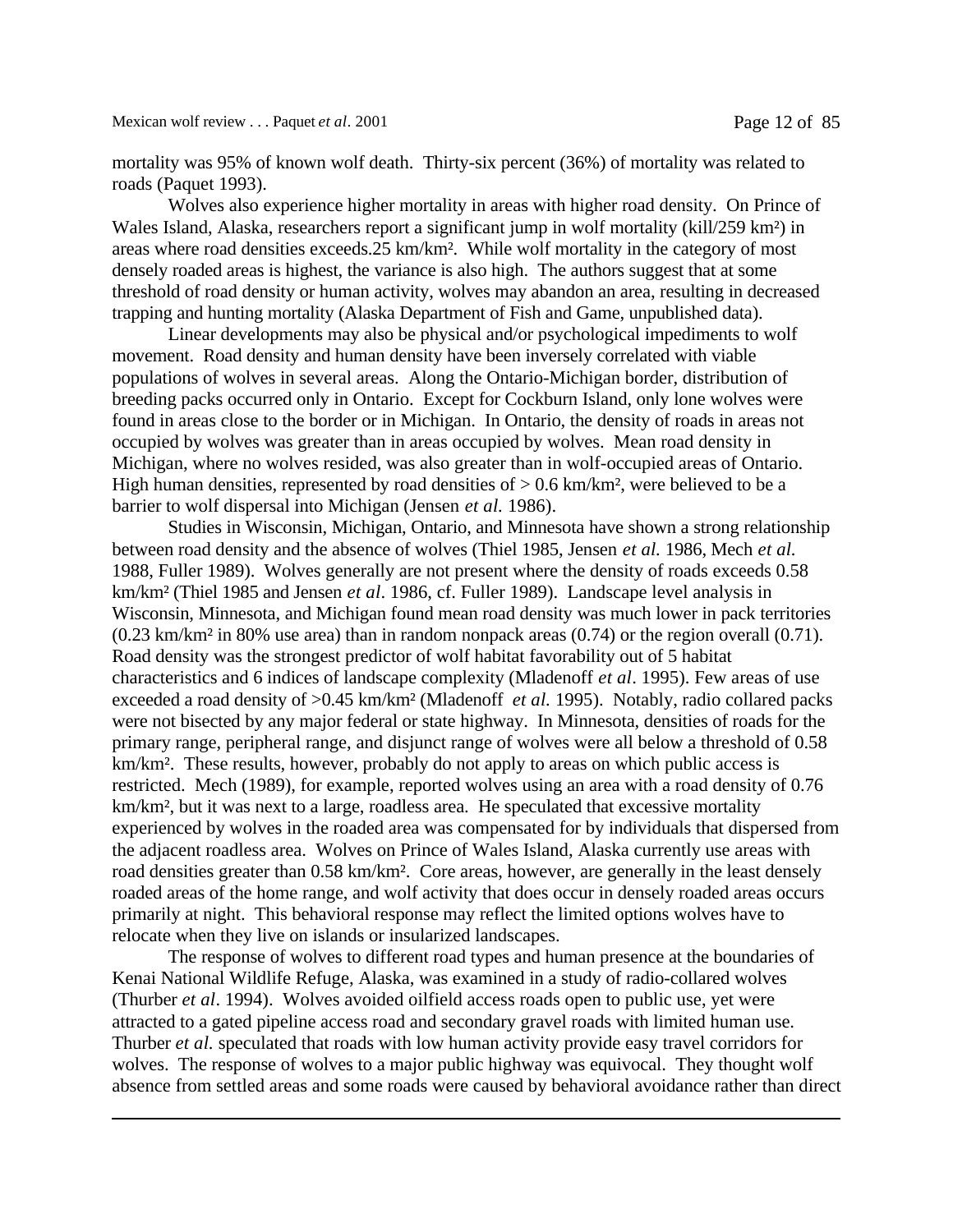mortality was 95% of known wolf death. Thirty-six percent (36%) of mortality was related to roads (Paquet 1993).

Wolves also experience higher mortality in areas with higher road density. On Prince of Wales Island, Alaska, researchers report a significant jump in wolf mortality (kill/259 $km^2$) in areas where road densities exceeds.25 km/$km^2$. While wolf mortality in the category of most densely roaded areas is highest, the variance is also high. The authors suggest that at some threshold of road density or human activity, wolves may abandon an area, resulting in decreased trapping and hunting mortality (Alaska Department of Fish and Game, unpublished data).

Linear developments may also be physical and/or psychological impediments to wolf movement. Road density and human density have been inversely correlated with viable populations of wolves in several areas. Along the Ontario-Michigan border, distribution of breeding packs occurred only in Ontario. Except for Cockburn Island, only lone wolves were found in areas close to the border or in Michigan. In Ontario, the density of roads in areas not occupied by wolves was greater than in areas occupied by wolves. Mean road density in Michigan, where no wolves resided, was also greater than in wolf-occupied areas of Ontario. High human densities, represented by road densities of > 0.6 km/$km^2$, were believed to be a barrier to wolf dispersal into Michigan (Jensen *et al.* 1986).

Studies in Wisconsin, Michigan, Ontario, and Minnesota have shown a strong relationship between road density and the absence of wolves (Thiel 1985, Jensen *et al.* 1986, Mech *et al.* 1988, Fuller 1989). Wolves generally are not present where the density of roads exceeds 0.58 km/$km^2$ (Thiel 1985 and Jensen *et al*. 1986, cf. Fuller 1989). Landscape level analysis in Wisconsin, Minnesota, and Michigan found mean road density was much lower in pack territories (0.23 km/$km^2$ in 80% use area) than in random nonpack areas (0.74) or the region overall (0.71). Road density was the strongest predictor of wolf habitat favorability out of 5 habitat characteristics and 6 indices of landscape complexity (Mladenoff *et al*. 1995). Few areas of use exceeded a road density of >0.45 km/$km^2$ (Mladenoff *et al.* 1995). Notably, radio collared packs were not bisected by any major federal or state highway. In Minnesota, densities of roads for the primary range, peripheral range, and disjunct range of wolves were all below a threshold of 0.58 km/$km^2$. These results, however, probably do not apply to areas on which public access is restricted. Mech (1989), for example, reported wolves using an area with a road density of 0.76 km/$km^2$, but it was next to a large, roadless area. He speculated that excessive mortality experienced by wolves in the roaded area was compensated for by individuals that dispersed from the adjacent roadless area. Wolves on Prince of Wales Island, Alaska currently use areas with road densities greater than 0.58 km/$km^2$. Core areas, however, are generally in the least densely roaded areas of the home range, and wolf activity that does occur in densely roaded areas occurs primarily at night. This behavioral response may reflect the limited options wolves have to relocate when they live on islands or insularized landscapes.

The response of wolves to different road types and human presence at the boundaries of Kenai National Wildlife Refuge, Alaska, was examined in a study of radio-collared wolves (Thurber *et al*. 1994). Wolves avoided oilfield access roads open to public use, yet were attracted to a gated pipeline access road and secondary gravel roads with limited human use. Thurber *et al.* speculated that roads with low human activity provide easy travel corridors for wolves. The response of wolves to a major public highway was equivocal. They thought wolf absence from settled areas and some roads were caused by behavioral avoidance rather than direct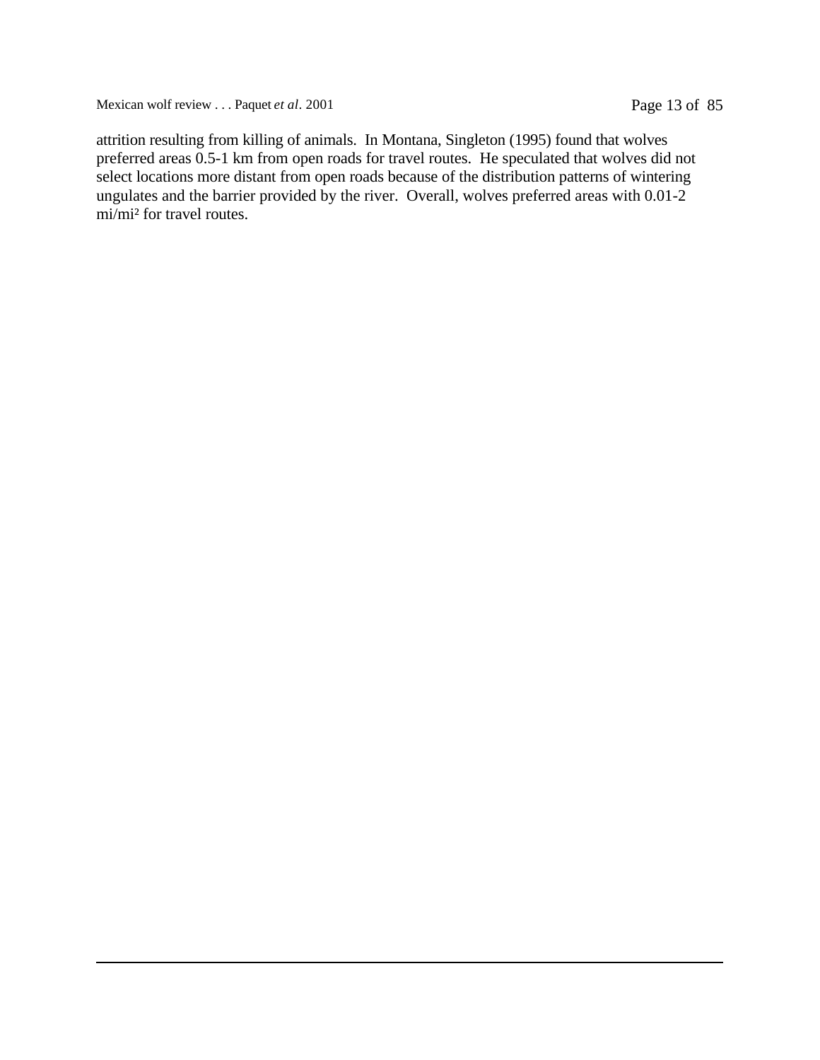attrition resulting from killing of animals. In Montana, Singleton (1995) found that wolves preferred areas 0.5-1 km from open roads for travel routes. He speculated that wolves did not select locations more distant from open roads because of the distribution patterns of wintering ungulates and the barrier provided by the river. Overall, wolves preferred areas with 0.01-2 $mi/mi^2$ for travel routes.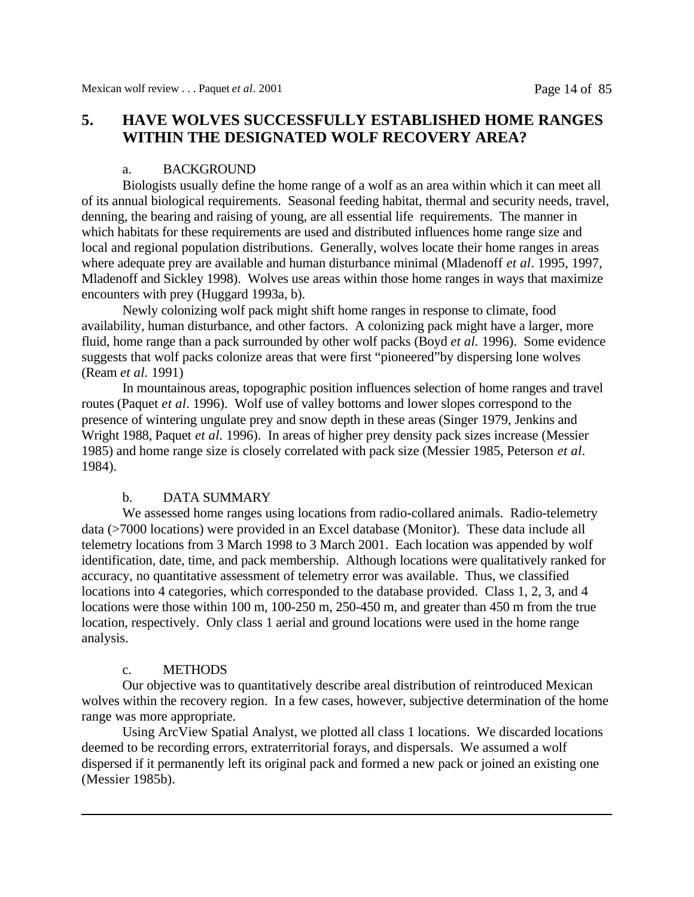## 5. HAVE WOLVES SUCCESSFULLY ESTABLISHED HOME RANGES WITHIN THE DESIGNATED WOLF RECOVERY AREA?

### a. BACKGROUND

Biologists usually define the home range of a wolf as an area within which it can meet all of its annual biological requirements. Seasonal feeding habitat, thermal and security needs, travel, denning, the bearing and raising of young, are all essential life requirements. The manner in which habitats for these requirements are used and distributed influences home range size and local and regional population distributions. Generally, wolves locate their home ranges in areas where adequate prey are available and human disturbance minimal (Mladenoff *et al*. 1995, 1997, Mladenoff and Sickley 1998). Wolves use areas within those home ranges in ways that maximize encounters with prey (Huggard 1993a, b).

Newly colonizing wolf pack might shift home ranges in response to climate, food availability, human disturbance, and other factors. A colonizing pack might have a larger, more fluid, home range than a pack surrounded by other wolf packs (Boyd *et al.* 1996). Some evidence suggests that wolf packs colonize areas that were first "pioneered"by dispersing lone wolves (Ream *et al.* 1991)

In mountainous areas, topographic position influences selection of home ranges and travel routes (Paquet *et al*. 1996). Wolf use of valley bottoms and lower slopes correspond to the presence of wintering ungulate prey and snow depth in these areas (Singer 1979, Jenkins and Wright 1988, Paquet *et al.* 1996). In areas of higher prey density pack sizes increase (Messier 1985) and home range size is closely correlated with pack size (Messier 1985, Peterson *et al*. 1984).

### b. DATA SUMMARY

We assessed home ranges using locations from radio-collared animals. Radio-telemetry data (>7000 locations) were provided in an Excel database (Monitor). These data include all telemetry locations from 3 March 1998 to 3 March 2001. Each location was appended by wolf identification, date, time, and pack membership. Although locations were qualitatively ranked for accuracy, no quantitative assessment of telemetry error was available. Thus, we classified locations into 4 categories, which corresponded to the database provided. Class 1, 2, 3, and 4 locations were those within 100 m, 100-250 m, 250-450 m, and greater than 450 m from the true location, respectively. Only class 1 aerial and ground locations were used in the home range analysis.

### c. METHODS

Our objective was to quantitatively describe areal distribution of reintroduced Mexican wolves within the recovery region. In a few cases, however, subjective determination of the home range was more appropriate.

Using ArcView Spatial Analyst, we plotted all class 1 locations. We discarded locations deemed to be recording errors, extraterritorial forays, and dispersals. We assumed a wolf dispersed if it permanently left its original pack and formed a new pack or joined an existing one (Messier 1985b).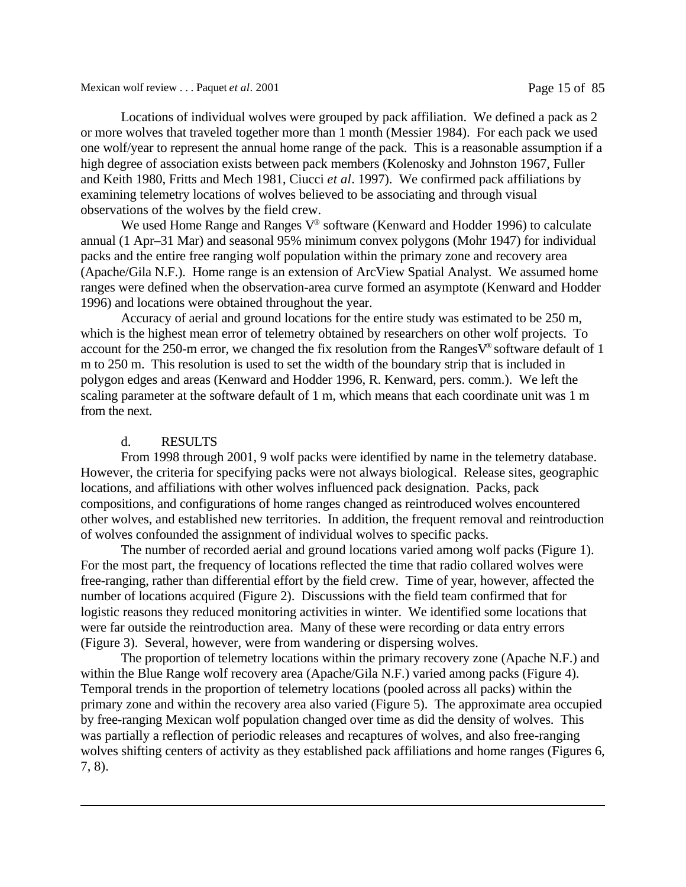Locations of individual wolves were grouped by pack affiliation. We defined a pack as 2 or more wolves that traveled together more than 1 month (Messier 1984). For each pack we used one wolf/year to represent the annual home range of the pack. This is a reasonable assumption if a high degree of association exists between pack members (Kolenosky and Johnston 1967, Fuller and Keith 1980, Fritts and Mech 1981, Ciucci *et al*. 1997). We confirmed pack affiliations by examining telemetry locations of wolves believed to be associating and through visual observations of the wolves by the field crew.

We used Home Range and Ranges V® software (Kenward and Hodder 1996) to calculate annual (1 Apr–31 Mar) and seasonal 95% minimum convex polygons (Mohr 1947) for individual packs and the entire free ranging wolf population within the primary zone and recovery area (Apache/Gila N.F.). Home range is an extension of ArcView Spatial Analyst. We assumed home ranges were defined when the observation-area curve formed an asymptote (Kenward and Hodder 1996) and locations were obtained throughout the year.

Accuracy of aerial and ground locations for the entire study was estimated to be 250 m, which is the highest mean error of telemetry obtained by researchers on other wolf projects. To account for the 250-m error, we changed the fix resolution from the RangesV® software default of 1 m to 250 m. This resolution is used to set the width of the boundary strip that is included in polygon edges and areas (Kenward and Hodder 1996, R. Kenward, pers. comm.). We left the scaling parameter at the software default of 1 m, which means that each coordinate unit was 1 m from the next.

## d. RESULTS

From 1998 through 2001, 9 wolf packs were identified by name in the telemetry database. However, the criteria for specifying packs were not always biological. Release sites, geographic locations, and affiliations with other wolves influenced pack designation. Packs, pack compositions, and configurations of home ranges changed as reintroduced wolves encountered other wolves, and established new territories. In addition, the frequent removal and reintroduction of wolves confounded the assignment of individual wolves to specific packs.

The number of recorded aerial and ground locations varied among wolf packs (Figure 1). For the most part, the frequency of locations reflected the time that radio collared wolves were free-ranging, rather than differential effort by the field crew. Time of year, however, affected the number of locations acquired (Figure 2). Discussions with the field team confirmed that for logistic reasons they reduced monitoring activities in winter. We identified some locations that were far outside the reintroduction area. Many of these were recording or data entry errors (Figure 3). Several, however, were from wandering or dispersing wolves.

The proportion of telemetry locations within the primary recovery zone (Apache N.F.) and within the Blue Range wolf recovery area (Apache/Gila N.F.) varied among packs (Figure 4). Temporal trends in the proportion of telemetry locations (pooled across all packs) within the primary zone and within the recovery area also varied (Figure 5). The approximate area occupied by free-ranging Mexican wolf population changed over time as did the density of wolves. This was partially a reflection of periodic releases and recaptures of wolves, and also free-ranging wolves shifting centers of activity as they established pack affiliations and home ranges (Figures 6, 7, 8).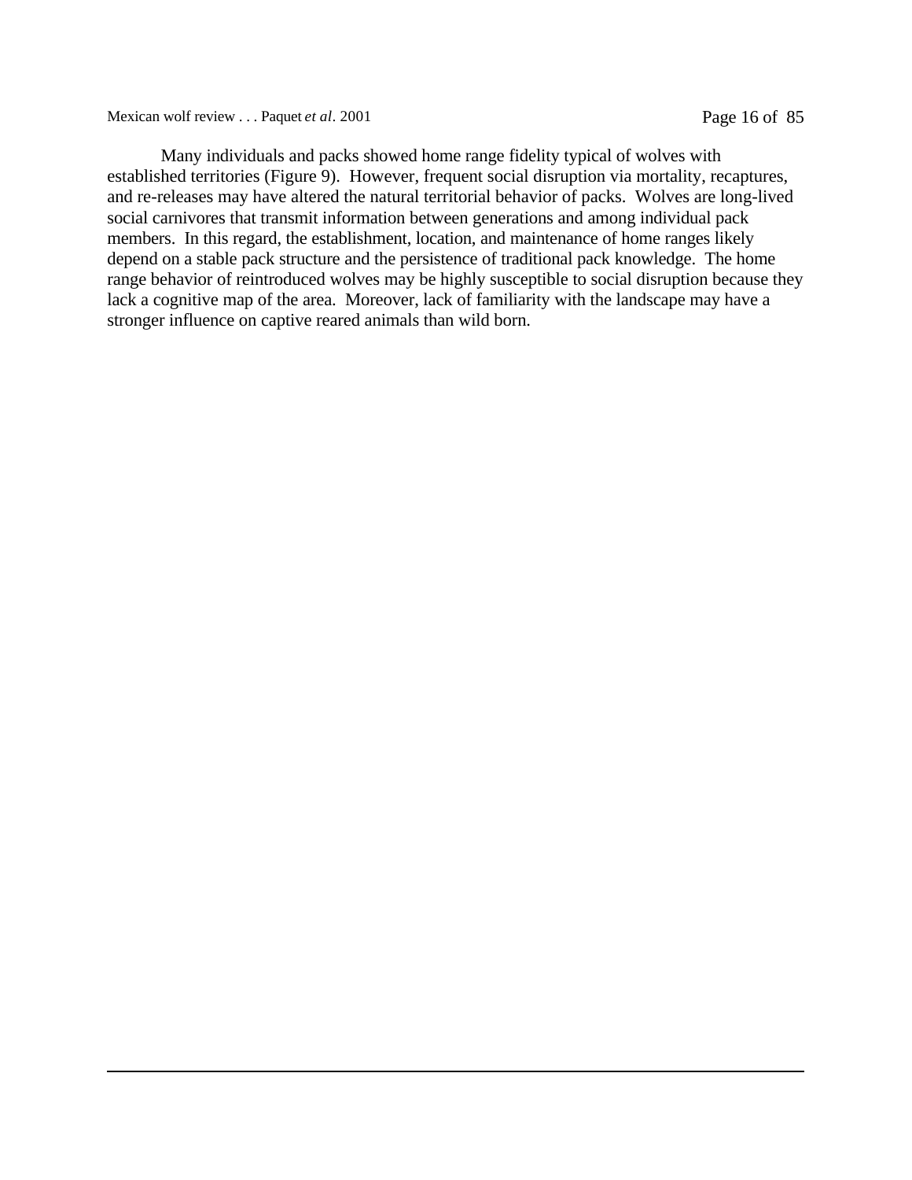Many individuals and packs showed home range fidelity typical of wolves with established territories (Figure 9). However, frequent social disruption via mortality, recaptures, and re-releases may have altered the natural territorial behavior of packs. Wolves are long-lived social carnivores that transmit information between generations and among individual pack members. In this regard, the establishment, location, and maintenance of home ranges likely depend on a stable pack structure and the persistence of traditional pack knowledge. The home range behavior of reintroduced wolves may be highly susceptible to social disruption because they lack a cognitive map of the area. Moreover, lack of familiarity with the landscape may have a stronger influence on captive reared animals than wild born.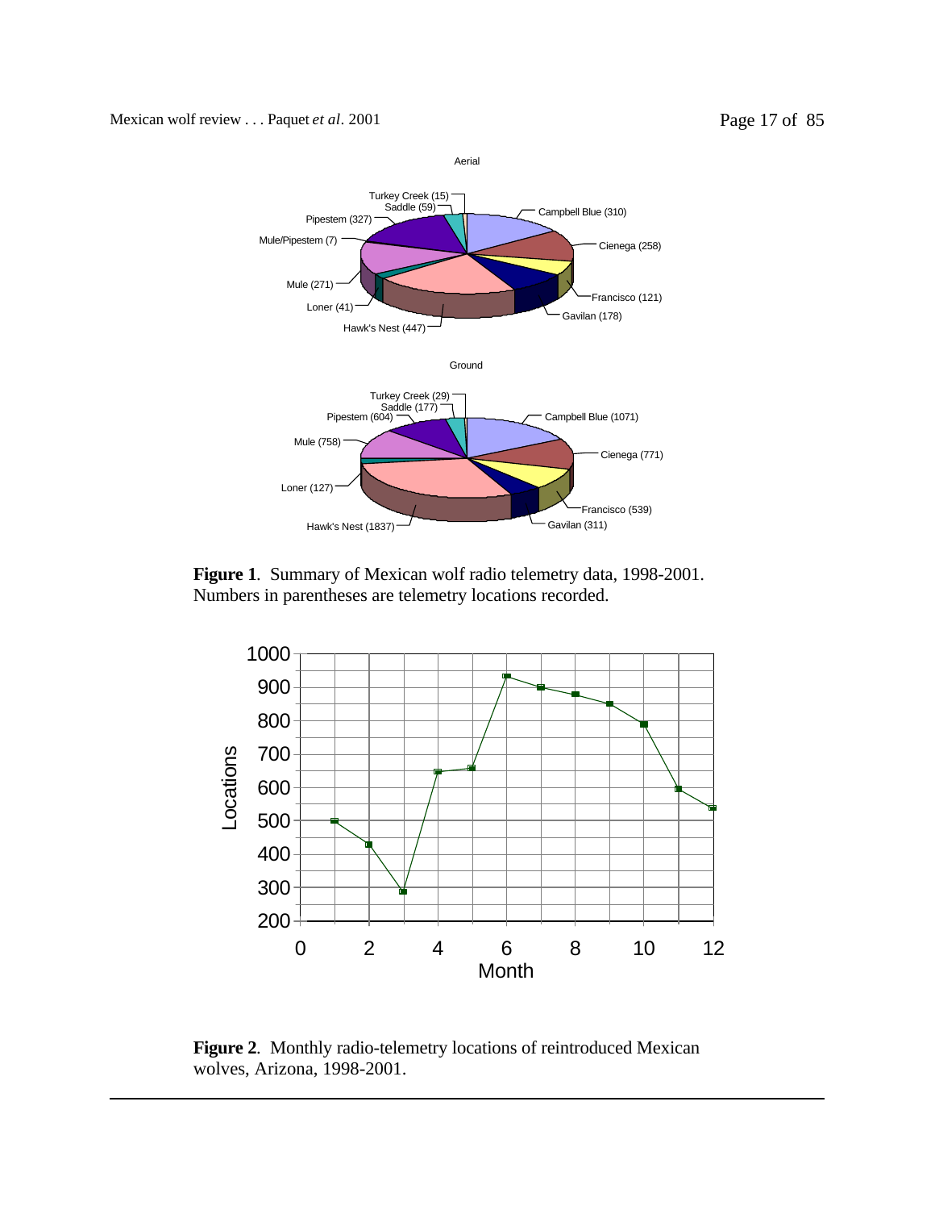Aerial

Turkey Creek (15)
Saddle (59)
Pipestem (327)
Mule/Pipestem (7)
Mule (271)
Loner (41)
Hawk's Nest (447)
Campbell Blue (310)
Cienega (258)
Francisco (121)
Gavilan (178)

Ground

Turkey Creek (29)
Saddle (177)
Pipestem (604)
Mule (758)
Loner (127)
Hawk's Nest (1837)
Campbell Blue (1071)
Cienega (771)
Francisco (539)
Gavilan (311)

**Figure 1**. Summary of Mexican wolf radio telemetry data, 1998-2001. Numbers in parentheses are telemetry locations recorded.

**Figure 2**. Monthly radio-telemetry locations of reintroduced Mexican wolves, Arizona, 1998-2001.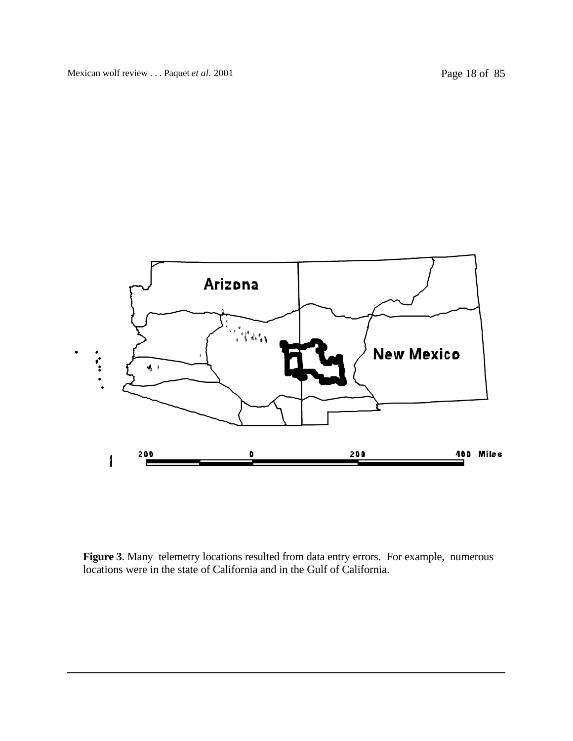**Figure 3**. Many telemetry locations resulted from data entry errors. For example, numerous locations were in the state of California and in the Gulf of California.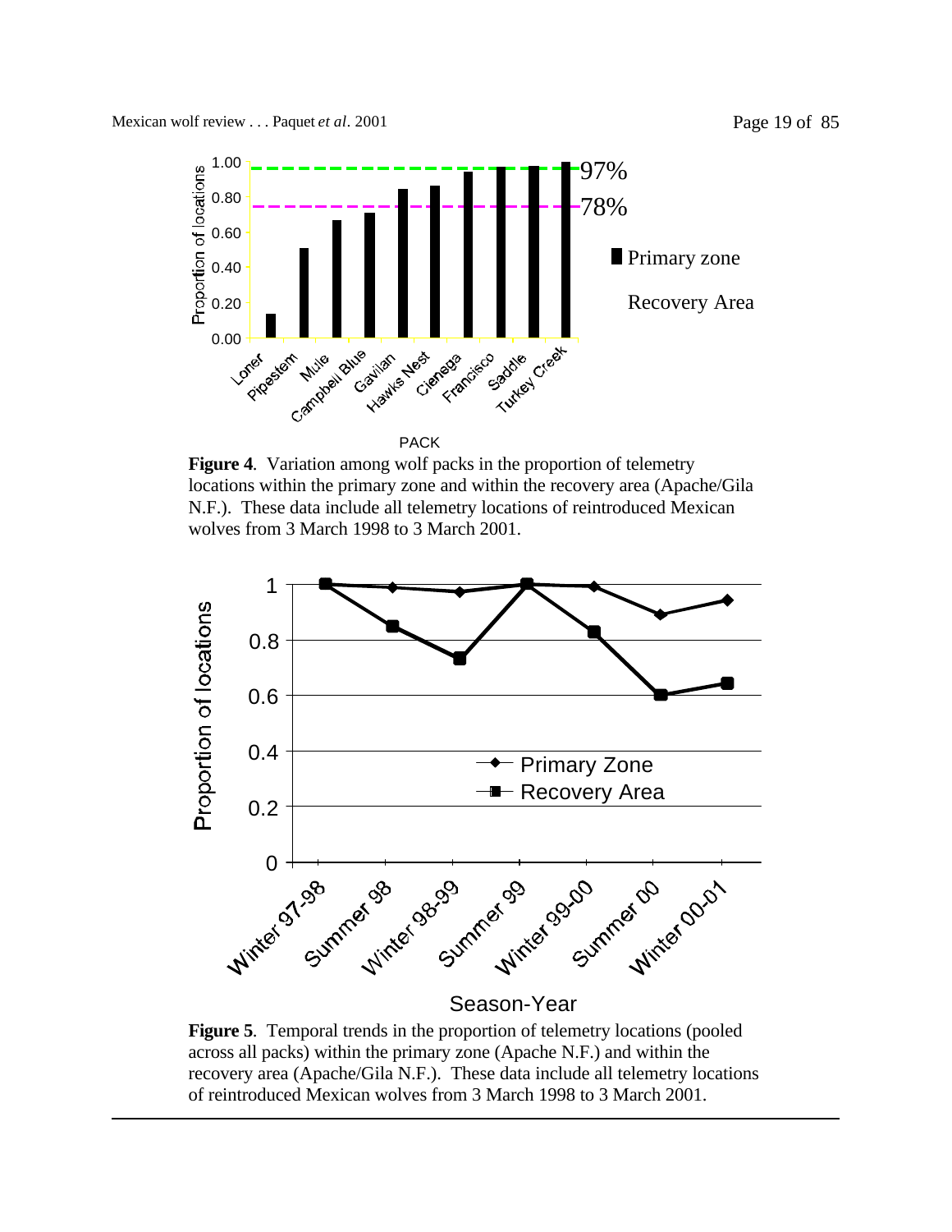**Figure 4**. Variation among wolf packs in the proportion of telemetry locations within the primary zone and within the recovery area (Apache/Gila N.F.). These data include all telemetry locations of reintroduced Mexican wolves from 3 March 1998 to 3 March 2001.

**Figure 5**. Temporal trends in the proportion of telemetry locations (pooled across all packs) within the primary zone (Apache N.F.) and within the recovery area (Apache/Gila N.F.). These data include all telemetry locations of reintroduced Mexican wolves from 3 March 1998 to 3 March 2001.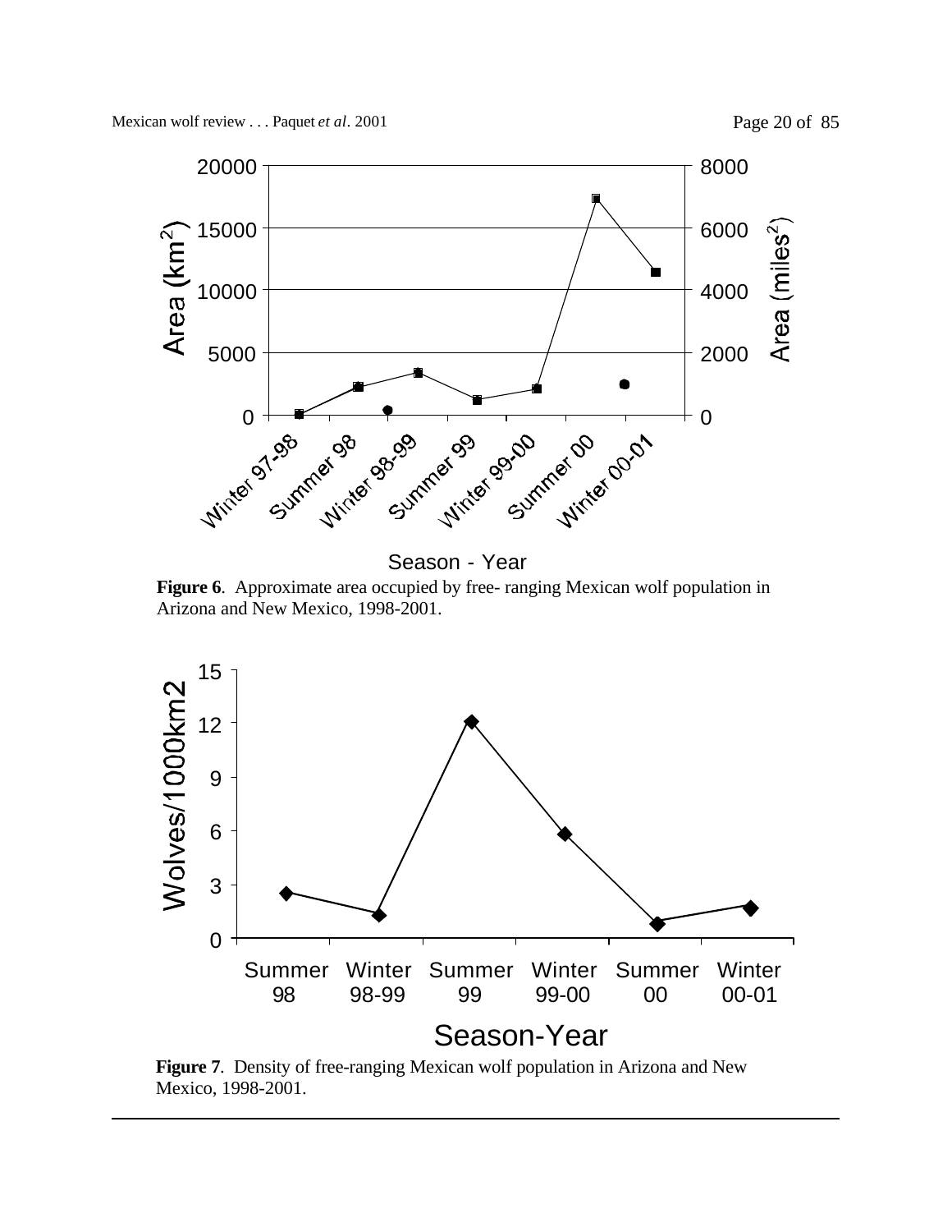**Figure 6**. Approximate area occupied by free- ranging Mexican wolf population in Arizona and New Mexico, 1998-2001.

**Figure 7**. Density of free-ranging Mexican wolf population in Arizona and New Mexico, 1998-2001.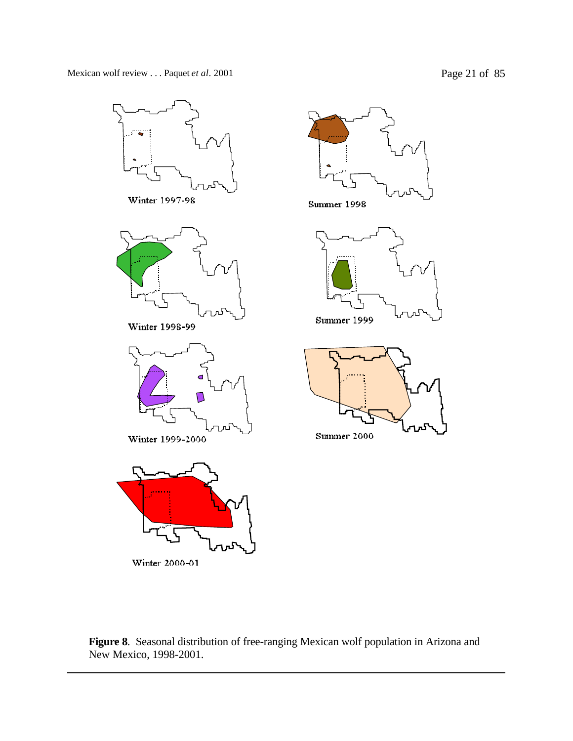Winter 1997-98

Summer 1998

Winter 1998-99

Summer 1999

Winter 1999-2000

Summer 2000

Winter 2000-01

**Figure 8**. Seasonal distribution of free-ranging Mexican wolf population in Arizona and New Mexico, 1998-2001.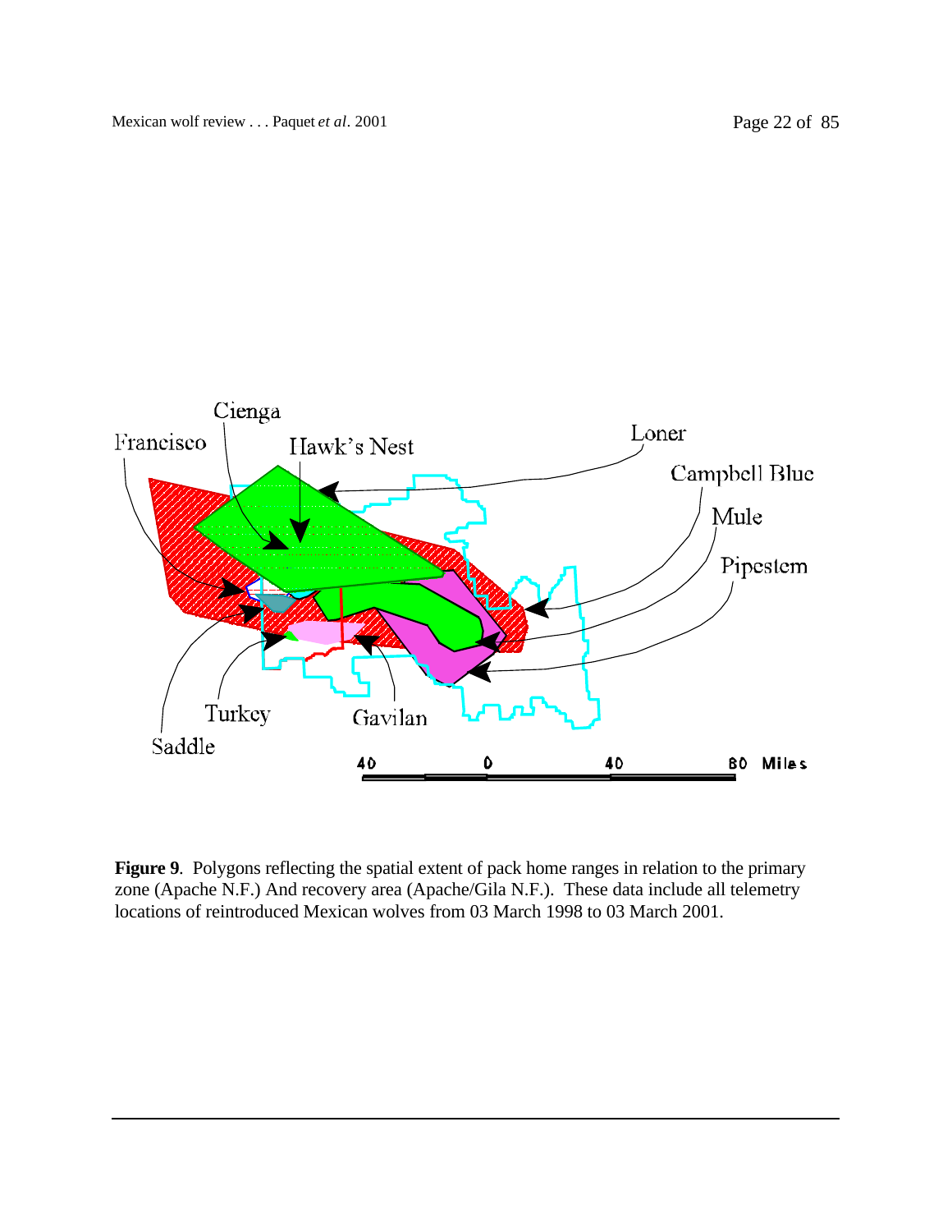**Figure 9**. Polygons reflecting the spatial extent of pack home ranges in relation to the primary zone (Apache N.F.) And recovery area (Apache/Gila N.F.). These data include all telemetry locations of reintroduced Mexican wolves from 03 March 1998 to 03 March 2001.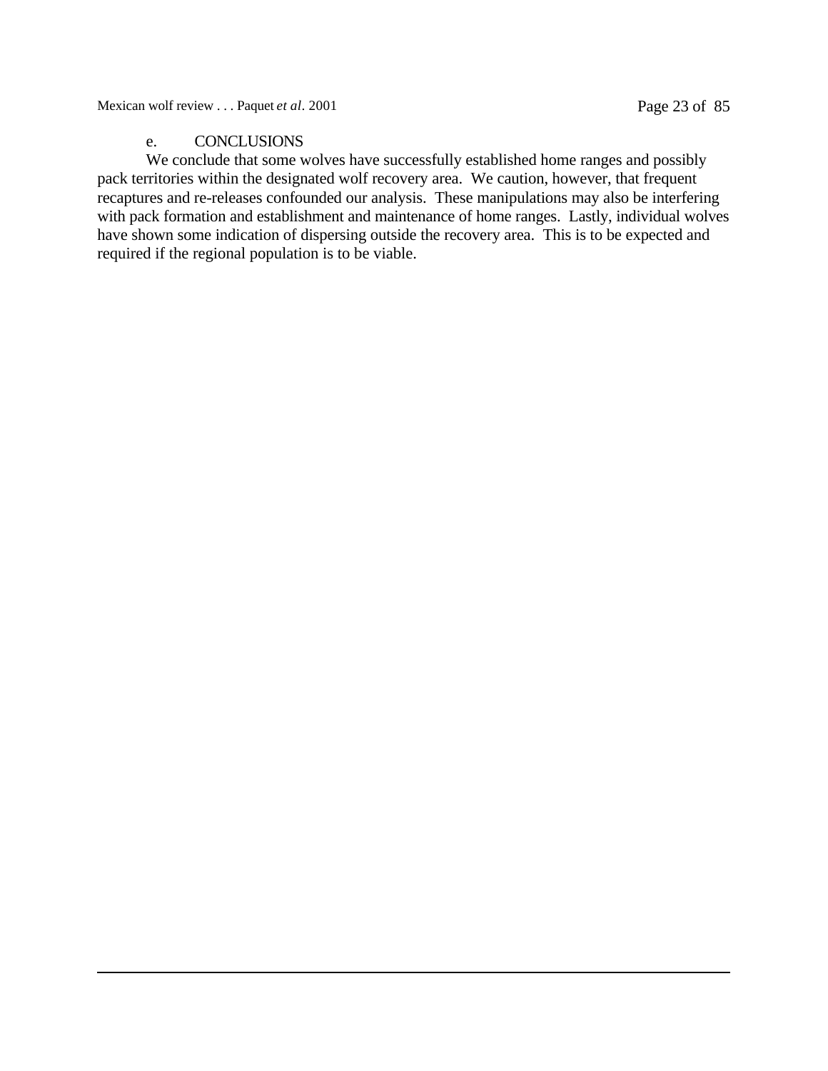#### e. CONCLUSIONS

We conclude that some wolves have successfully established home ranges and possibly pack territories within the designated wolf recovery area. We caution, however, that frequent recaptures and re-releases confounded our analysis. These manipulations may also be interfering with pack formation and establishment and maintenance of home ranges. Lastly, individual wolves have shown some indication of dispersing outside the recovery area. This is to be expected and required if the regional population is to be viable.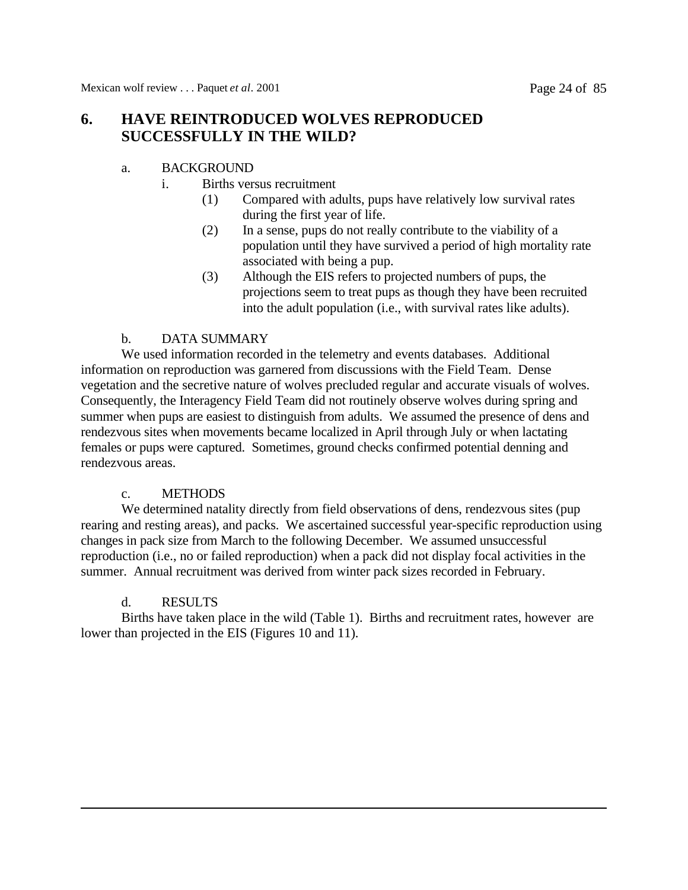## 6. HAVE REINTRODUCED WOLVES REPRODUCED SUCCESSFULLY IN THE WILD?

a. BACKGROUND

i. Births versus recruitment

(1) Compared with adults, pups have relatively low survival rates during the first year of life.

(2) In a sense, pups do not really contribute to the viability of a population until they have survived a period of high mortality rate associated with being a pup.

(3) Although the EIS refers to projected numbers of pups, the projections seem to treat pups as though they have been recruited into the adult population (i.e., with survival rates like adults).

b. DATA SUMMARY

We used information recorded in the telemetry and events databases. Additional information on reproduction was garnered from discussions with the Field Team. Dense vegetation and the secretive nature of wolves precluded regular and accurate visuals of wolves. Consequently, the Interagency Field Team did not routinely observe wolves during spring and summer when pups are easiest to distinguish from adults. We assumed the presence of dens and rendezvous sites when movements became localized in April through July or when lactating females or pups were captured. Sometimes, ground checks confirmed potential denning and rendezvous areas.

c. METHODS

We determined natality directly from field observations of dens, rendezvous sites (pup rearing and resting areas), and packs. We ascertained successful year-specific reproduction using changes in pack size from March to the following December. We assumed unsuccessful reproduction (i.e., no or failed reproduction) when a pack did not display focal activities in the summer. Annual recruitment was derived from winter pack sizes recorded in February.

d. RESULTS

Births have taken place in the wild (Table 1). Births and recruitment rates, however are lower than projected in the EIS (Figures 10 and 11).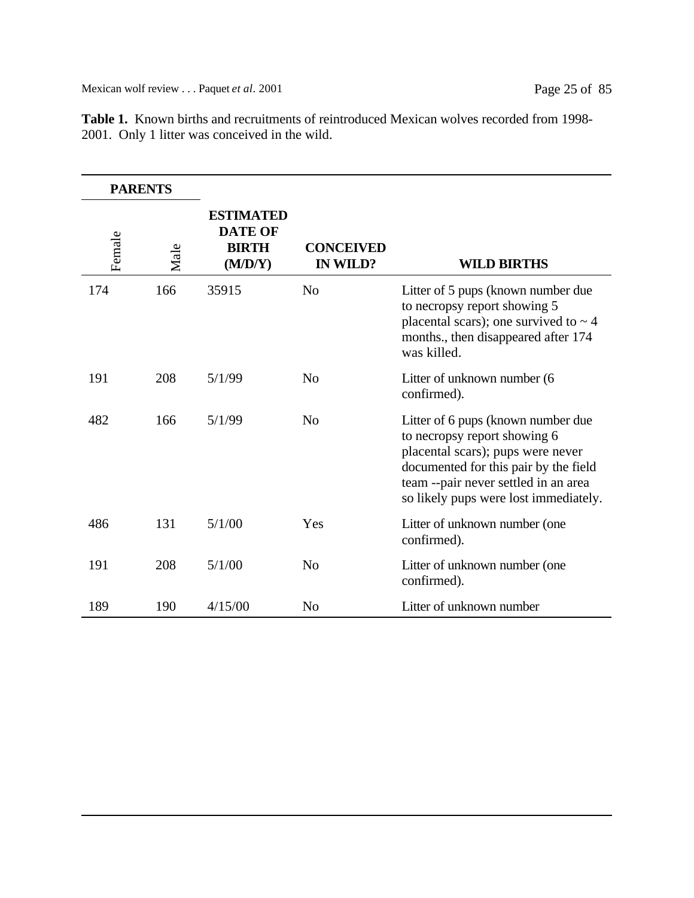**Table 1.** Known births and recruitments of reintroduced Mexican wolves recorded from 1998-2001. Only 1 litter was conceived in the wild.

| PARENTS | | | | |
|---|---|---|---|---|
| Female | Male | ESTIMATED DATE OF BIRTH (M/D/Y) | CONCEIVED IN WILD? | WILD BIRTHS |
| 174 | 166 | 35915 | No | Litter of 5 pups (known number due to necropsy report showing 5 placental scars); one survived to ~ 4 months., then disappeared after 174 was killed. |
| 191 | 208 | 5/1/99 | No | Litter of unknown number (6 confirmed). |
| 482 | 166 | 5/1/99 | No | Litter of 6 pups (known number due to necropsy report showing 6 placental scars); pups were never documented for this pair by the field team --pair never settled in an area so likely pups were lost immediately. |
| 486 | 131 | 5/1/00 | Yes | Litter of unknown number (one confirmed). |
| 191 | 208 | 5/1/00 | No | Litter of unknown number (one confirmed). |
| 189 | 190 | 4/15/00 | No | Litter of unknown number |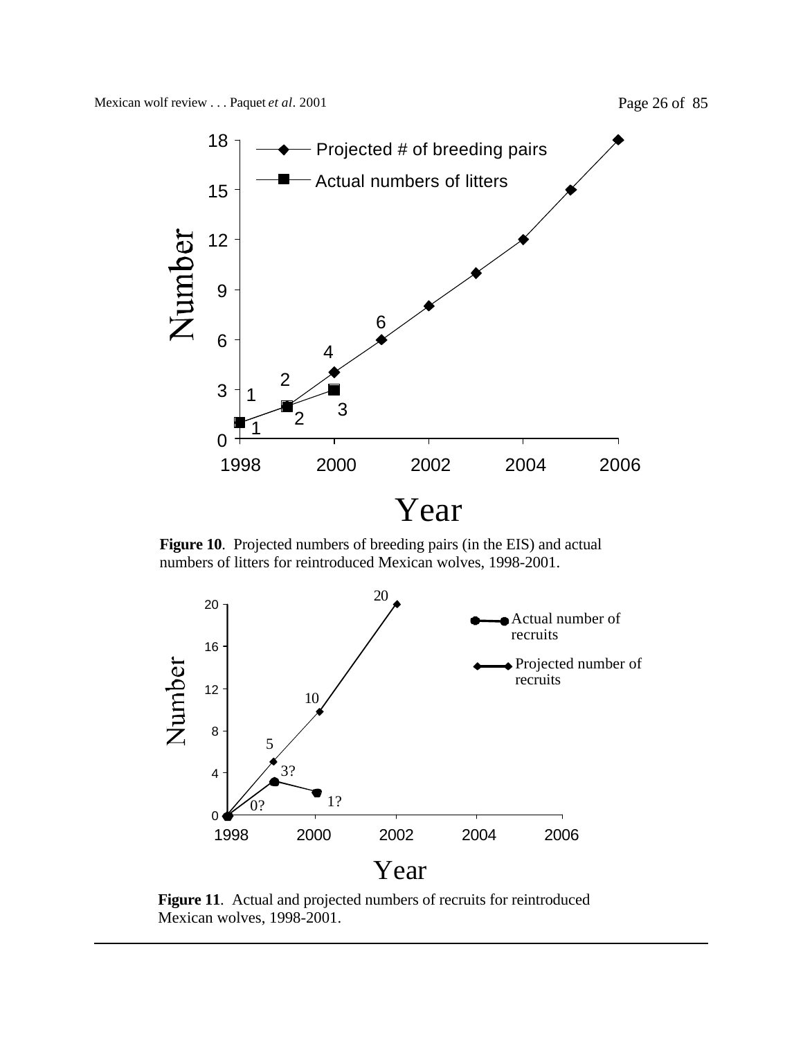**Figure 10**. Projected numbers of breeding pairs (in the EIS) and actual numbers of litters for reintroduced Mexican wolves, 1998-2001.

**Figure 11**. Actual and projected numbers of recruits for reintroduced Mexican wolves, 1998-2001.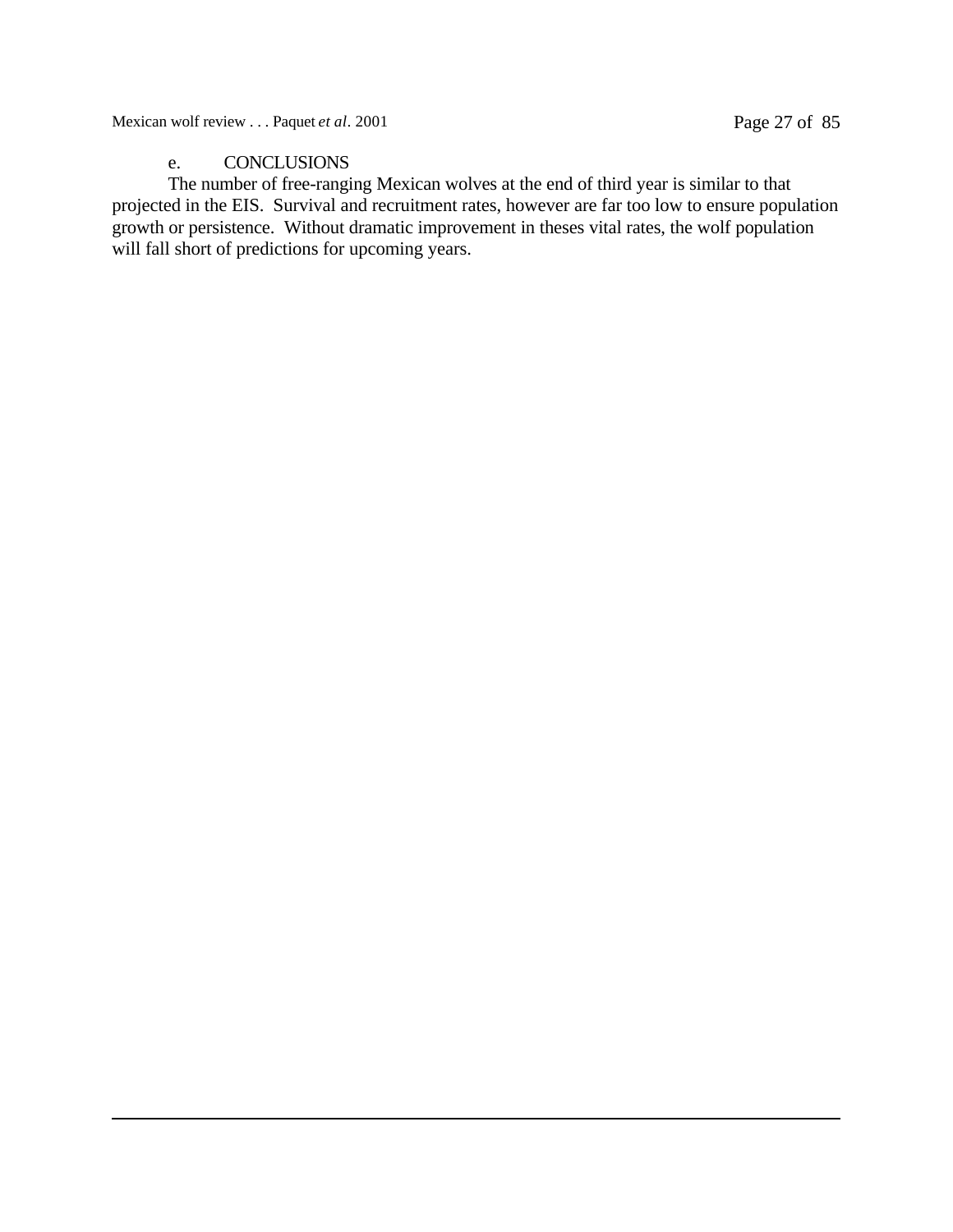e. CONCLUSIONS

The number of free-ranging Mexican wolves at the end of third year is similar to that projected in the EIS. Survival and recruitment rates, however are far too low to ensure population growth or persistence. Without dramatic improvement in theses vital rates, the wolf population will fall short of predictions for upcoming years.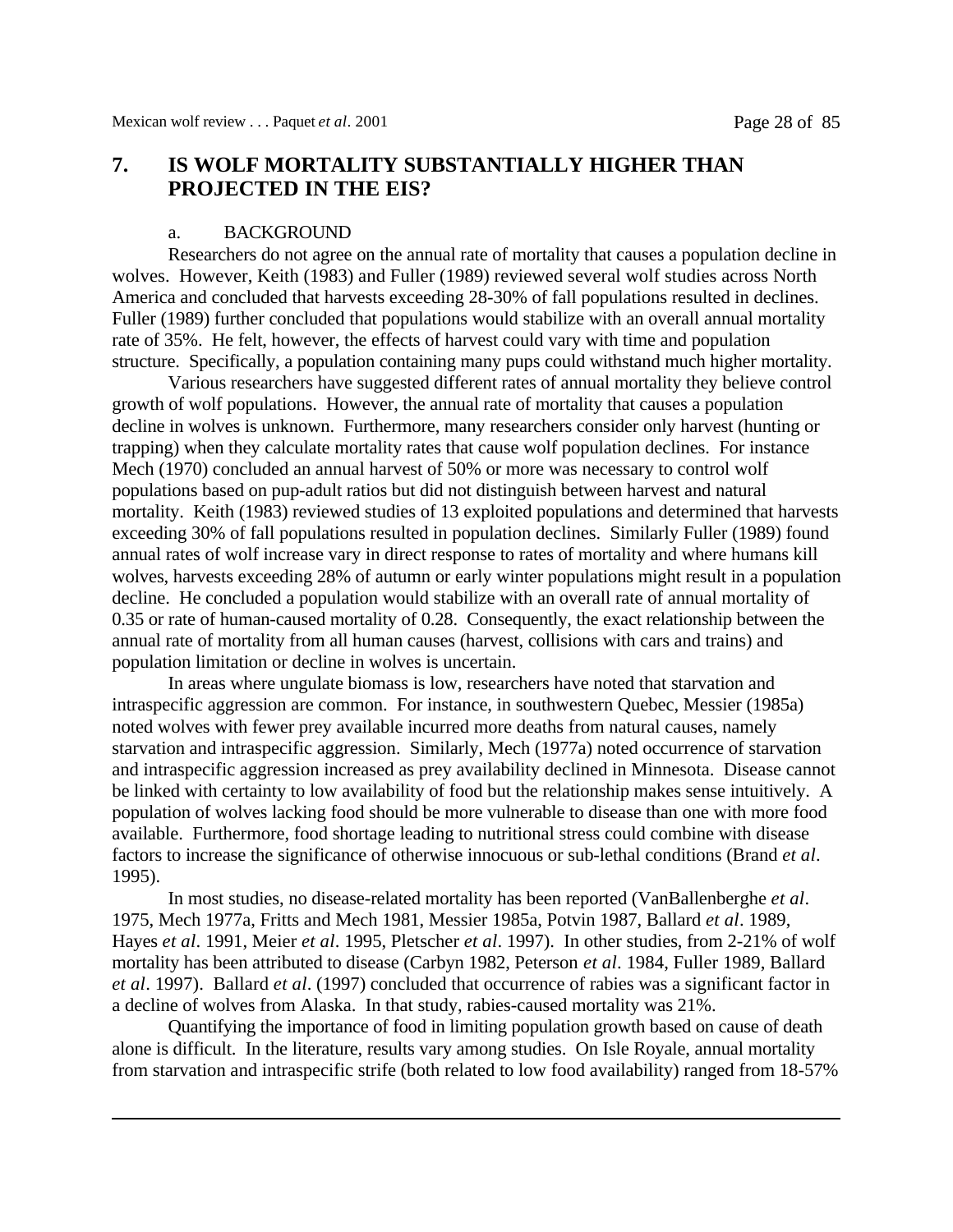## 7. IS WOLF MORTALITY SUBSTANTIALLY HIGHER THAN PROJECTED IN THE EIS?

### a. BACKGROUND

Researchers do not agree on the annual rate of mortality that causes a population decline in wolves. However, Keith (1983) and Fuller (1989) reviewed several wolf studies across North America and concluded that harvests exceeding 28-30% of fall populations resulted in declines. Fuller (1989) further concluded that populations would stabilize with an overall annual mortality rate of 35%. He felt, however, the effects of harvest could vary with time and population structure. Specifically, a population containing many pups could withstand much higher mortality.

Various researchers have suggested different rates of annual mortality they believe control growth of wolf populations. However, the annual rate of mortality that causes a population decline in wolves is unknown. Furthermore, many researchers consider only harvest (hunting or trapping) when they calculate mortality rates that cause wolf population declines. For instance Mech (1970) concluded an annual harvest of 50% or more was necessary to control wolf populations based on pup-adult ratios but did not distinguish between harvest and natural mortality. Keith (1983) reviewed studies of 13 exploited populations and determined that harvests exceeding 30% of fall populations resulted in population declines. Similarly Fuller (1989) found annual rates of wolf increase vary in direct response to rates of mortality and where humans kill wolves, harvests exceeding 28% of autumn or early winter populations might result in a population decline. He concluded a population would stabilize with an overall rate of annual mortality of 0.35 or rate of human-caused mortality of 0.28. Consequently, the exact relationship between the annual rate of mortality from all human causes (harvest, collisions with cars and trains) and population limitation or decline in wolves is uncertain.

In areas where ungulate biomass is low, researchers have noted that starvation and intraspecific aggression are common. For instance, in southwestern Quebec, Messier (1985a) noted wolves with fewer prey available incurred more deaths from natural causes, namely starvation and intraspecific aggression. Similarly, Mech (1977a) noted occurrence of starvation and intraspecific aggression increased as prey availability declined in Minnesota. Disease cannot be linked with certainty to low availability of food but the relationship makes sense intuitively. A population of wolves lacking food should be more vulnerable to disease than one with more food available. Furthermore, food shortage leading to nutritional stress could combine with disease factors to increase the significance of otherwise innocuous or sub-lethal conditions (Brand *et al*. 1995).

In most studies, no disease-related mortality has been reported (VanBallenberghe *et al*. 1975, Mech 1977a, Fritts and Mech 1981, Messier 1985a, Potvin 1987, Ballard *et al*. 1989, Hayes *et al*. 1991, Meier *et al*. 1995, Pletscher *et al*. 1997). In other studies, from 2-21% of wolf mortality has been attributed to disease (Carbyn 1982, Peterson *et al*. 1984, Fuller 1989, Ballard *et al*. 1997). Ballard *et al*. (1997) concluded that occurrence of rabies was a significant factor in a decline of wolves from Alaska. In that study, rabies-caused mortality was 21%.

Quantifying the importance of food in limiting population growth based on cause of death alone is difficult. In the literature, results vary among studies. On Isle Royale, annual mortality from starvation and intraspecific strife (both related to low food availability) ranged from 18-57%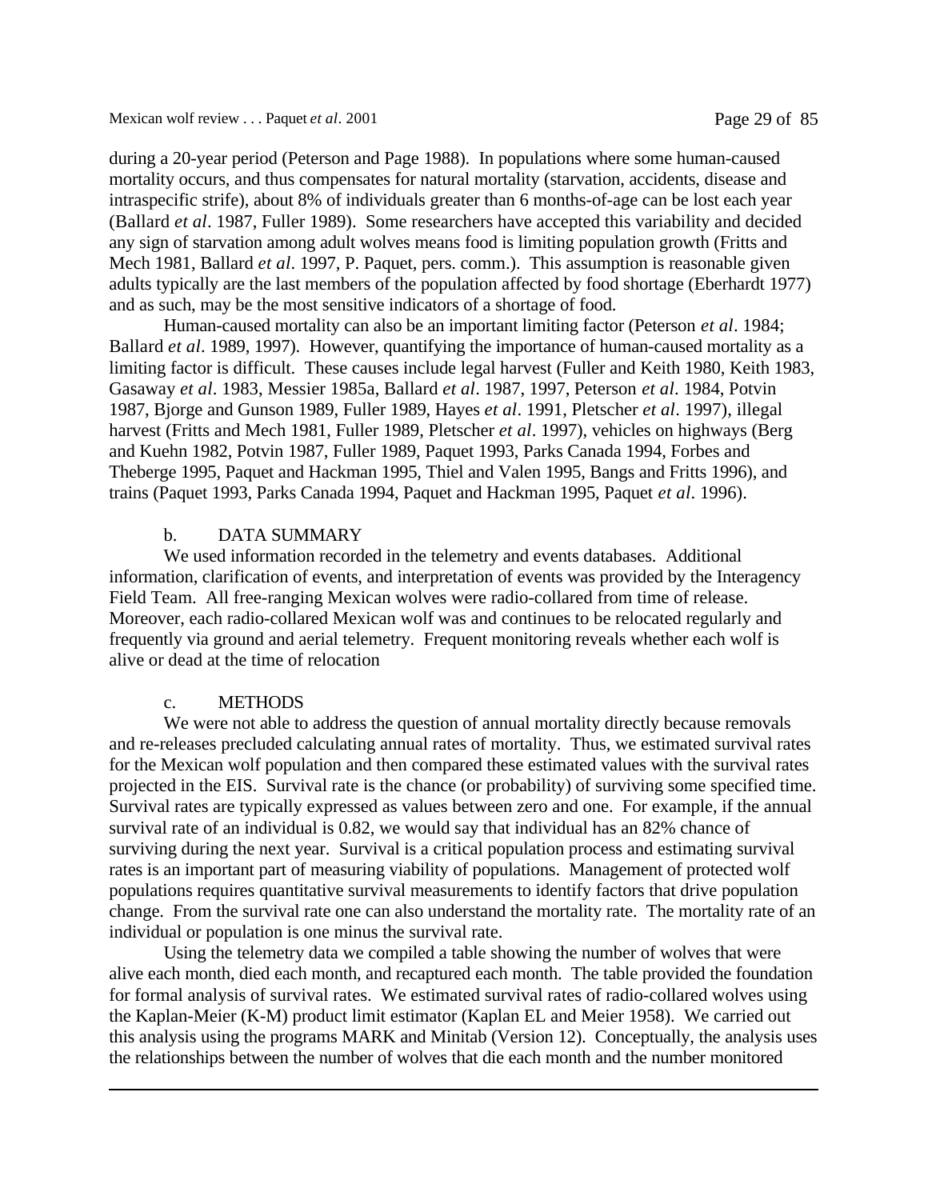during a 20-year period (Peterson and Page 1988). In populations where some human-caused mortality occurs, and thus compensates for natural mortality (starvation, accidents, disease and intraspecific strife), about 8% of individuals greater than 6 months-of-age can be lost each year (Ballard *et al*. 1987, Fuller 1989). Some researchers have accepted this variability and decided any sign of starvation among adult wolves means food is limiting population growth (Fritts and Mech 1981, Ballard *et al*. 1997, P. Paquet, pers. comm.). This assumption is reasonable given adults typically are the last members of the population affected by food shortage (Eberhardt 1977) and as such, may be the most sensitive indicators of a shortage of food.

Human-caused mortality can also be an important limiting factor (Peterson *et al*. 1984; Ballard *et al*. 1989, 1997). However, quantifying the importance of human-caused mortality as a limiting factor is difficult. These causes include legal harvest (Fuller and Keith 1980, Keith 1983, Gasaway *et al*. 1983, Messier 1985a, Ballard *et al*. 1987, 1997, Peterson *et al*. 1984, Potvin 1987, Bjorge and Gunson 1989, Fuller 1989, Hayes *et al*. 1991, Pletscher *et al*. 1997), illegal harvest (Fritts and Mech 1981, Fuller 1989, Pletscher *et al*. 1997), vehicles on highways (Berg and Kuehn 1982, Potvin 1987, Fuller 1989, Paquet 1993, Parks Canada 1994, Forbes and Theberge 1995, Paquet and Hackman 1995, Thiel and Valen 1995, Bangs and Fritts 1996), and trains (Paquet 1993, Parks Canada 1994, Paquet and Hackman 1995, Paquet *et al*. 1996).

### b. DATA SUMMARY

We used information recorded in the telemetry and events databases. Additional information, clarification of events, and interpretation of events was provided by the Interagency Field Team. All free-ranging Mexican wolves were radio-collared from time of release. Moreover, each radio-collared Mexican wolf was and continues to be relocated regularly and frequently via ground and aerial telemetry. Frequent monitoring reveals whether each wolf is alive or dead at the time of relocation

### c. METHODS

We were not able to address the question of annual mortality directly because removals and re-releases precluded calculating annual rates of mortality. Thus, we estimated survival rates for the Mexican wolf population and then compared these estimated values with the survival rates projected in the EIS. Survival rate is the chance (or probability) of surviving some specified time. Survival rates are typically expressed as values between zero and one. For example, if the annual survival rate of an individual is 0.82, we would say that individual has an 82% chance of surviving during the next year. Survival is a critical population process and estimating survival rates is an important part of measuring viability of populations. Management of protected wolf populations requires quantitative survival measurements to identify factors that drive population change. From the survival rate one can also understand the mortality rate. The mortality rate of an individual or population is one minus the survival rate.

Using the telemetry data we compiled a table showing the number of wolves that were alive each month, died each month, and recaptured each month. The table provided the foundation for formal analysis of survival rates. We estimated survival rates of radio-collared wolves using the Kaplan-Meier (K-M) product limit estimator (Kaplan EL and Meier 1958). We carried out this analysis using the programs MARK and Minitab (Version 12). Conceptually, the analysis uses the relationships between the number of wolves that die each month and the number monitored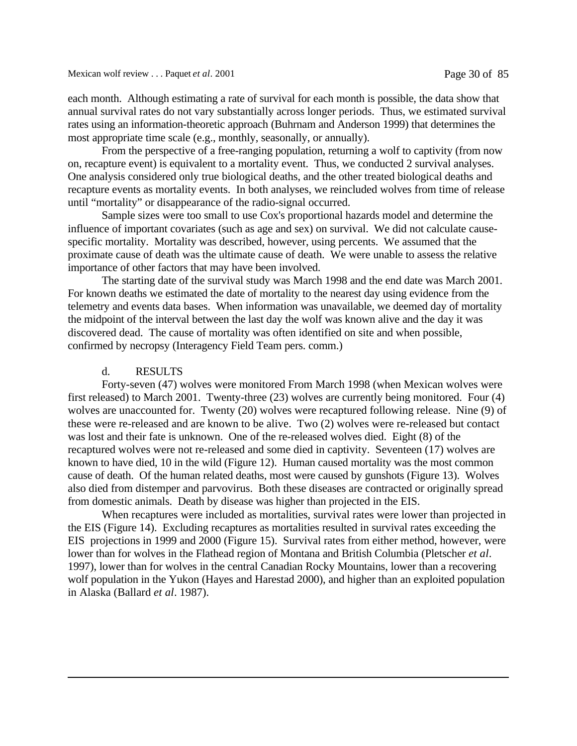each month. Although estimating a rate of survival for each month is possible, the data show that annual survival rates do not vary substantially across longer periods. Thus, we estimated survival rates using an information-theoretic approach (Buhrnam and Anderson 1999) that determines the most appropriate time scale (e.g., monthly, seasonally, or annually).

From the perspective of a free-ranging population, returning a wolf to captivity (from now on, recapture event) is equivalent to a mortality event. Thus, we conducted 2 survival analyses. One analysis considered only true biological deaths, and the other treated biological deaths and recapture events as mortality events. In both analyses, we reincluded wolves from time of release until "mortality" or disappearance of the radio-signal occurred.

Sample sizes were too small to use Cox's proportional hazards model and determine the influence of important covariates (such as age and sex) on survival. We did not calculate cause-specific mortality. Mortality was described, however, using percents. We assumed that the proximate cause of death was the ultimate cause of death. We were unable to assess the relative importance of other factors that may have been involved.

The starting date of the survival study was March 1998 and the end date was March 2001. For known deaths we estimated the date of mortality to the nearest day using evidence from the telemetry and events data bases. When information was unavailable, we deemed day of mortality the midpoint of the interval between the last day the wolf was known alive and the day it was discovered dead. The cause of mortality was often identified on site and when possible, confirmed by necropsy (Interagency Field Team pers. comm.)

d. RESULTS

Forty-seven (47) wolves were monitored From March 1998 (when Mexican wolves were first released) to March 2001. Twenty-three (23) wolves are currently being monitored. Four (4) wolves are unaccounted for. Twenty (20) wolves were recaptured following release. Nine (9) of these were re-released and are known to be alive. Two (2) wolves were re-released but contact was lost and their fate is unknown. One of the re-released wolves died. Eight (8) of the recaptured wolves were not re-released and some died in captivity. Seventeen (17) wolves are known to have died, 10 in the wild (Figure 12). Human caused mortality was the most common cause of death. Of the human related deaths, most were caused by gunshots (Figure 13). Wolves also died from distemper and parvovirus. Both these diseases are contracted or originally spread from domestic animals. Death by disease was higher than projected in the EIS.

When recaptures were included as mortalities, survival rates were lower than projected in the EIS (Figure 14). Excluding recaptures as mortalities resulted in survival rates exceeding the EIS projections in 1999 and 2000 (Figure 15). Survival rates from either method, however, were lower than for wolves in the Flathead region of Montana and British Columbia (Pletscher *et al*. 1997), lower than for wolves in the central Canadian Rocky Mountains, lower than a recovering wolf population in the Yukon (Hayes and Harestad 2000), and higher than an exploited population in Alaska (Ballard *et al*. 1987).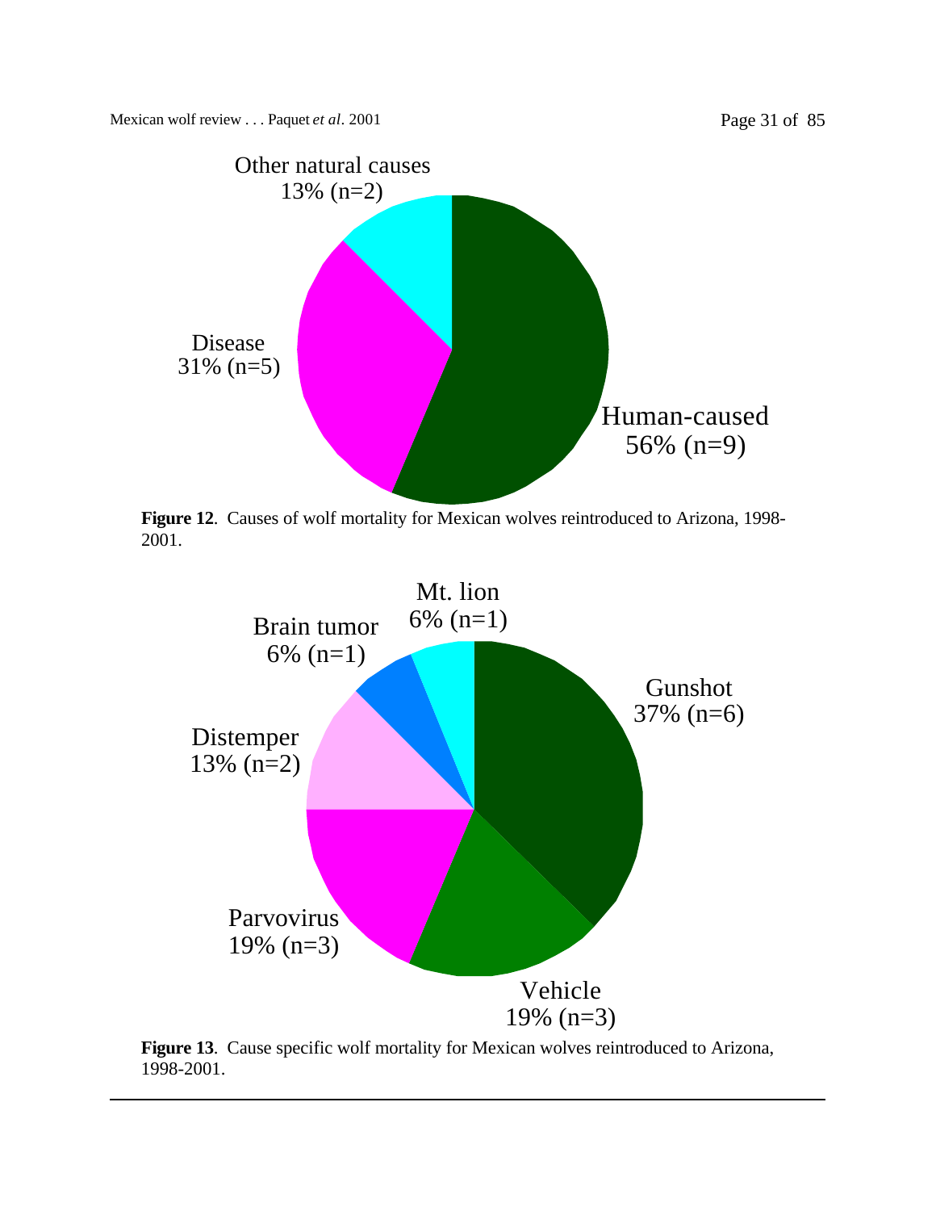Other natural causes
13% (n=2)

Disease
31% (n=5)

Human-caused
56% (n=9)

**Figure 12**. Causes of wolf mortality for Mexican wolves reintroduced to Arizona, 1998-2001.

Mt. lion
6% (n=1)

Brain tumor
6% (n=1)

Gunshot
37% (n=6)

Distemper
13% (n=2)

Parvovirus
19% (n=3)

Vehicle
19% (n=3)

**Figure 13**. Cause specific wolf mortality for Mexican wolves reintroduced to Arizona, 1998-2001.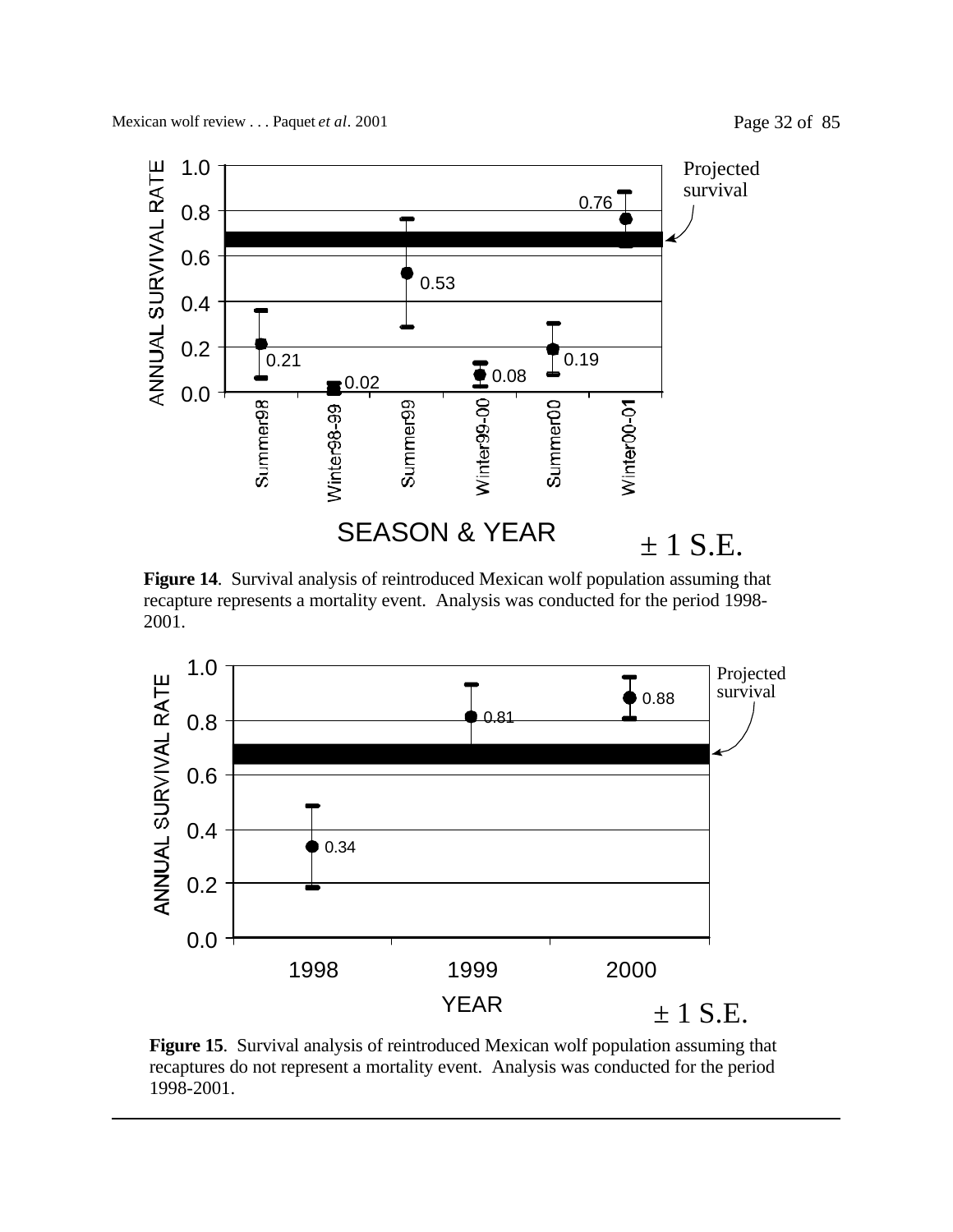**Figure 14**. Survival analysis of reintroduced Mexican wolf population assuming that recapture represents a mortality event. Analysis was conducted for the period 1998-2001.

**Figure 15**. Survival analysis of reintroduced Mexican wolf population assuming that recaptures do not represent a mortality event. Analysis was conducted for the period 1998-2001.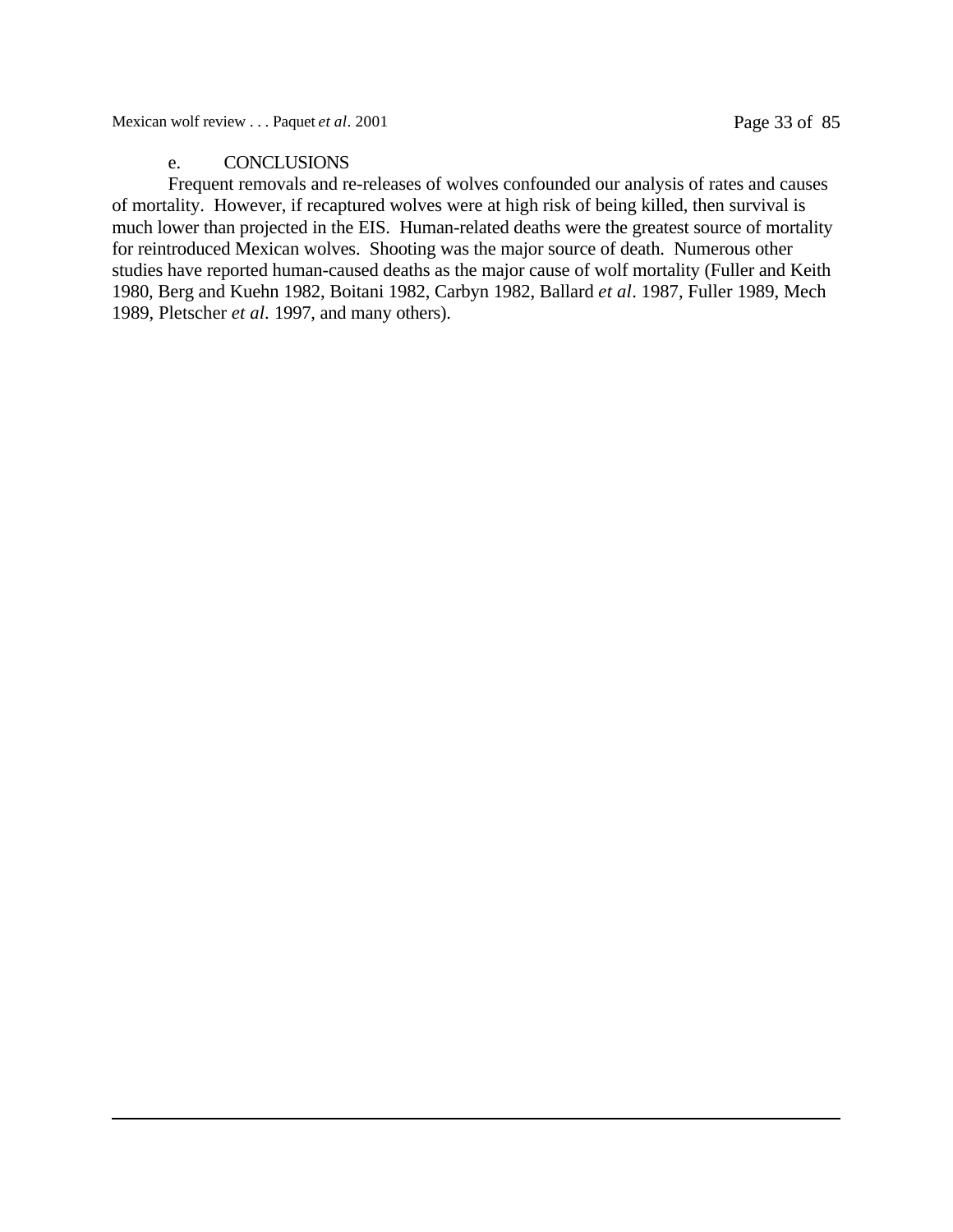### e. CONCLUSIONS

Frequent removals and re-releases of wolves confounded our analysis of rates and causes of mortality. However, if recaptured wolves were at high risk of being killed, then survival is much lower than projected in the EIS. Human-related deaths were the greatest source of mortality for reintroduced Mexican wolves. Shooting was the major source of death. Numerous other studies have reported human-caused deaths as the major cause of wolf mortality (Fuller and Keith 1980, Berg and Kuehn 1982, Boitani 1982, Carbyn 1982, Ballard *et al*. 1987, Fuller 1989, Mech 1989, Pletscher *et al*. 1997, and many others).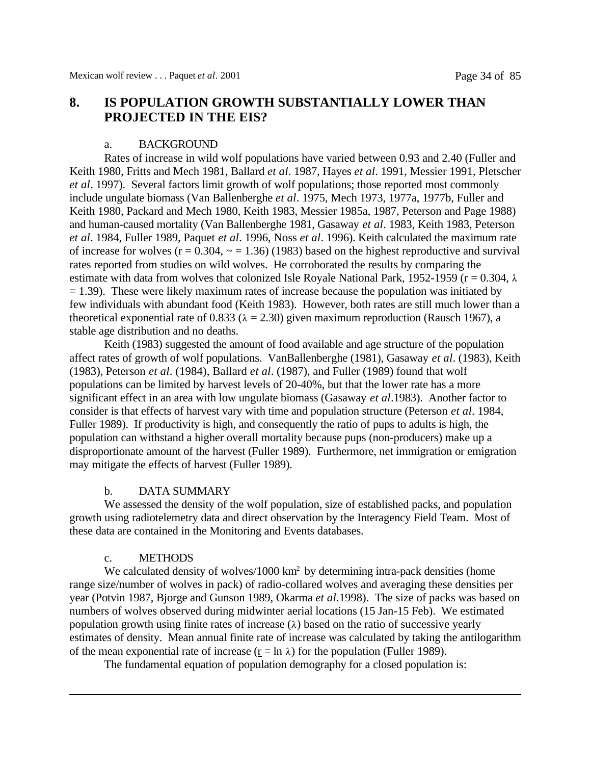## 8. IS POPULATION GROWTH SUBSTANTIALLY LOWER THAN PROJECTED IN THE EIS?

### a. BACKGROUND

Rates of increase in wild wolf populations have varied between 0.93 and 2.40 (Fuller and Keith 1980, Fritts and Mech 1981, Ballard *et al*. 1987, Hayes *et al*. 1991, Messier 1991, Pletscher *et al*. 1997). Several factors limit growth of wolf populations; those reported most commonly include ungulate biomass (Van Ballenberghe *et al*. 1975, Mech 1973, 1977a, 1977b, Fuller and Keith 1980, Packard and Mech 1980, Keith 1983, Messier 1985a, 1987, Peterson and Page 1988) and human-caused mortality (Van Ballenberghe 1981, Gasaway *et al*. 1983, Keith 1983, Peterson *et al*. 1984, Fuller 1989, Paquet *et al*. 1996, Noss *et al*. 1996). Keith calculated the maximum rate of increase for wolves ($r = 0.304$, ~ $= 1.36$) (1983) based on the highest reproductive and survival rates reported from studies on wild wolves. He corroborated the results by comparing the estimate with data from wolves that colonized Isle Royale National Park, 1952-1959 ($r = 0.304$, $\lambda = 1.39$). These were likely maximum rates of increase because the population was initiated by few individuals with abundant food (Keith 1983). However, both rates are still much lower than a theoretical exponential rate of 0.833 ($\lambda = 2.30$) given maximum reproduction (Rausch 1967), a stable age distribution and no deaths.

Keith (1983) suggested the amount of food available and age structure of the population affect rates of growth of wolf populations. VanBallenberghe (1981), Gasaway *et al*. (1983), Keith (1983), Peterson *et al*. (1984), Ballard *et al*. (1987), and Fuller (1989) found that wolf populations can be limited by harvest levels of 20-40%, but that the lower rate has a more significant effect in an area with low ungulate biomass (Gasaway *et al*.1983). Another factor to consider is that effects of harvest vary with time and population structure (Peterson *et al*. 1984, Fuller 1989). If productivity is high, and consequently the ratio of pups to adults is high, the population can withstand a higher overall mortality because pups (non-producers) make up a disproportionate amount of the harvest (Fuller 1989). Furthermore, net immigration or emigration may mitigate the effects of harvest (Fuller 1989).

### b. DATA SUMMARY

We assessed the density of the wolf population, size of established packs, and population growth using radiotelemetry data and direct observation by the Interagency Field Team. Most of these data are contained in the Monitoring and Events databases.

### c. METHODS

We calculated density of wolves/1000 $km^2$ by determining intra-pack densities (home range size/number of wolves in pack) of radio-collared wolves and averaging these densities per year (Potvin 1987, Bjorge and Gunson 1989, Okarma *et al*.1998). The size of packs was based on numbers of wolves observed during midwinter aerial locations (15 Jan-15 Feb). We estimated population growth using finite rates of increase ($\lambda$) based on the ratio of successive yearly estimates of density. Mean annual finite rate of increase was calculated by taking the antilogarithm of the mean exponential rate of increase ($\underline{r} = \ln \lambda$) for the population (Fuller 1989).

The fundamental equation of population demography for a closed population is: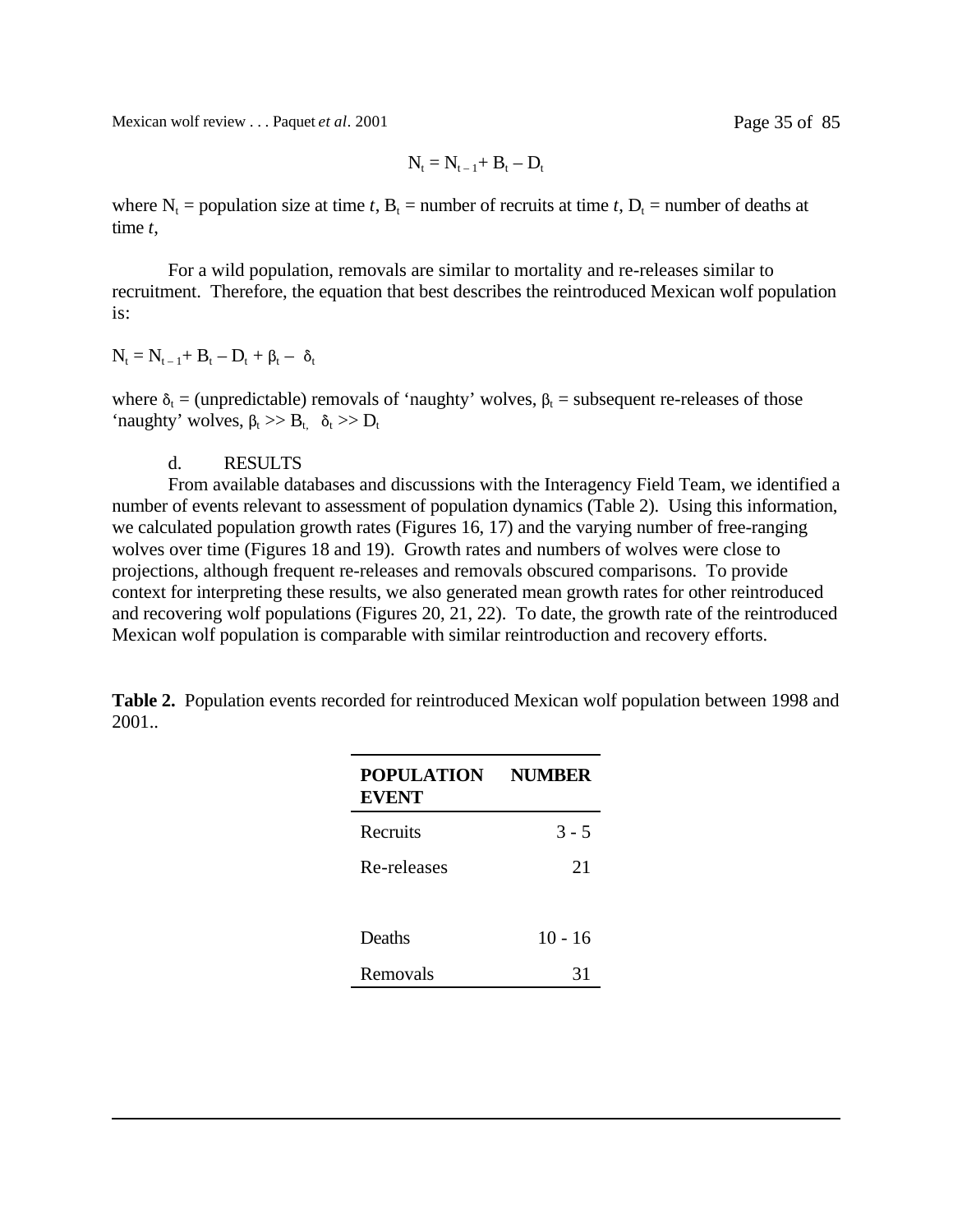$$N_t = N_{t-1} + B_t - D_t$$

where $N_t$ = population size at time *t*, $B_t$ = number of recruits at time *t*, $D_t$ = number of deaths at time *t*,

For a wild population, removals are similar to mortality and re-releases similar to recruitment. Therefore, the equation that best describes the reintroduced Mexican wolf population is:

$$N_t = N_{t-1} + B_t - D_t + \beta_t - \delta_t$$

where $\delta_t$ = (unpredictable) removals of 'naughty' wolves, $\beta_t$ = subsequent re-releases of those 'naughty' wolves, $\beta_t >> B_t$, $\delta_t >> D_t$

d. RESULTS

From available databases and discussions with the Interagency Field Team, we identified a number of events relevant to assessment of population dynamics (Table 2). Using this information, we calculated population growth rates (Figures 16, 17) and the varying number of free-ranging wolves over time (Figures 18 and 19). Growth rates and numbers of wolves were close to projections, although frequent re-releases and removals obscured comparisons. To provide context for interpreting these results, we also generated mean growth rates for other reintroduced and recovering wolf populations (Figures 20, 21, 22). To date, the growth rate of the reintroduced Mexican wolf population is comparable with similar reintroduction and recovery efforts.

**Table 2.** Population events recorded for reintroduced Mexican wolf population between 1998 and 2001..

| POPULATION EVENT | NUMBER |
|---|---|
| Recruits | 3 - 5 |
| Re-releases | 21 |
| Deaths | 10 - 16 |
| Removals | 31 |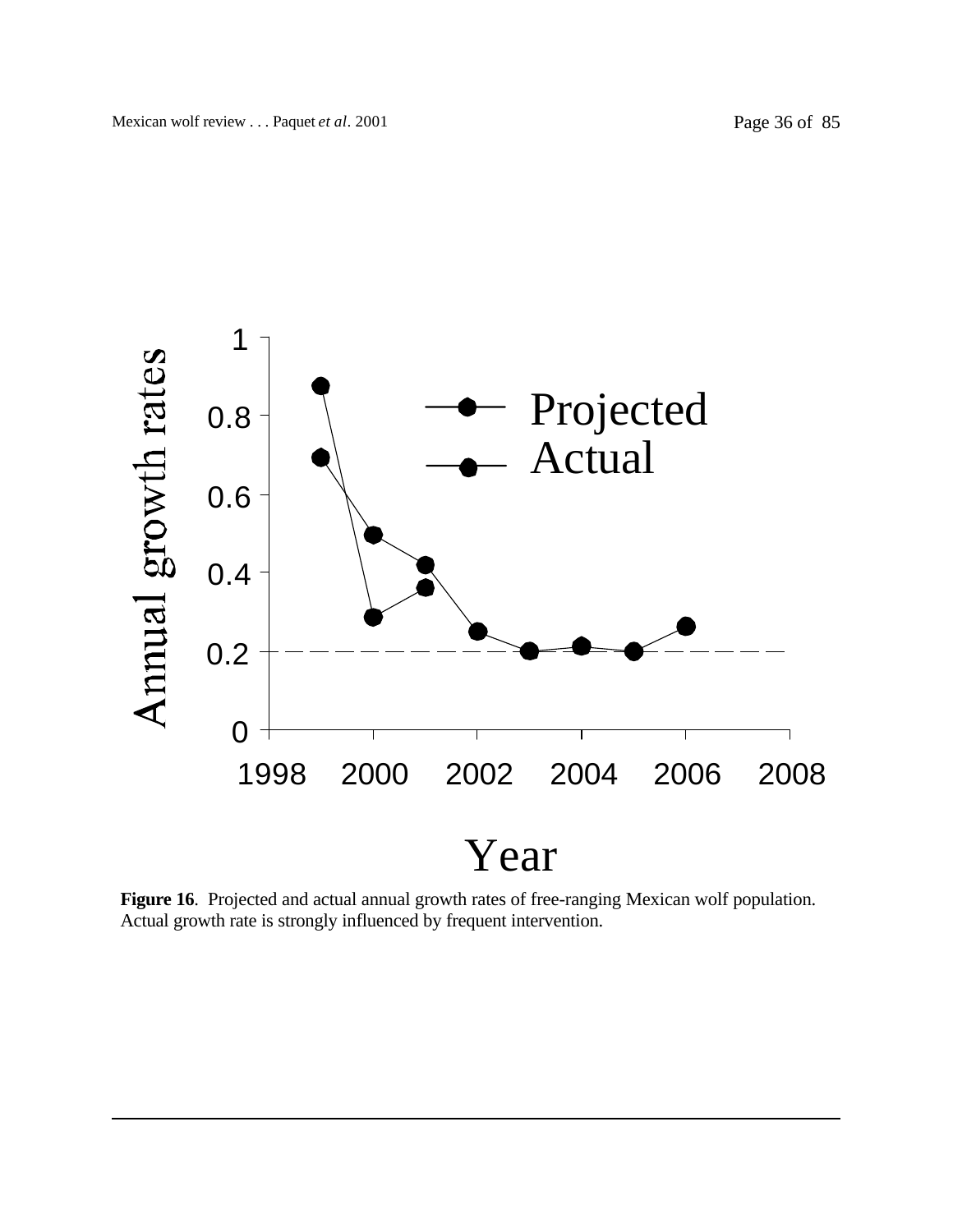**Figure 16**. Projected and actual annual growth rates of free-ranging Mexican wolf population. Actual growth rate is strongly influenced by frequent intervention.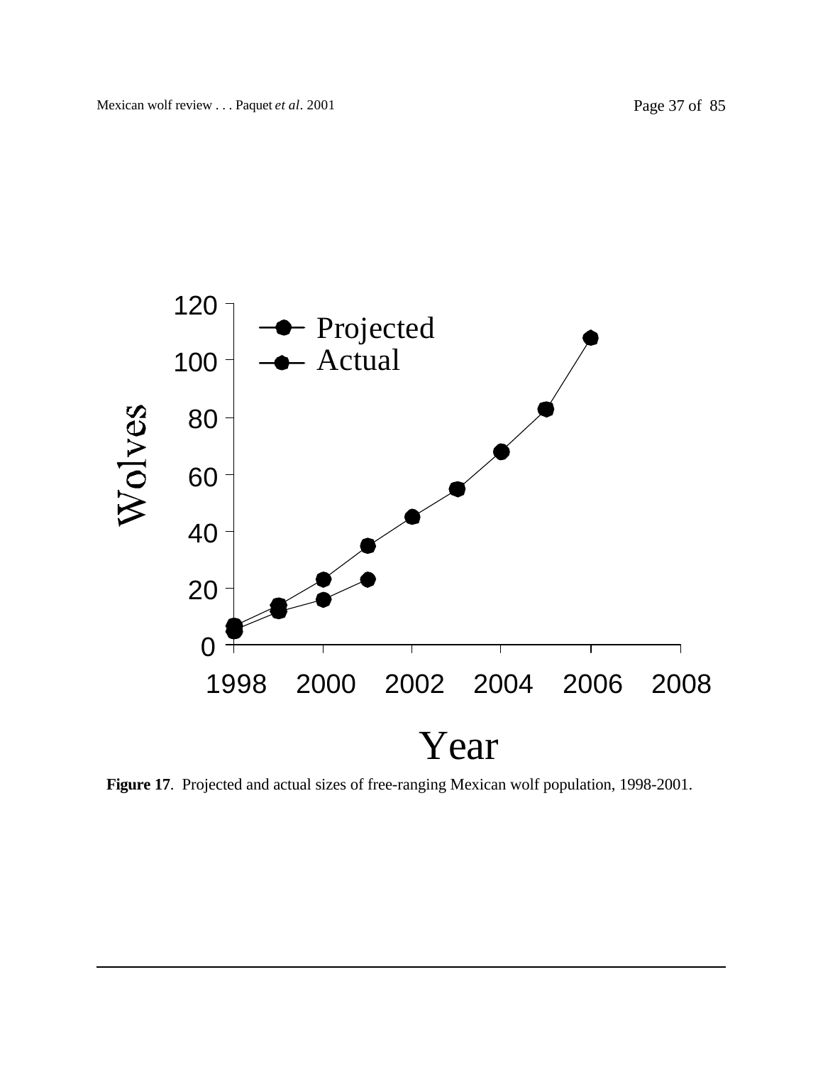**Figure 17**. Projected and actual sizes of free-ranging Mexican wolf population, 1998-2001.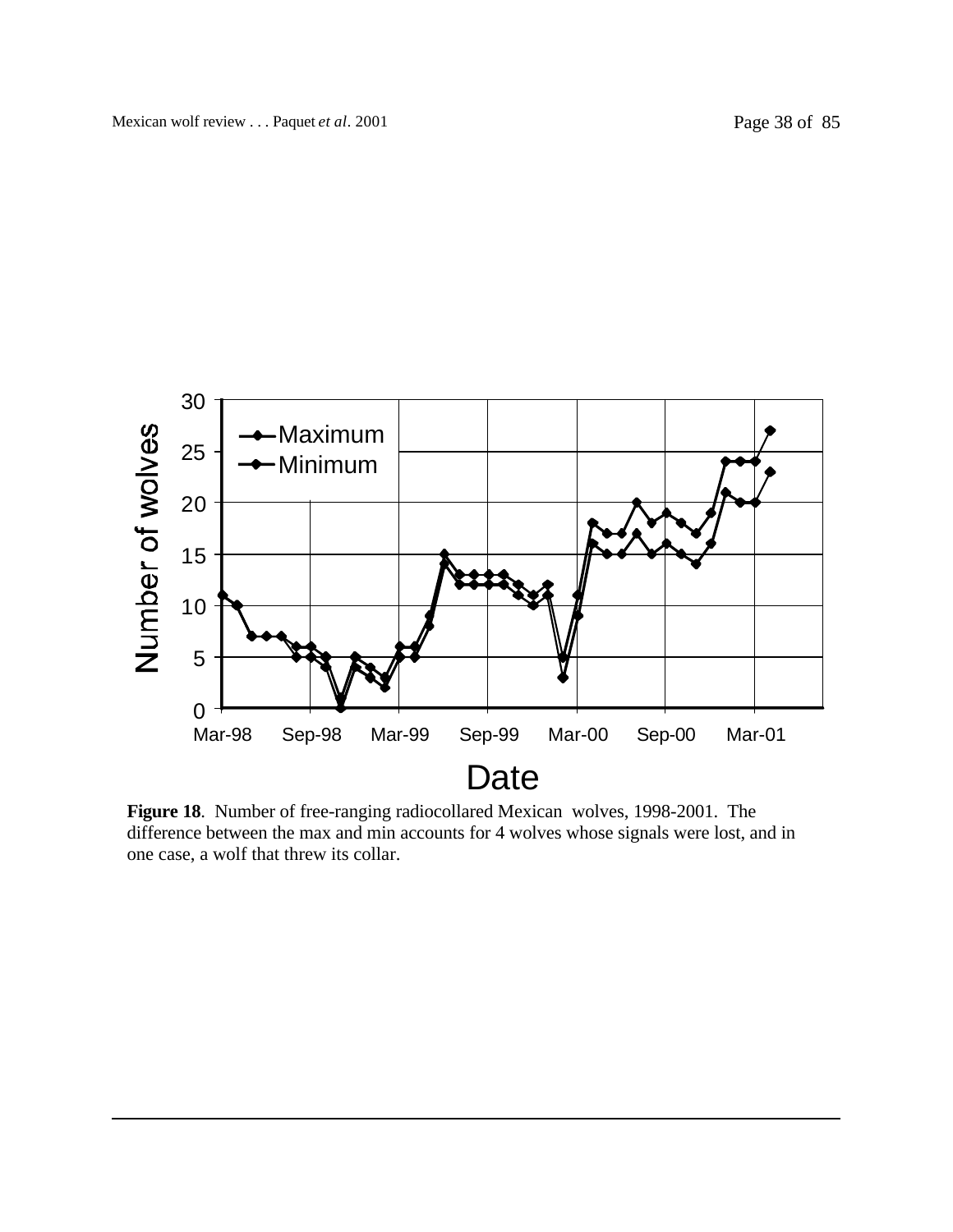**Figure 18**. Number of free-ranging radiocollared Mexican wolves, 1998-2001. The difference between the max and min accounts for 4 wolves whose signals were lost, and in one case, a wolf that threw its collar.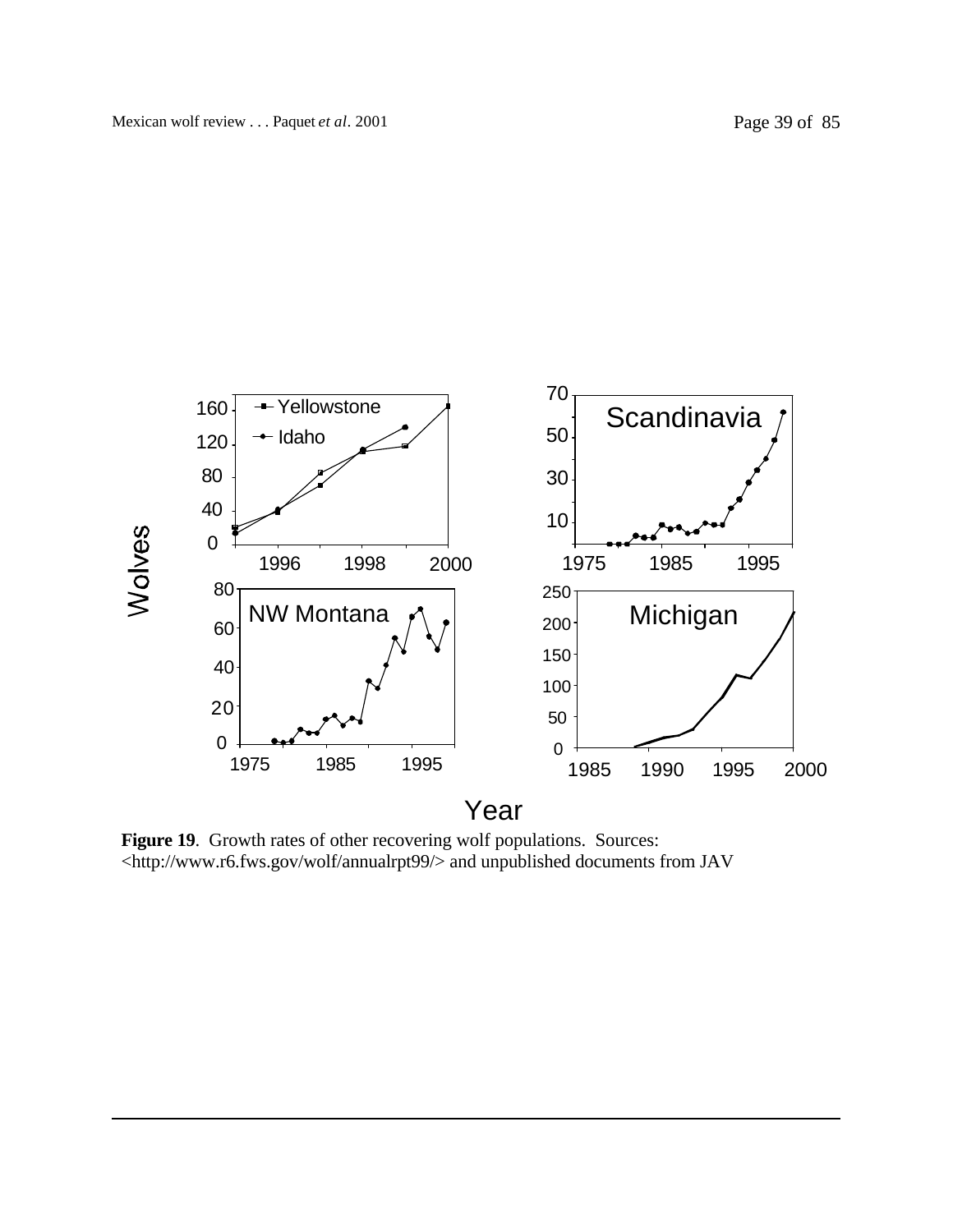**Figure 19**. Growth rates of other recovering wolf populations. Sources: <http://www.r6.fws.gov/wolf/annualrpt99/> and unpublished documents from JAV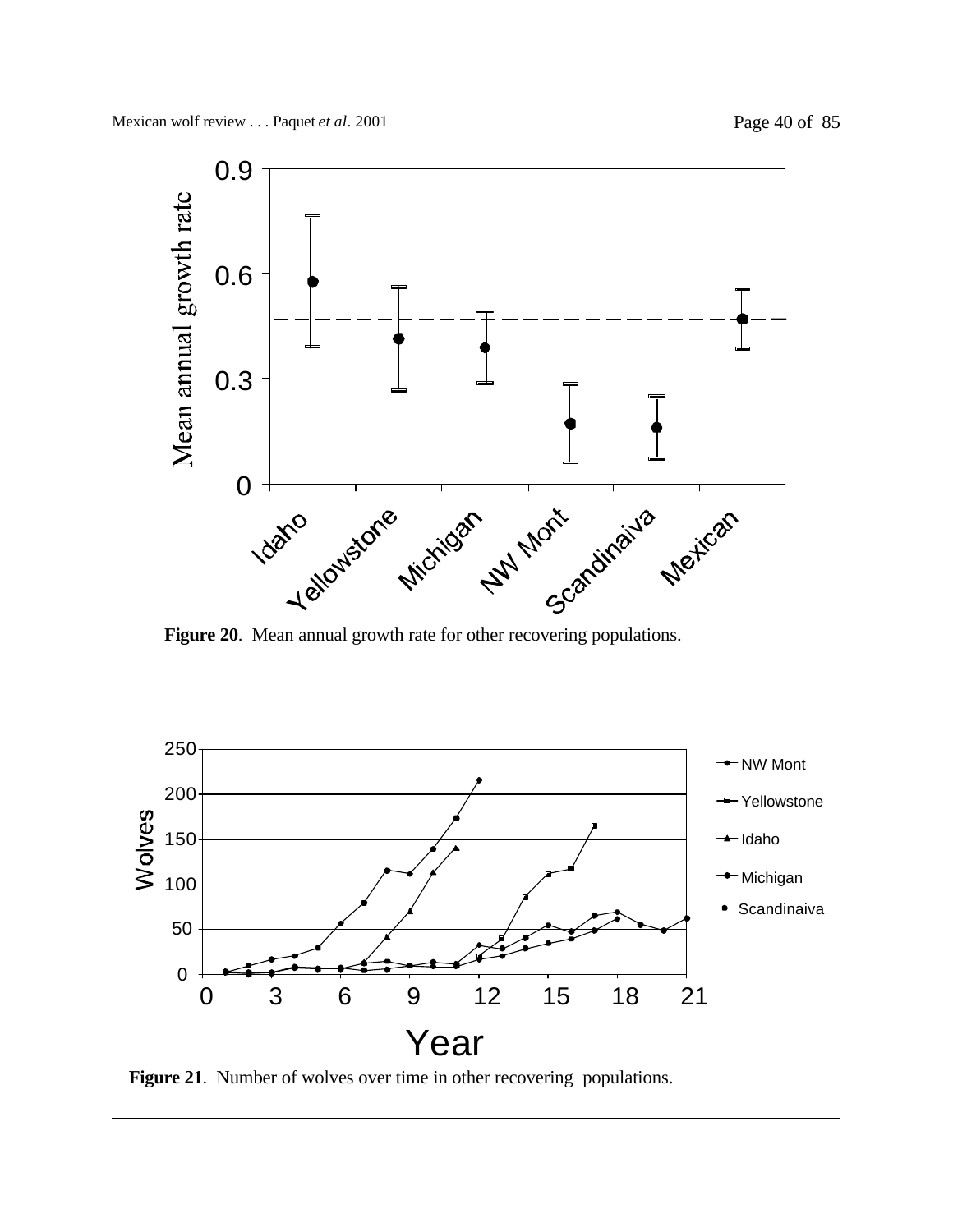**Figure 20**. Mean annual growth rate for other recovering populations.

**Figure 21**. Number of wolves over time in other recovering populations.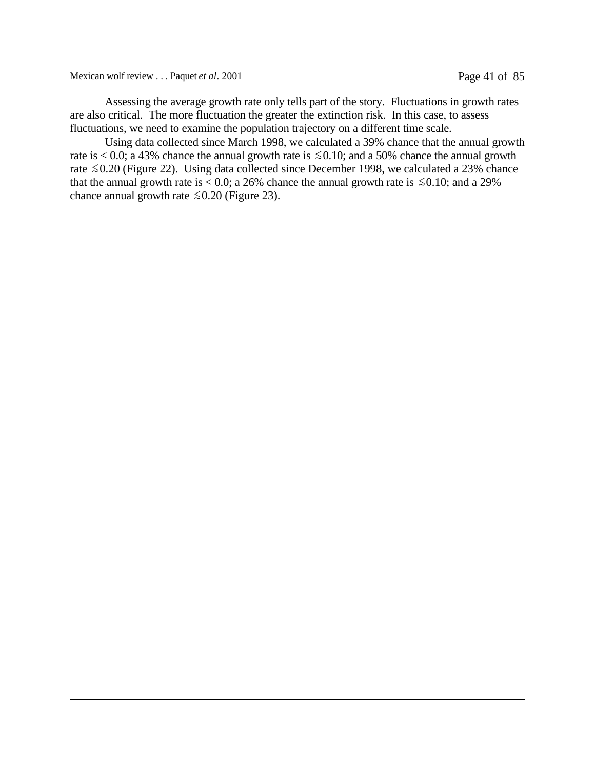Assessing the average growth rate only tells part of the story. Fluctuations in growth rates are also critical. The more fluctuation the greater the extinction risk. In this case, to assess fluctuations, we need to examine the population trajectory on a different time scale.

Using data collected since March 1998, we calculated a 39% chance that the annual growth rate is $< 0.0$; a 43% chance the annual growth rate is $\lesssim 0.10$; and a 50% chance the annual growth rate $\lesssim 0.20$ (Figure 22). Using data collected since December 1998, we calculated a 23% chance that the annual growth rate is $< 0.0$; a 26% chance the annual growth rate is $\lesssim 0.10$; and a 29% chance annual growth rate $\lesssim 0.20$ (Figure 23).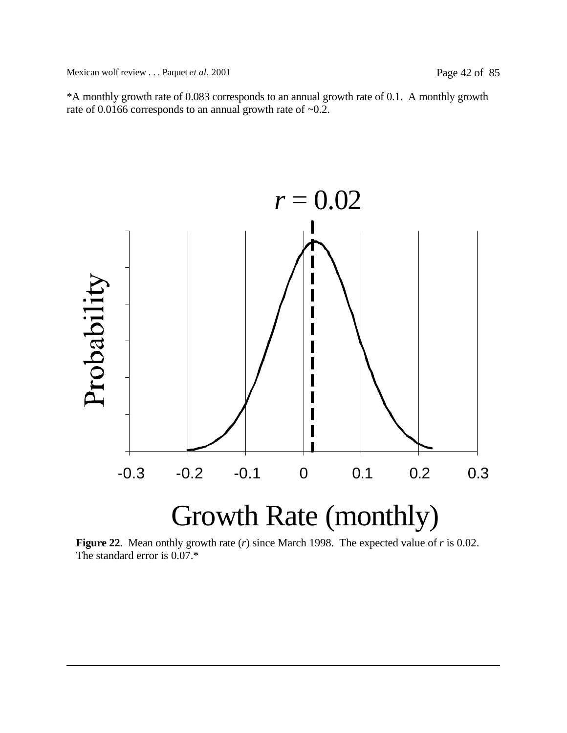*A monthly growth rate of 0.083 corresponds to an annual growth rate of 0.1. A monthly growth rate of 0.0166 corresponds to an annual growth rate of ~0.2.

$r = 0.02$

Probability

-0.3 -0.2 -0.1 0 0.1 0.2 0.3

Growth Rate (monthly)

**Figure 22**. Mean onthly growth rate ($r$) since March 1998. The expected value of $r$ is 0.02. The standard error is 0.07.*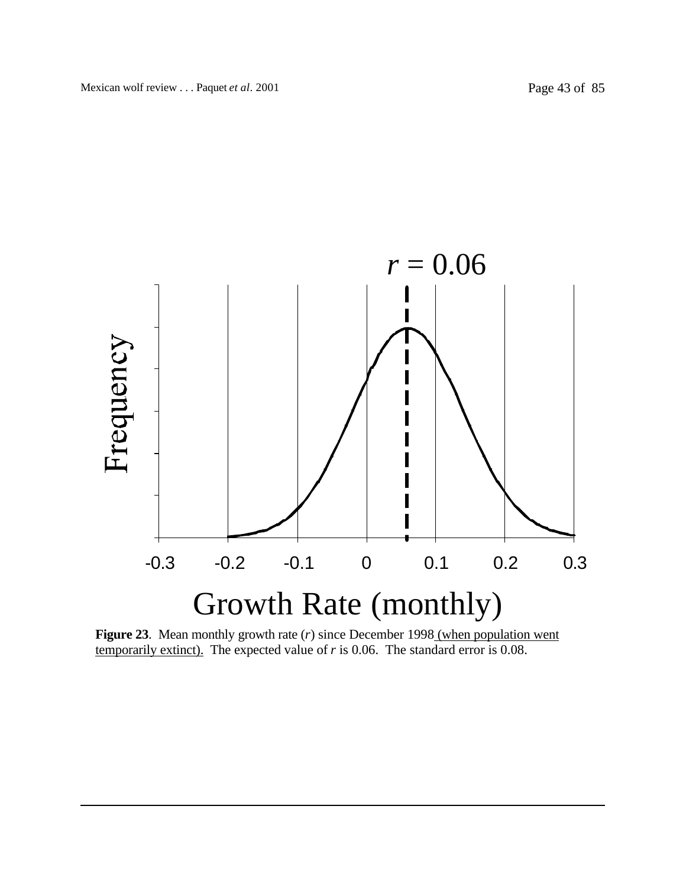**Figure 23**. Mean monthly growth rate ($r$) since December 1998 (when population went temporarily extinct). The expected value of $r$ is 0.06. The standard error is 0.08.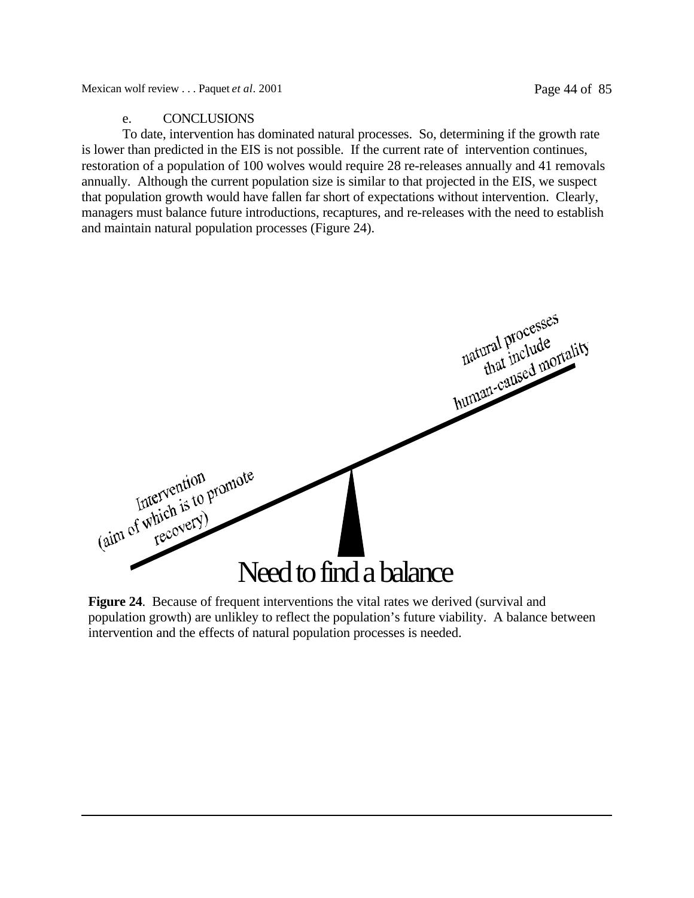e. CONCLUSIONS

To date, intervention has dominated natural processes. So, determining if the growth rate is lower than predicted in the EIS is not possible. If the current rate of intervention continues, restoration of a population of 100 wolves would require 28 re-releases annually and 41 removals annually. Although the current population size is similar to that projected in the EIS, we suspect that population growth would have fallen far short of expectations without intervention. Clearly, managers must balance future introductions, recaptures, and re-releases with the need to establish and maintain natural population processes (Figure 24).

**Figure 24**. Because of frequent interventions the vital rates we derived (survival and population growth) are unlikley to reflect the population's future viability. A balance between intervention and the effects of natural population processes is needed.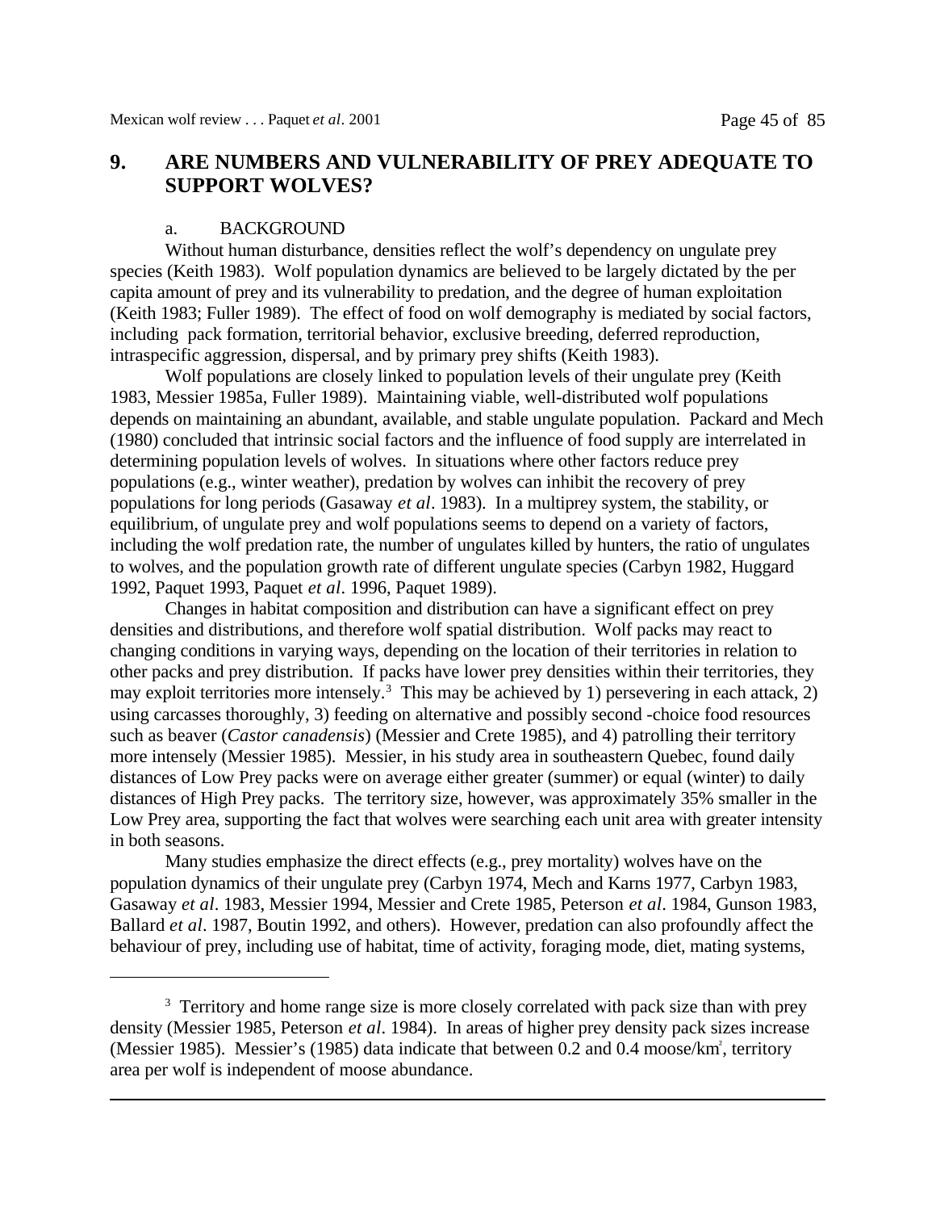## 9. ARE NUMBERS AND VULNERABILITY OF PREY ADEQUATE TO SUPPORT WOLVES?

### a. BACKGROUND

Without human disturbance, densities reflect the wolf's dependency on ungulate prey species (Keith 1983). Wolf population dynamics are believed to be largely dictated by the per capita amount of prey and its vulnerability to predation, and the degree of human exploitation (Keith 1983; Fuller 1989). The effect of food on wolf demography is mediated by social factors, including pack formation, territorial behavior, exclusive breeding, deferred reproduction, intraspecific aggression, dispersal, and by primary prey shifts (Keith 1983).

Wolf populations are closely linked to population levels of their ungulate prey (Keith 1983, Messier 1985a, Fuller 1989). Maintaining viable, well-distributed wolf populations depends on maintaining an abundant, available, and stable ungulate population. Packard and Mech (1980) concluded that intrinsic social factors and the influence of food supply are interrelated in determining population levels of wolves. In situations where other factors reduce prey populations (e.g., winter weather), predation by wolves can inhibit the recovery of prey populations for long periods (Gasaway *et al*. 1983). In a multiprey system, the stability, or equilibrium, of ungulate prey and wolf populations seems to depend on a variety of factors, including the wolf predation rate, the number of ungulates killed by hunters, the ratio of ungulates to wolves, and the population growth rate of different ungulate species (Carbyn 1982, Huggard 1992, Paquet 1993, Paquet *et al*. 1996, Paquet 1989).

Changes in habitat composition and distribution can have a significant effect on prey densities and distributions, and therefore wolf spatial distribution. Wolf packs may react to changing conditions in varying ways, depending on the location of their territories in relation to other packs and prey distribution. If packs have lower prey densities within their territories, they may exploit territories more intensely.[3] This may be achieved by 1) persevering in each attack, 2) using carcasses thoroughly, 3) feeding on alternative and possibly second -choice food resources such as beaver (*Castor canadensis*) (Messier and Crete 1985), and 4) patrolling their territory more intensely (Messier 1985). Messier, in his study area in southeastern Quebec, found daily distances of Low Prey packs were on average either greater (summer) or equal (winter) to daily distances of High Prey packs. The territory size, however, was approximately 35% smaller in the Low Prey area, supporting the fact that wolves were searching each unit area with greater intensity in both seasons.

Many studies emphasize the direct effects (e.g., prey mortality) wolves have on the population dynamics of their ungulate prey (Carbyn 1974, Mech and Karns 1977, Carbyn 1983, Gasaway *et al*. 1983, Messier 1994, Messier and Crete 1985, Peterson *et al*. 1984, Gunson 1983, Ballard *et al*. 1987, Boutin 1992, and others). However, predation can also profoundly affect the behaviour of prey, including use of habitat, time of activity, foraging mode, diet, mating systems,

---

[3] Territory and home range size is more closely correlated with pack size than with prey density (Messier 1985, Peterson *et al*. 1984). In areas of higher prey density pack sizes increase (Messier 1985). Messier's (1985) data indicate that between 0.2 and 0.4 moose/km$^2$, territory area per wolf is independent of moose abundance.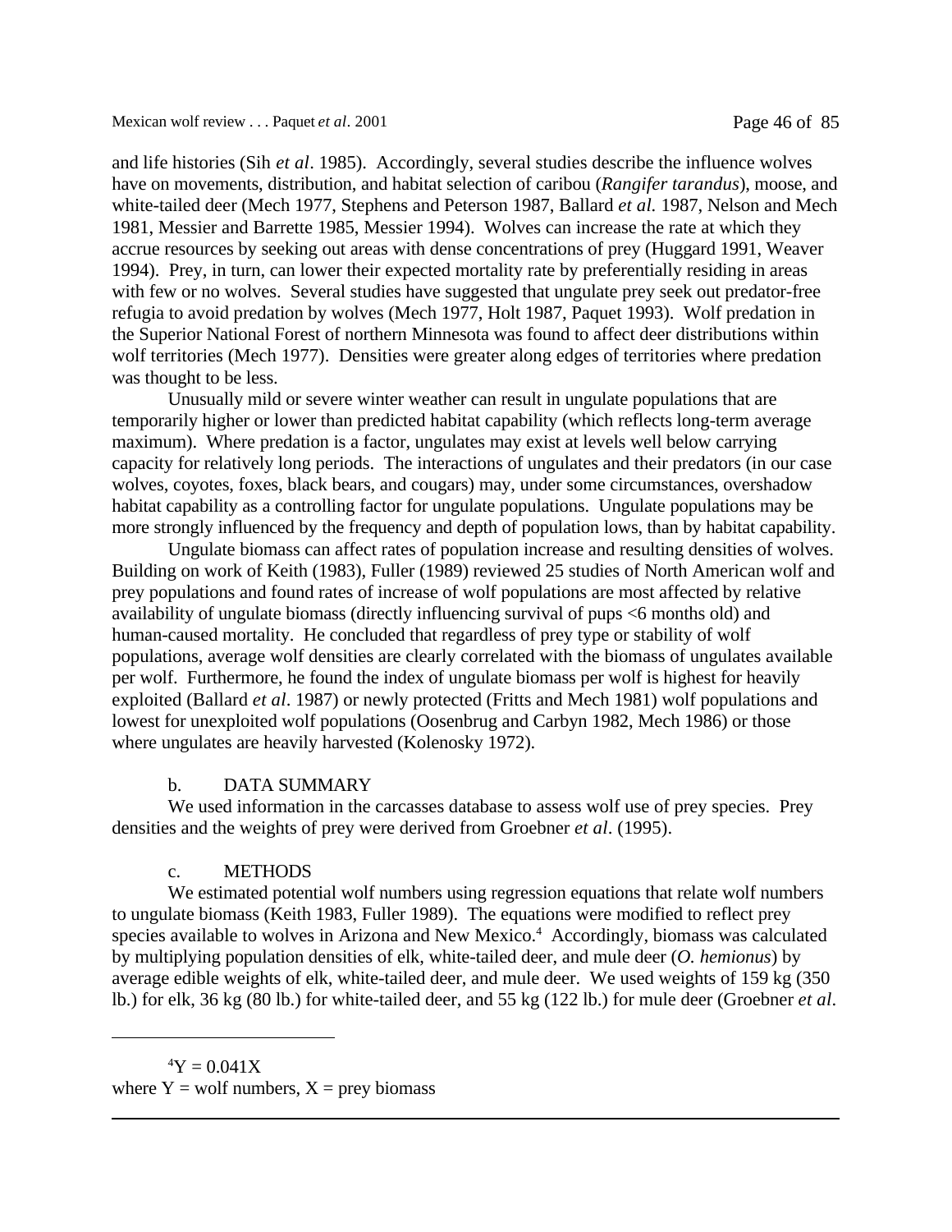and life histories (Sih *et al*. 1985). Accordingly, several studies describe the influence wolves have on movements, distribution, and habitat selection of caribou (*Rangifer tarandus*), moose, and white-tailed deer (Mech 1977, Stephens and Peterson 1987, Ballard *et al.* 1987, Nelson and Mech 1981, Messier and Barrette 1985, Messier 1994). Wolves can increase the rate at which they accrue resources by seeking out areas with dense concentrations of prey (Huggard 1991, Weaver 1994). Prey, in turn, can lower their expected mortality rate by preferentially residing in areas with few or no wolves. Several studies have suggested that ungulate prey seek out predator-free refugia to avoid predation by wolves (Mech 1977, Holt 1987, Paquet 1993). Wolf predation in the Superior National Forest of northern Minnesota was found to affect deer distributions within wolf territories (Mech 1977). Densities were greater along edges of territories where predation was thought to be less.

Unusually mild or severe winter weather can result in ungulate populations that are temporarily higher or lower than predicted habitat capability (which reflects long-term average maximum). Where predation is a factor, ungulates may exist at levels well below carrying capacity for relatively long periods. The interactions of ungulates and their predators (in our case wolves, coyotes, foxes, black bears, and cougars) may, under some circumstances, overshadow habitat capability as a controlling factor for ungulate populations. Ungulate populations may be more strongly influenced by the frequency and depth of population lows, than by habitat capability.

Ungulate biomass can affect rates of population increase and resulting densities of wolves. Building on work of Keith (1983), Fuller (1989) reviewed 25 studies of North American wolf and prey populations and found rates of increase of wolf populations are most affected by relative availability of ungulate biomass (directly influencing survival of pups <6 months old) and human-caused mortality. He concluded that regardless of prey type or stability of wolf populations, average wolf densities are clearly correlated with the biomass of ungulates available per wolf. Furthermore, he found the index of ungulate biomass per wolf is highest for heavily exploited (Ballard *et al*. 1987) or newly protected (Fritts and Mech 1981) wolf populations and lowest for unexploited wolf populations (Oosenbrug and Carbyn 1982, Mech 1986) or those where ungulates are heavily harvested (Kolenosky 1972).

b. DATA SUMMARY

We used information in the carcasses database to assess wolf use of prey species. Prey densities and the weights of prey were derived from Groebner *et al*. (1995).

c. METHODS

We estimated potential wolf numbers using regression equations that relate wolf numbers to ungulate biomass (Keith 1983, Fuller 1989). The equations were modified to reflect prey species available to wolves in Arizona and New Mexico.[4] Accordingly, biomass was calculated by multiplying population densities of elk, white-tailed deer, and mule deer (*O. hemionus*) by average edible weights of elk, white-tailed deer, and mule deer. We used weights of 159 kg (350 lb.) for elk, 36 kg (80 lb.) for white-tailed deer, and 55 kg (122 lb.) for mule deer (Groebner *et al*.

---

[4] $Y = 0.041X$
where $Y$ = wolf numbers, $X$ = prey biomass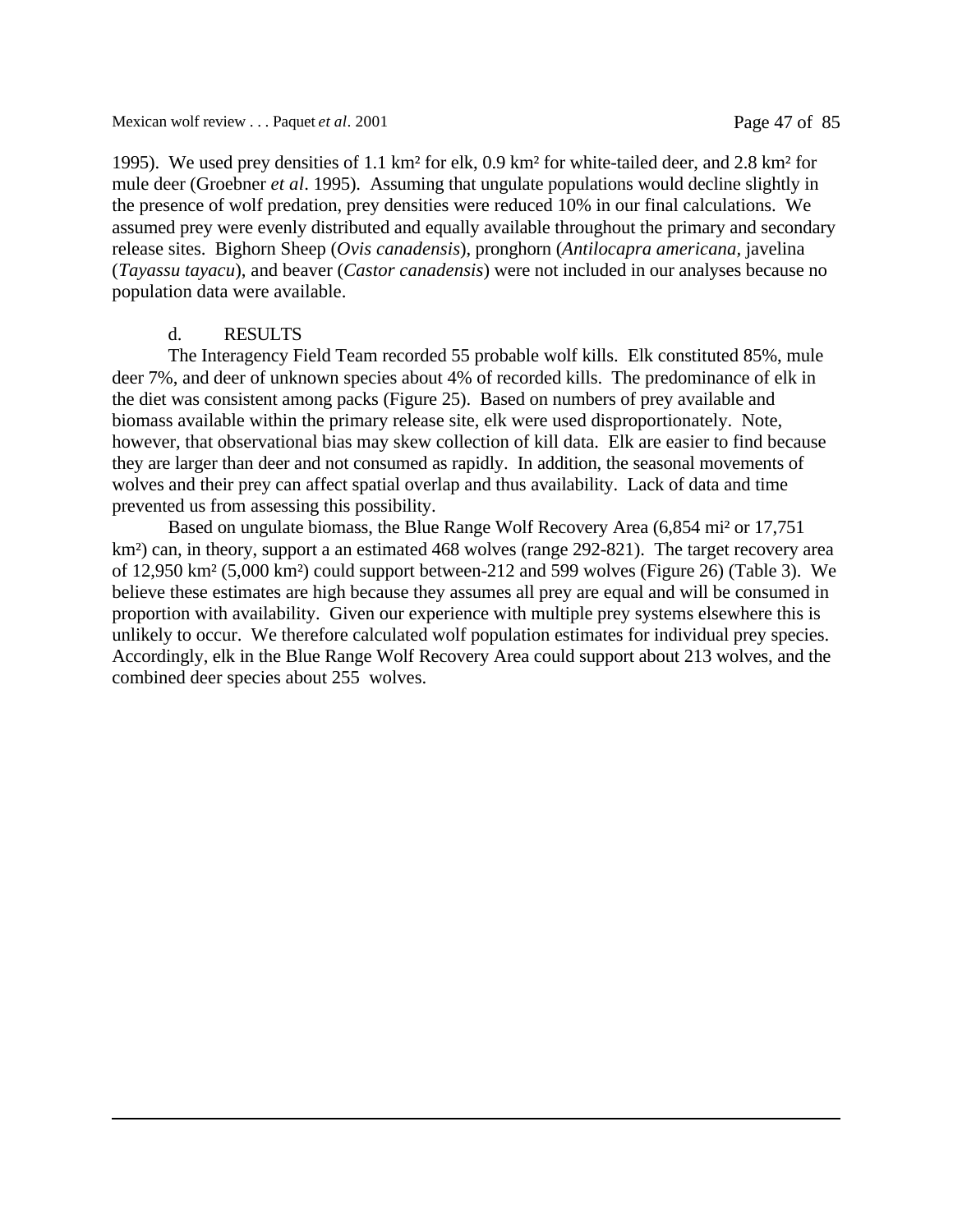1995). We used prey densities of 1.1 km² for elk, 0.9 km² for white-tailed deer, and 2.8 km² for mule deer (Groebner *et al*. 1995). Assuming that ungulate populations would decline slightly in the presence of wolf predation, prey densities were reduced 10% in our final calculations. We assumed prey were evenly distributed and equally available throughout the primary and secondary release sites. Bighorn Sheep (*Ovis canadensis*), pronghorn (*Antilocapra americana*, javelina (*Tayassu tayacu*), and beaver (*Castor canadensis*) were not included in our analyses because no population data were available.

### d. RESULTS

The Interagency Field Team recorded 55 probable wolf kills. Elk constituted 85%, mule deer 7%, and deer of unknown species about 4% of recorded kills. The predominance of elk in the diet was consistent among packs (Figure 25). Based on numbers of prey available and biomass available within the primary release site, elk were used disproportionately. Note, however, that observational bias may skew collection of kill data. Elk are easier to find because they are larger than deer and not consumed as rapidly. In addition, the seasonal movements of wolves and their prey can affect spatial overlap and thus availability. Lack of data and time prevented us from assessing this possibility.

Based on ungulate biomass, the Blue Range Wolf Recovery Area (6,854 mi² or 17,751 km²) can, in theory, support a an estimated 468 wolves (range 292-821). The target recovery area of 12,950 km² (5,000 km²) could support between-212 and 599 wolves (Figure 26) (Table 3). We believe these estimates are high because they assumes all prey are equal and will be consumed in proportion with availability. Given our experience with multiple prey systems elsewhere this is unlikely to occur. We therefore calculated wolf population estimates for individual prey species. Accordingly, elk in the Blue Range Wolf Recovery Area could support about 213 wolves, and the combined deer species about 255 wolves.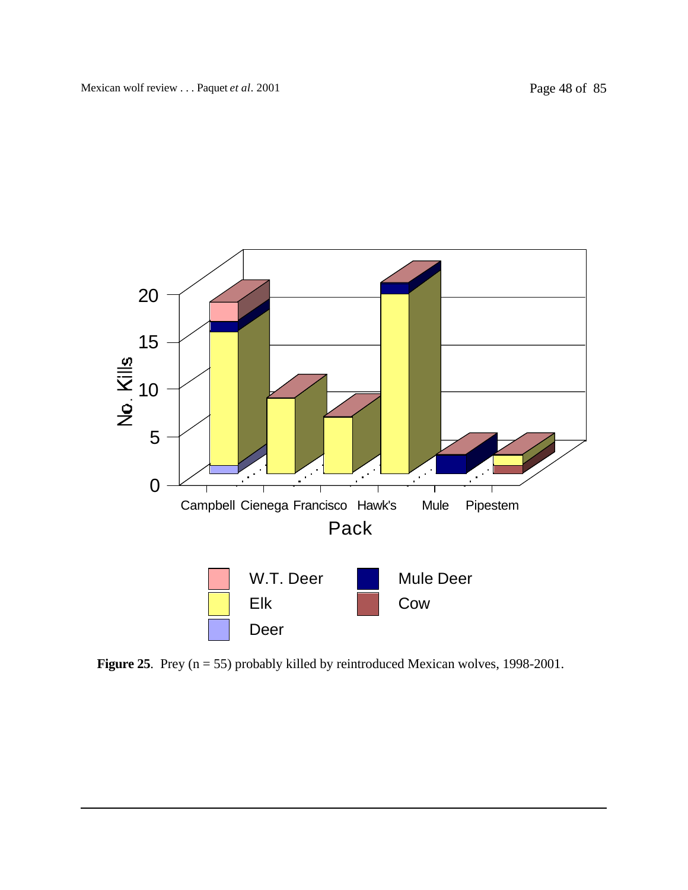**Figure 25**. Prey (n = 55) probably killed by reintroduced Mexican wolves, 1998-2001.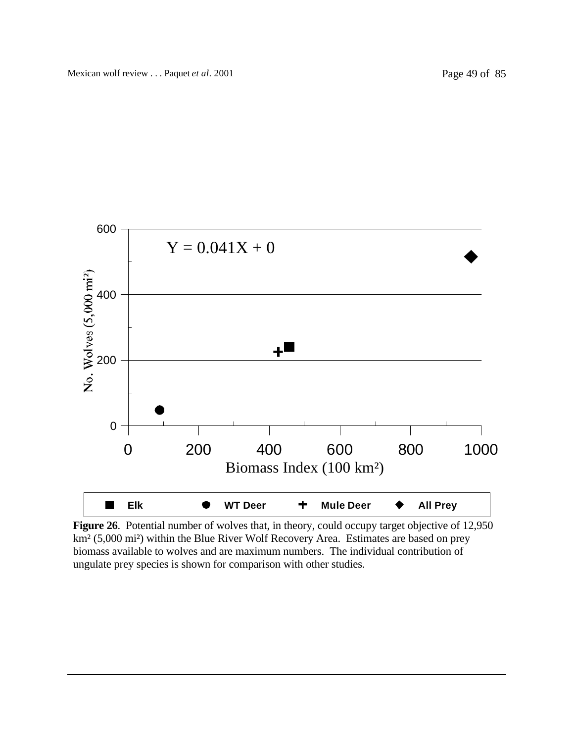**Figure 26**. Potential number of wolves that, in theory, could occupy target objective of 12,950 km² (5,000 mi²) within the Blue River Wolf Recovery Area. Estimates are based on prey biomass available to wolves and are maximum numbers. The individual contribution of ungulate prey species is shown for comparison with other studies.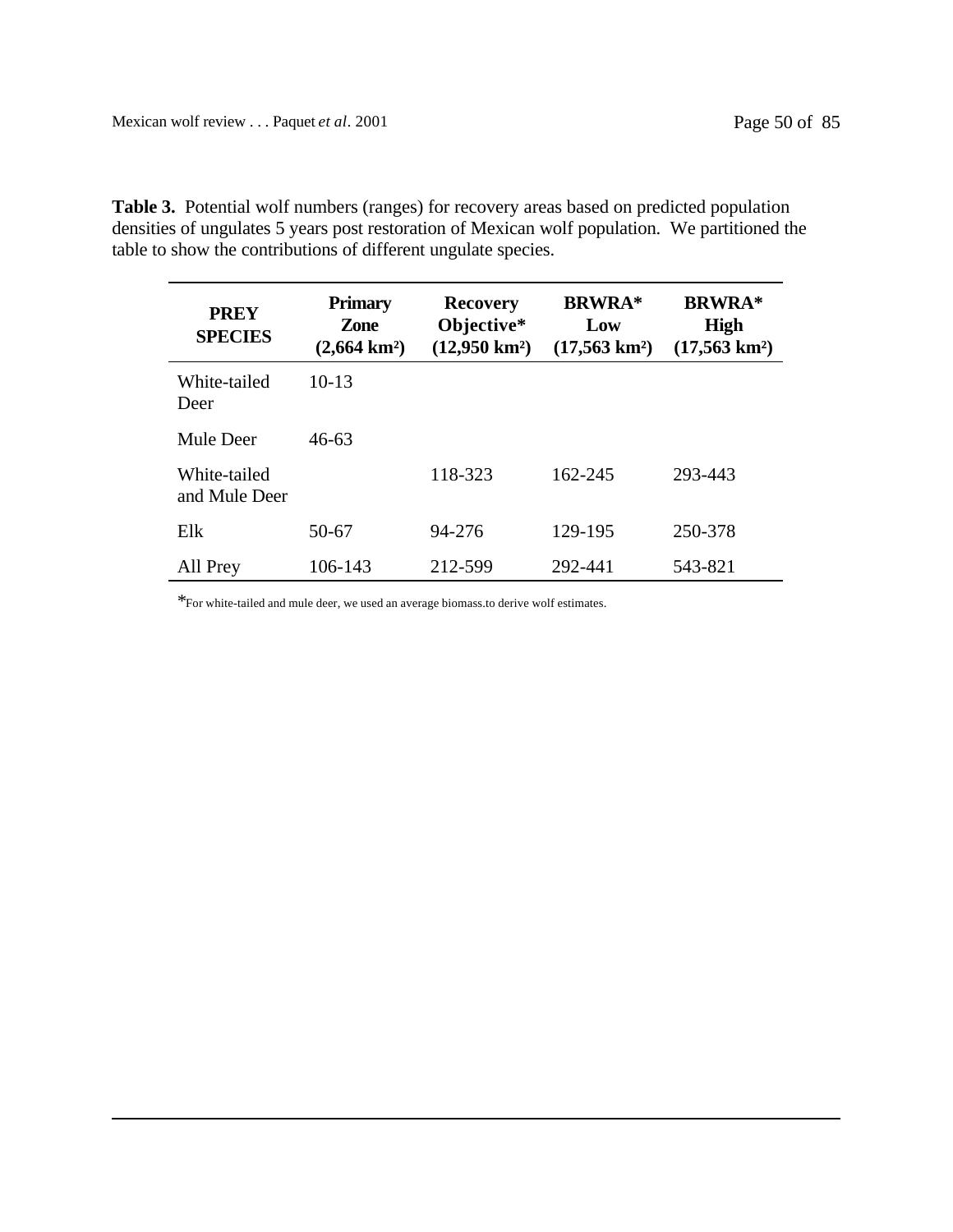**Table 3.** Potential wolf numbers (ranges) for recovery areas based on predicted population densities of ungulates 5 years post restoration of Mexican wolf population. We partitioned the table to show the contributions of different ungulate species.

| PREY SPECIES | Primary Zone (2,664 km²) | Recovery Objective* (12,950 km²) | BRWRA* Low (17,563 km²) | BRWRA* High (17,563 km²) |
|---|---|---|---|---|
| White-tailed Deer | 10-13 | | | |
| Mule Deer | 46-63 | | | |
| White-tailed and Mule Deer | | 118-323 | 162-245 | 293-443 |
| Elk | 50-67 | 94-276 | 129-195 | 250-378 |
| All Prey | 106-143 | 212-599 | 292-441 | 543-821 |

*For white-tailed and mule deer, we used an average biomass.to derive wolf estimates.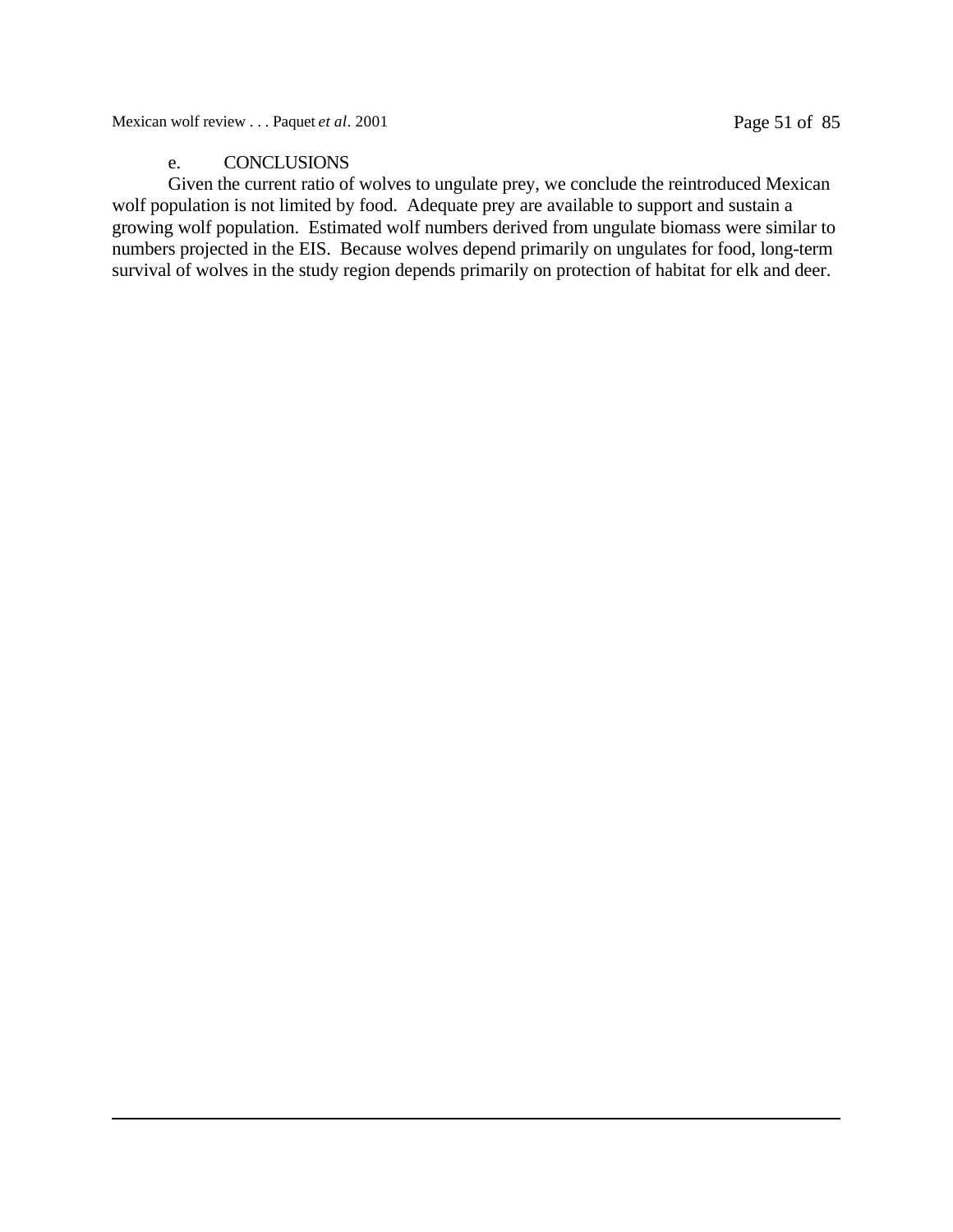### e. CONCLUSIONS

Given the current ratio of wolves to ungulate prey, we conclude the reintroduced Mexican wolf population is not limited by food. Adequate prey are available to support and sustain a growing wolf population. Estimated wolf numbers derived from ungulate biomass were similar to numbers projected in the EIS. Because wolves depend primarily on ungulates for food, long-term survival of wolves in the study region depends primarily on protection of habitat for elk and deer.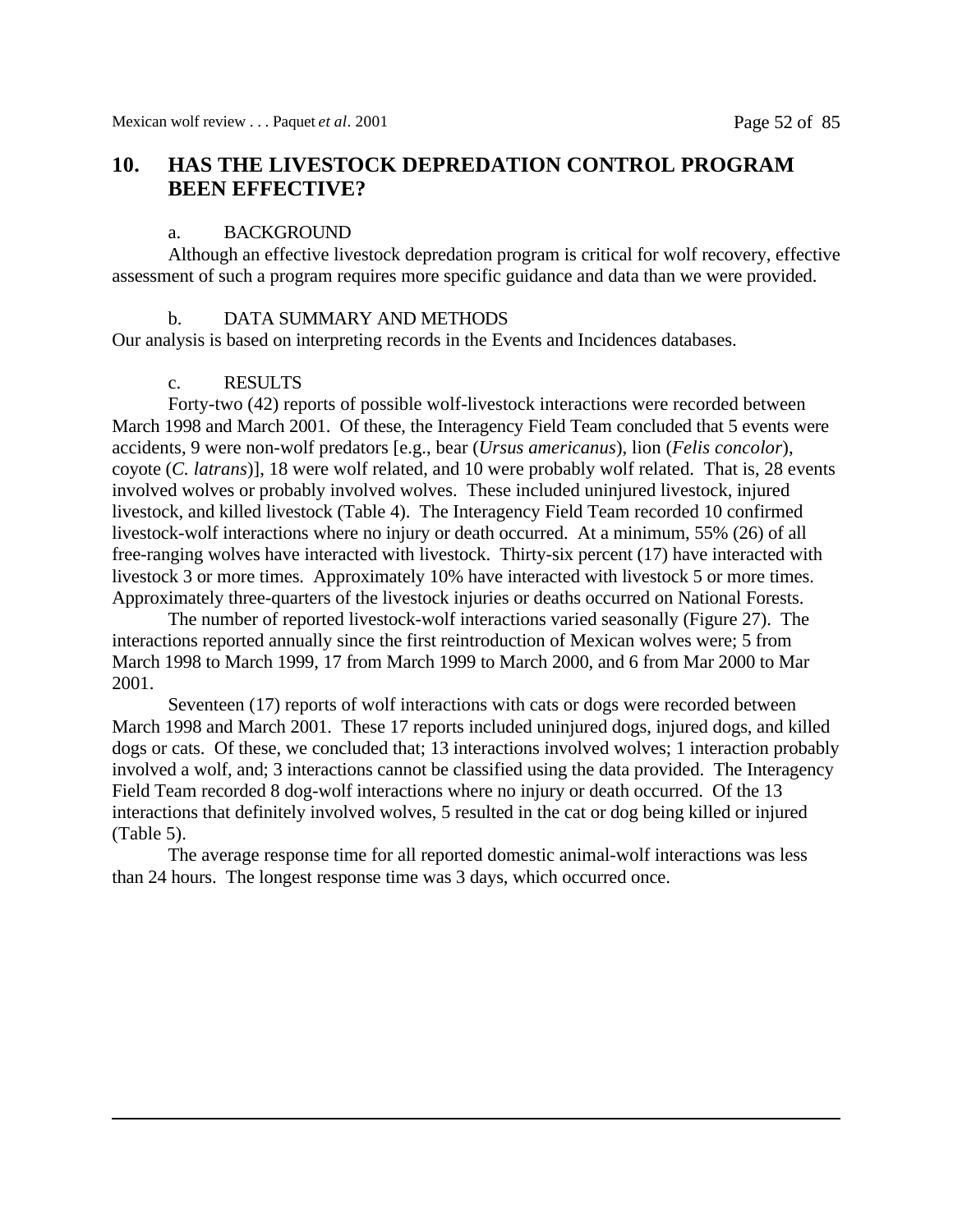## 10. HAS THE LIVESTOCK DEPREDATION CONTROL PROGRAM BEEN EFFECTIVE?

### a. BACKGROUND

Although an effective livestock depredation program is critical for wolf recovery, effective assessment of such a program requires more specific guidance and data than we were provided.

### b. DATA SUMMARY AND METHODS

Our analysis is based on interpreting records in the Events and Incidences databases.

### c. RESULTS

Forty-two (42) reports of possible wolf-livestock interactions were recorded between March 1998 and March 2001. Of these, the Interagency Field Team concluded that 5 events were accidents, 9 were non-wolf predators [e.g., bear (*Ursus americanus*), lion (*Felis concolor*), coyote (*C. latrans*)], 18 were wolf related, and 10 were probably wolf related. That is, 28 events involved wolves or probably involved wolves. These included uninjured livestock, injured livestock, and killed livestock (Table 4). The Interagency Field Team recorded 10 confirmed livestock-wolf interactions where no injury or death occurred. At a minimum, 55% (26) of all free-ranging wolves have interacted with livestock. Thirty-six percent (17) have interacted with livestock 3 or more times. Approximately 10% have interacted with livestock 5 or more times. Approximately three-quarters of the livestock injuries or deaths occurred on National Forests.

The number of reported livestock-wolf interactions varied seasonally (Figure 27). The interactions reported annually since the first reintroduction of Mexican wolves were; 5 from March 1998 to March 1999, 17 from March 1999 to March 2000, and 6 from Mar 2000 to Mar 2001.

Seventeen (17) reports of wolf interactions with cats or dogs were recorded between March 1998 and March 2001. These 17 reports included uninjured dogs, injured dogs, and killed dogs or cats. Of these, we concluded that; 13 interactions involved wolves; 1 interaction probably involved a wolf, and; 3 interactions cannot be classified using the data provided. The Interagency Field Team recorded 8 dog-wolf interactions where no injury or death occurred. Of the 13 interactions that definitely involved wolves, 5 resulted in the cat or dog being killed or injured (Table 5).

The average response time for all reported domestic animal-wolf interactions was less than 24 hours. The longest response time was 3 days, which occurred once.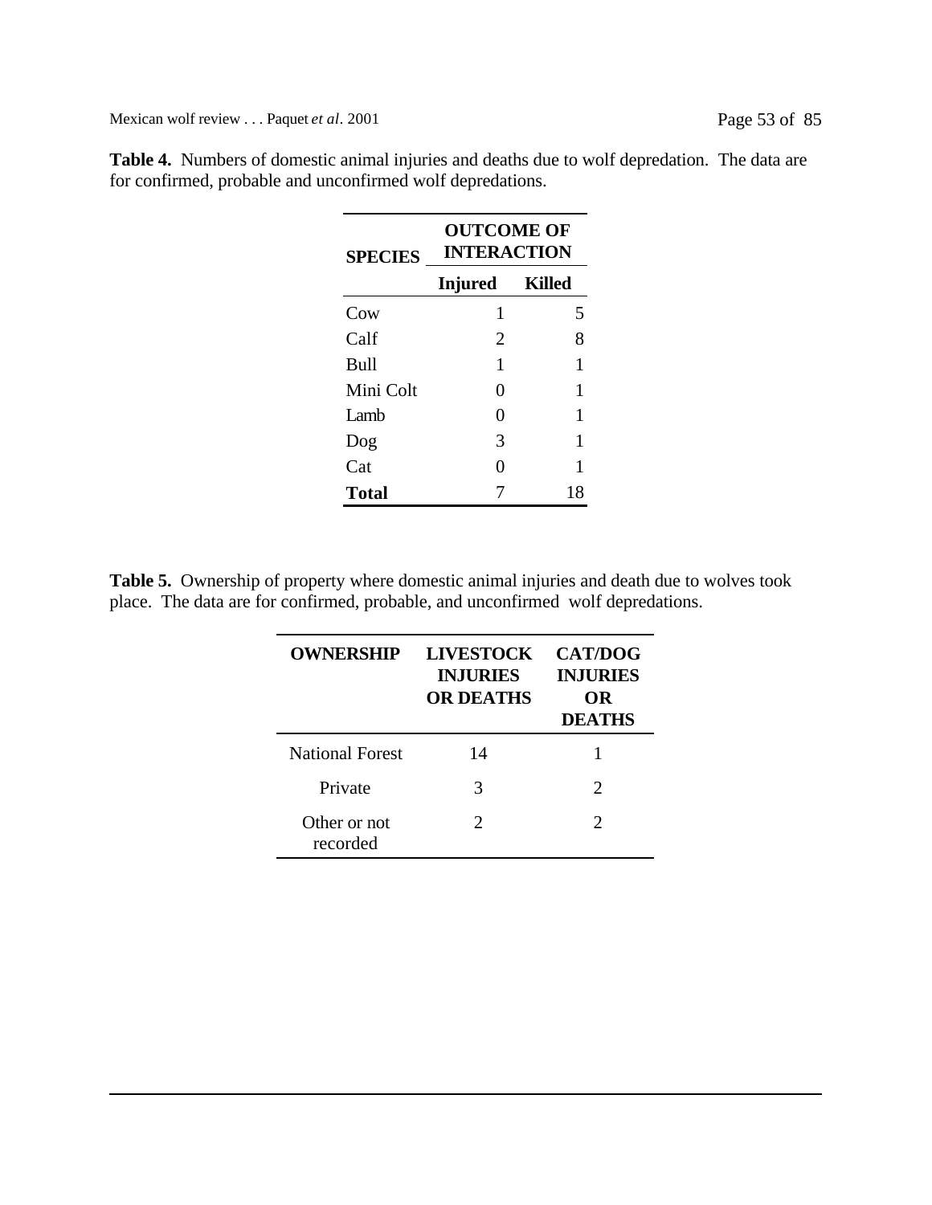**Table 4.** Numbers of domestic animal injuries and deaths due to wolf depredation. The data are for confirmed, probable and unconfirmed wolf depredations.

| SPECIES | OUTCOME OF INTERACTION | |
|---|---|---|
| | Injured | Killed |
| Cow | 1 | 5 |
| Calf | 2 | 8 |
| Bull | 1 | 1 |
| Mini Colt | 0 | 1 |
| Lamb | 0 | 1 |
| Dog | 3 | 1 |
| Cat | 0 | 1 |
| **Total** | 7 | 18 |

**Table 5.** Ownership of property where domestic animal injuries and death due to wolves took place. The data are for confirmed, probable, and unconfirmed wolf depredations.

| OWNERSHIP | LIVESTOCK INJURIES OR DEATHS | CAT/DOG INJURIES OR DEATHS |
|---|---|---|
| National Forest | 14 | 1 |
| Private | 3 | 2 |
| Other or not recorded | 2 | 2 |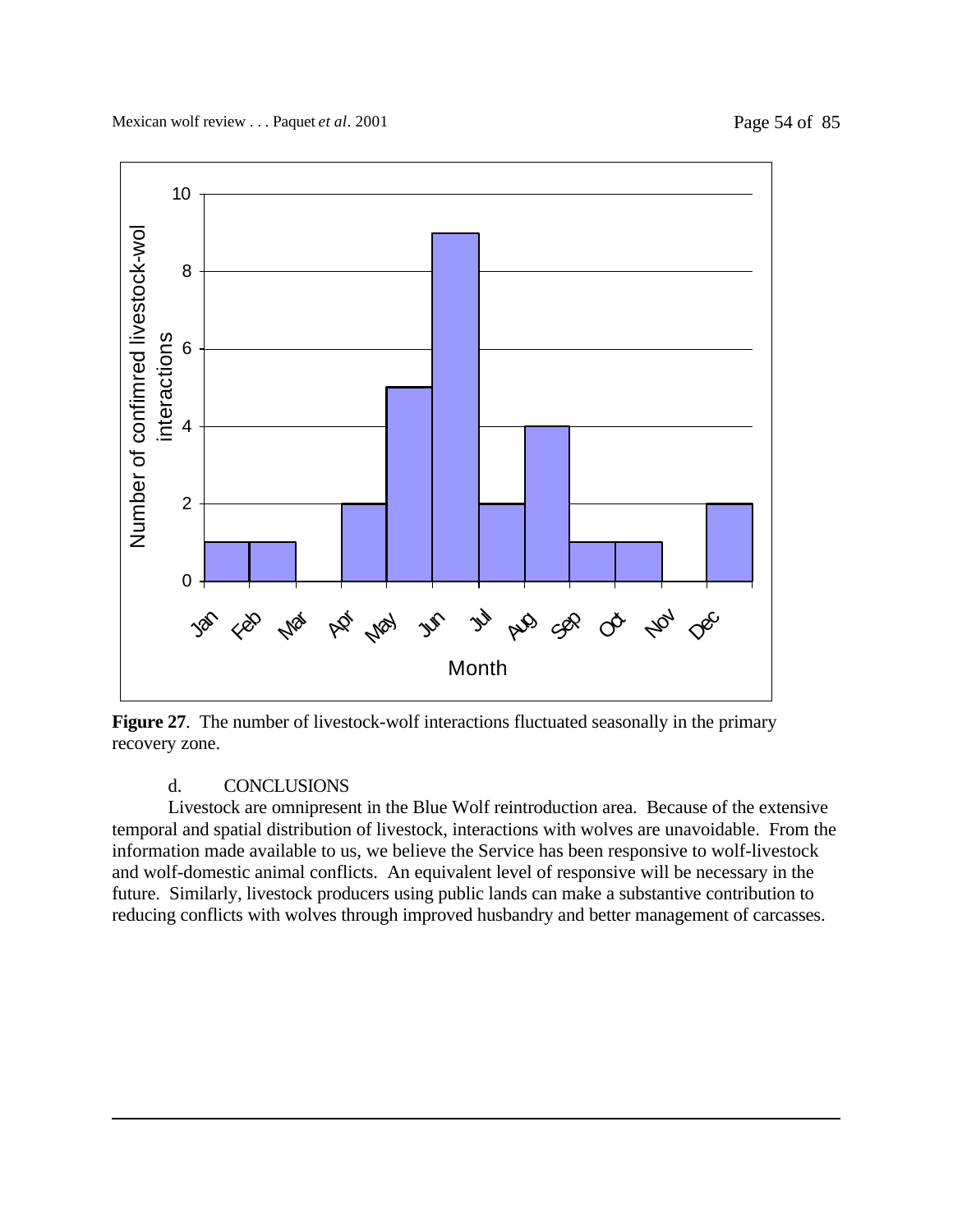**Figure 27**. The number of livestock-wolf interactions fluctuated seasonally in the primary recovery zone.

d. CONCLUSIONS

Livestock are omnipresent in the Blue Wolf reintroduction area. Because of the extensive temporal and spatial distribution of livestock, interactions with wolves are unavoidable. From the information made available to us, we believe the Service has been responsive to wolf-livestock and wolf-domestic animal conflicts. An equivalent level of responsive will be necessary in the future. Similarly, livestock producers using public lands can make a substantive contribution to reducing conflicts with wolves through improved husbandry and better management of carcasses.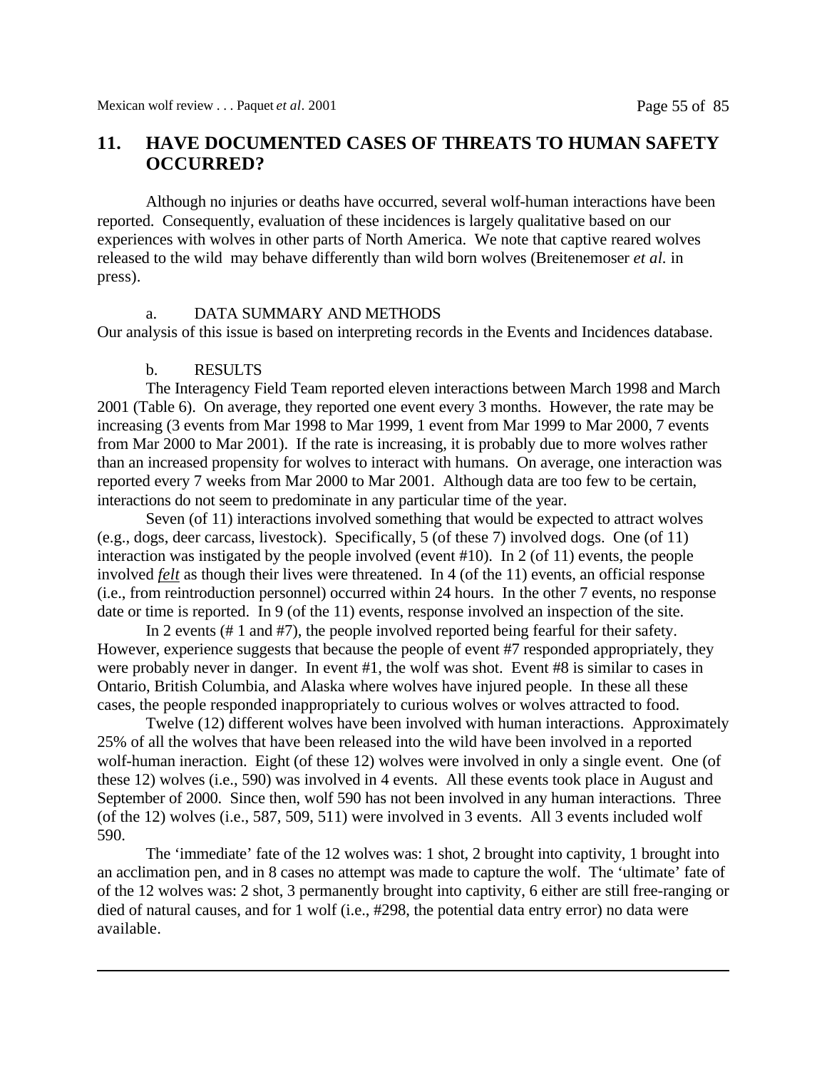## 11. HAVE DOCUMENTED CASES OF THREATS TO HUMAN SAFETY OCCURRED?

Although no injuries or deaths have occurred, several wolf-human interactions have been reported. Consequently, evaluation of these incidences is largely qualitative based on our experiences with wolves in other parts of North America. We note that captive reared wolves released to the wild may behave differently than wild born wolves (Breitenemoser *et al.* in press).

### a. DATA SUMMARY AND METHODS

Our analysis of this issue is based on interpreting records in the Events and Incidences database.

### b. RESULTS

The Interagency Field Team reported eleven interactions between March 1998 and March 2001 (Table 6). On average, they reported one event every 3 months. However, the rate may be increasing (3 events from Mar 1998 to Mar 1999, 1 event from Mar 1999 to Mar 2000, 7 events from Mar 2000 to Mar 2001). If the rate is increasing, it is probably due to more wolves rather than an increased propensity for wolves to interact with humans. On average, one interaction was reported every 7 weeks from Mar 2000 to Mar 2001. Although data are too few to be certain, interactions do not seem to predominate in any particular time of the year.

Seven (of 11) interactions involved something that would be expected to attract wolves (e.g., dogs, deer carcass, livestock). Specifically, 5 (of these 7) involved dogs. One (of 11) interaction was instigated by the people involved (event #10). In 2 (of 11) events, the people involved ***felt*** as though their lives were threatened. In 4 (of the 11) events, an official response (i.e., from reintroduction personnel) occurred within 24 hours. In the other 7 events, no response date or time is reported. In 9 (of the 11) events, response involved an inspection of the site.

In 2 events (# 1 and #7), the people involved reported being fearful for their safety. However, experience suggests that because the people of event #7 responded appropriately, they were probably never in danger. In event #1, the wolf was shot. Event #8 is similar to cases in Ontario, British Columbia, and Alaska where wolves have injured people. In these all these cases, the people responded inappropriately to curious wolves or wolves attracted to food.

Twelve (12) different wolves have been involved with human interactions. Approximately 25% of all the wolves that have been released into the wild have been involved in a reported wolf-human ineraction. Eight (of these 12) wolves were involved in only a single event. One (of these 12) wolves (i.e., 590) was involved in 4 events. All these events took place in August and September of 2000. Since then, wolf 590 has not been involved in any human interactions. Three (of the 12) wolves (i.e., 587, 509, 511) were involved in 3 events. All 3 events included wolf 590.

The 'immediate' fate of the 12 wolves was: 1 shot, 2 brought into captivity, 1 brought into an acclimation pen, and in 8 cases no attempt was made to capture the wolf. The 'ultimate' fate of of the 12 wolves was: 2 shot, 3 permanently brought into captivity, 6 either are still free-ranging or died of natural causes, and for 1 wolf (i.e., #298, the potential data entry error) no data were available.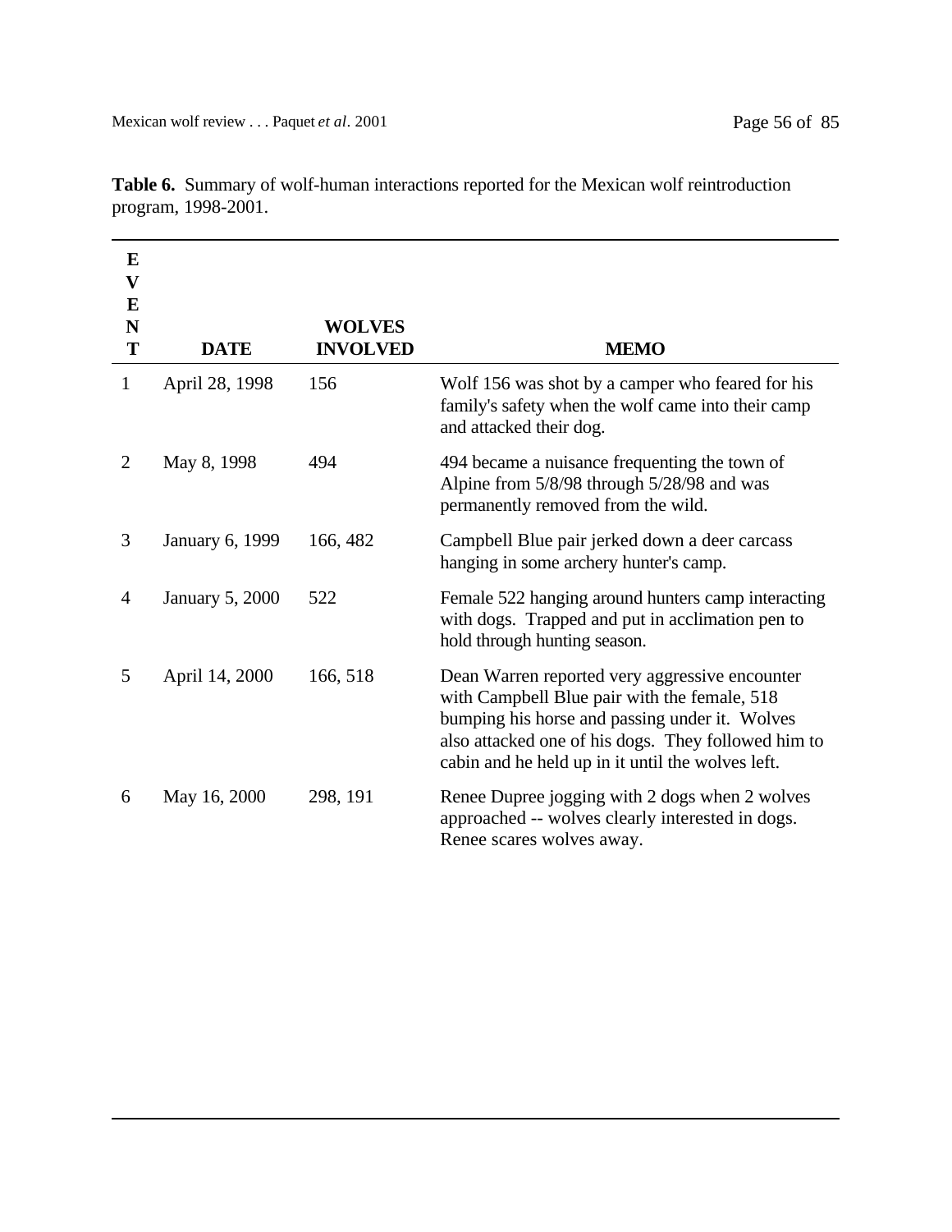**Table 6.** Summary of wolf-human interactions reported for the Mexican wolf reintroduction program, 1998-2001.

| EVENT | DATE | WOLVES INVOLVED | MEMO |
|---|---|---|---|
| 1 | April 28, 1998 | 156 | Wolf 156 was shot by a camper who feared for his family's safety when the wolf came into their camp and attacked their dog. |
| 2 | May 8, 1998 | 494 | 494 became a nuisance frequenting the town of Alpine from 5/8/98 through 5/28/98 and was permanently removed from the wild. |
| 3 | January 6, 1999 | 166, 482 | Campbell Blue pair jerked down a deer carcass hanging in some archery hunter's camp. |
| 4 | January 5, 2000 | 522 | Female 522 hanging around hunters camp interacting with dogs. Trapped and put in acclimation pen to hold through hunting season. |
| 5 | April 14, 2000 | 166, 518 | Dean Warren reported very aggressive encounter with Campbell Blue pair with the female, 518 bumping his horse and passing under it. Wolves also attacked one of his dogs. They followed him to cabin and he held up in it until the wolves left. |
| 6 | May 16, 2000 | 298, 191 | Renee Dupree jogging with 2 dogs when 2 wolves approached -- wolves clearly interested in dogs. Renee scares wolves away. |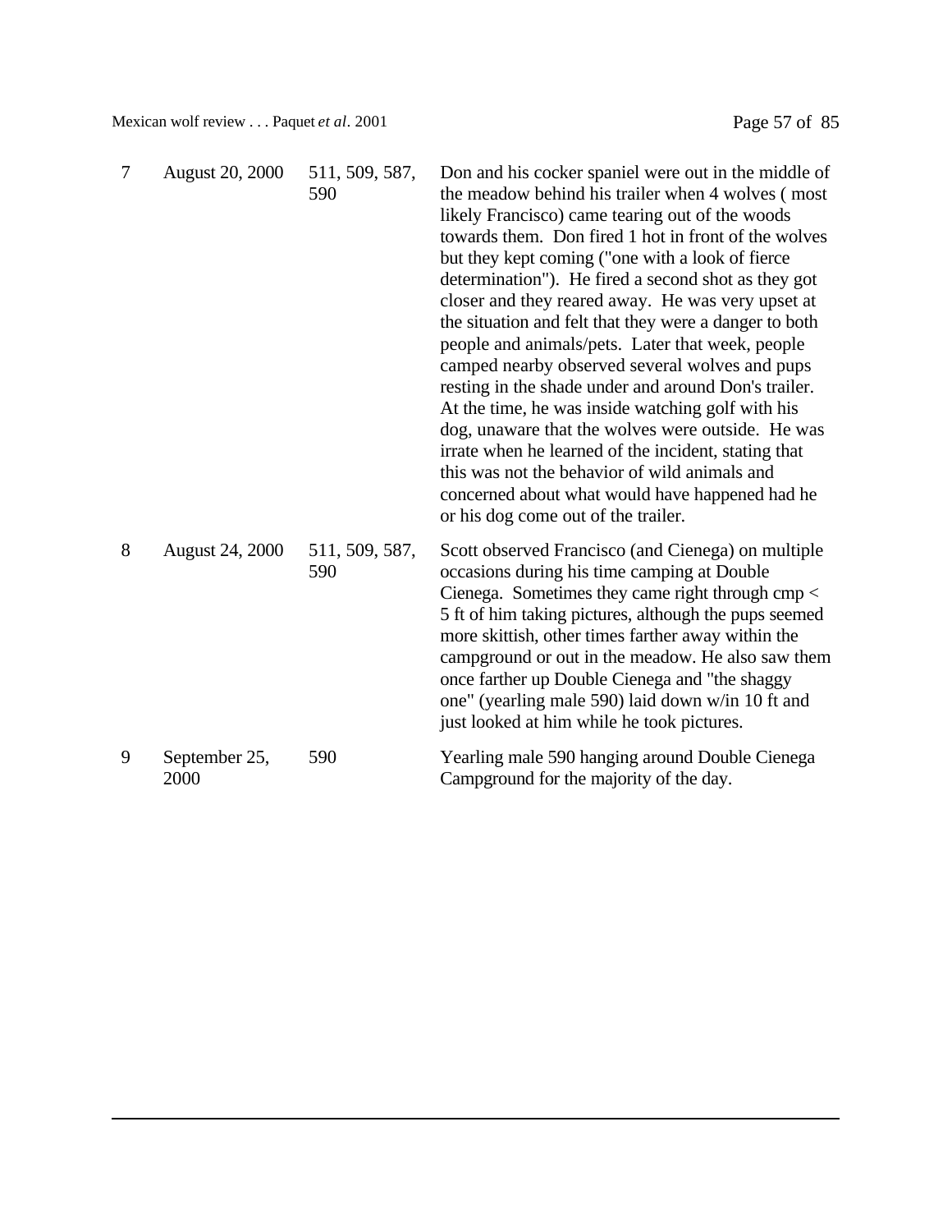| | | | |
|---|---|---|---|
| 7 | August 20, 2000 | 511, 509, 587, 590 | Don and his cocker spaniel were out in the middle of the meadow behind his trailer when 4 wolves ( most likely Francisco) came tearing out of the woods towards them. Don fired 1 hot in front of the wolves but they kept coming ("one with a look of fierce determination"). He fired a second shot as they got closer and they reared away. He was very upset at the situation and felt that they were a danger to both people and animals/pets. Later that week, people camped nearby observed several wolves and pups resting in the shade under and around Don's trailer. At the time, he was inside watching golf with his dog, unaware that the wolves were outside. He was irrate when he learned of the incident, stating that this was not the behavior of wild animals and concerned about what would have happened had he or his dog come out of the trailer. |
| 8 | August 24, 2000 | 511, 509, 587, 590 | Scott observed Francisco (and Cienega) on multiple occasions during his time camping at Double Cienega. Sometimes they came right through cmp < 5 ft of him taking pictures, although the pups seemed more skittish, other times farther away within the campground or out in the meadow. He also saw them once farther up Double Cienega and "the shaggy one" (yearling male 590) laid down w/in 10 ft and just looked at him while he took pictures. |
| 9 | September 25, 2000 | 590 | Yearling male 590 hanging around Double Cienega Campground for the majority of the day. |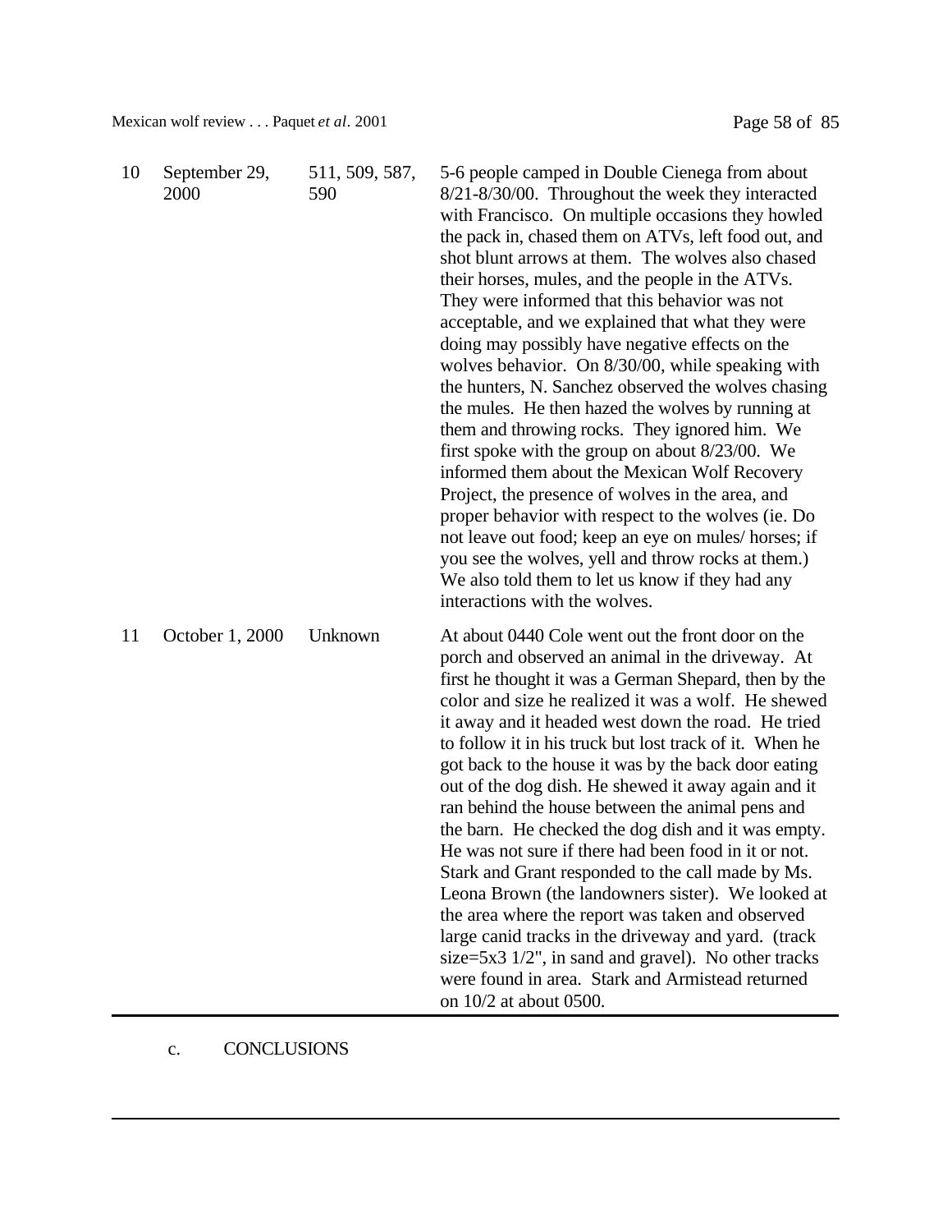| | | | |
|---|---|---|---|
| 10 | September 29, 2000 | 511, 509, 587, 590 | 5-6 people camped in Double Cienega from about 8/21-8/30/00. Throughout the week they interacted with Francisco. On multiple occasions they howled the pack in, chased them on ATVs, left food out, and shot blunt arrows at them. The wolves also chased their horses, mules, and the people in the ATVs. They were informed that this behavior was not acceptable, and we explained that what they were doing may possibly have negative effects on the wolves behavior. On 8/30/00, while speaking with the hunters, N. Sanchez observed the wolves chasing the mules. He then hazed the wolves by running at them and throwing rocks. They ignored him. We first spoke with the group on about 8/23/00. We informed them about the Mexican Wolf Recovery Project, the presence of wolves in the area, and proper behavior with respect to the wolves (ie. Do not leave out food; keep an eye on mules/ horses; if you see the wolves, yell and throw rocks at them.) We also told them to let us know if they had any interactions with the wolves. |
| 11 | October 1, 2000 | Unknown | At about 0440 Cole went out the front door on the porch and observed an animal in the driveway. At first he thought it was a German Shepard, then by the color and size he realized it was a wolf. He shewed it away and it headed west down the road. He tried to follow it in his truck but lost track of it. When he got back to the house it was by the back door eating out of the dog dish. He shewed it away again and it ran behind the house between the animal pens and the barn. He checked the dog dish and it was empty. He was not sure if there had been food in it or not. Stark and Grant responded to the call made by Ms. Leona Brown (the landowners sister). We looked at the area where the report was taken and observed large canid tracks in the driveway and yard. (track size=5x3 1/2", in sand and gravel). No other tracks were found in area. Stark and Armistead returned on 10/2 at about 0500. |

c. CONCLUSIONS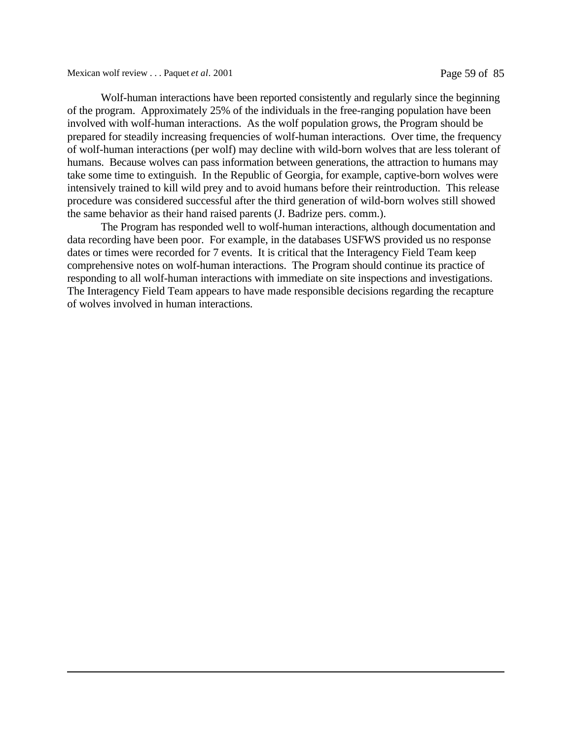Wolf-human interactions have been reported consistently and regularly since the beginning of the program. Approximately 25% of the individuals in the free-ranging population have been involved with wolf-human interactions. As the wolf population grows, the Program should be prepared for steadily increasing frequencies of wolf-human interactions. Over time, the frequency of wolf-human interactions (per wolf) may decline with wild-born wolves that are less tolerant of humans. Because wolves can pass information between generations, the attraction to humans may take some time to extinguish. In the Republic of Georgia, for example, captive-born wolves were intensively trained to kill wild prey and to avoid humans before their reintroduction. This release procedure was considered successful after the third generation of wild-born wolves still showed the same behavior as their hand raised parents (J. Badrize pers. comm.).

The Program has responded well to wolf-human interactions, although documentation and data recording have been poor. For example, in the databases USFWS provided us no response dates or times were recorded for 7 events. It is critical that the Interagency Field Team keep comprehensive notes on wolf-human interactions. The Program should continue its practice of responding to all wolf-human interactions with immediate on site inspections and investigations. The Interagency Field Team appears to have made responsible decisions regarding the recapture of wolves involved in human interactions.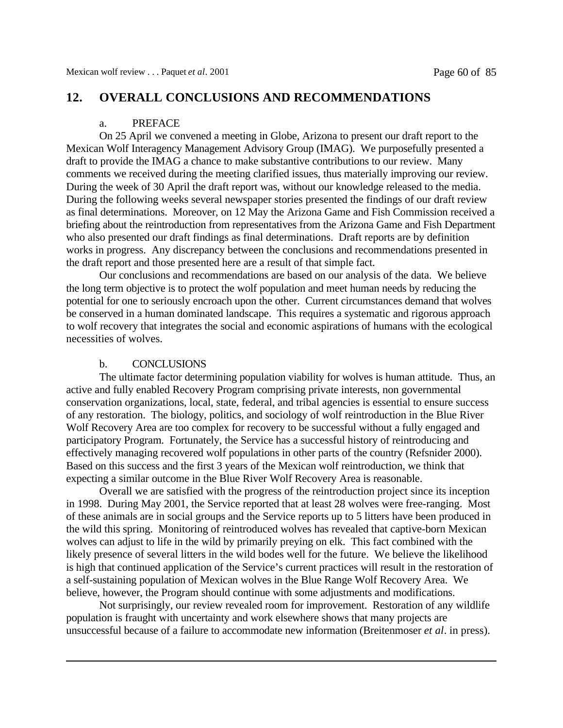## 12. OVERALL CONCLUSIONS AND RECOMMENDATIONS

### a. PREFACE

On 25 April we convened a meeting in Globe, Arizona to present our draft report to the Mexican Wolf Interagency Management Advisory Group (IMAG). We purposefully presented a draft to provide the IMAG a chance to make substantive contributions to our review. Many comments we received during the meeting clarified issues, thus materially improving our review. During the week of 30 April the draft report was, without our knowledge released to the media. During the following weeks several newspaper stories presented the findings of our draft review as final determinations. Moreover, on 12 May the Arizona Game and Fish Commission received a briefing about the reintroduction from representatives from the Arizona Game and Fish Department who also presented our draft findings as final determinations. Draft reports are by definition works in progress. Any discrepancy between the conclusions and recommendations presented in the draft report and those presented here are a result of that simple fact.

Our conclusions and recommendations are based on our analysis of the data. We believe the long term objective is to protect the wolf population and meet human needs by reducing the potential for one to seriously encroach upon the other. Current circumstances demand that wolves be conserved in a human dominated landscape. This requires a systematic and rigorous approach to wolf recovery that integrates the social and economic aspirations of humans with the ecological necessities of wolves.

### b. CONCLUSIONS

The ultimate factor determining population viability for wolves is human attitude. Thus, an active and fully enabled Recovery Program comprising private interests, non governmental conservation organizations, local, state, federal, and tribal agencies is essential to ensure success of any restoration. The biology, politics, and sociology of wolf reintroduction in the Blue River Wolf Recovery Area are too complex for recovery to be successful without a fully engaged and participatory Program. Fortunately, the Service has a successful history of reintroducing and effectively managing recovered wolf populations in other parts of the country (Refsnider 2000). Based on this success and the first 3 years of the Mexican wolf reintroduction, we think that expecting a similar outcome in the Blue River Wolf Recovery Area is reasonable.

Overall we are satisfied with the progress of the reintroduction project since its inception in 1998. During May 2001, the Service reported that at least 28 wolves were free-ranging. Most of these animals are in social groups and the Service reports up to 5 litters have been produced in the wild this spring. Monitoring of reintroduced wolves has revealed that captive-born Mexican wolves can adjust to life in the wild by primarily preying on elk. This fact combined with the likely presence of several litters in the wild bodes well for the future. We believe the likelihood is high that continued application of the Service's current practices will result in the restoration of a self-sustaining population of Mexican wolves in the Blue Range Wolf Recovery Area. We believe, however, the Program should continue with some adjustments and modifications.

Not surprisingly, our review revealed room for improvement. Restoration of any wildlife population is fraught with uncertainty and work elsewhere shows that many projects are unsuccessful because of a failure to accommodate new information (Breitenmoser *et al*. in press).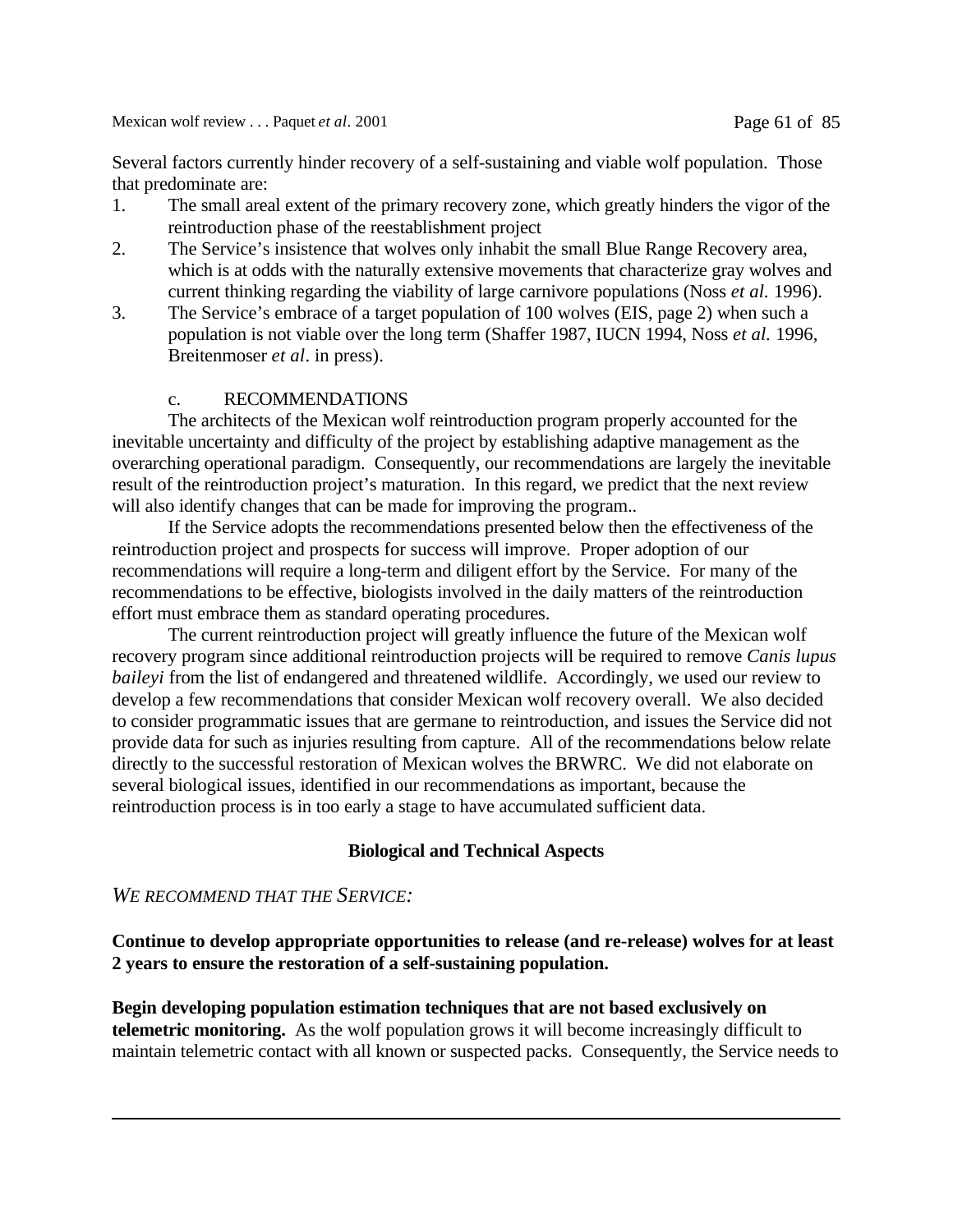Several factors currently hinder recovery of a self-sustaining and viable wolf population. Those that predominate are:

1. The small areal extent of the primary recovery zone, which greatly hinders the vigor of the reintroduction phase of the reestablishment project
2. The Service's insistence that wolves only inhabit the small Blue Range Recovery area, which is at odds with the naturally extensive movements that characterize gray wolves and current thinking regarding the viability of large carnivore populations (Noss *et al.* 1996).
3. The Service's embrace of a target population of 100 wolves (EIS, page 2) when such a population is not viable over the long term (Shaffer 1987, IUCN 1994, Noss *et al.* 1996, Breitenmoser *et al*. in press).

c. RECOMMENDATIONS

The architects of the Mexican wolf reintroduction program properly accounted for the inevitable uncertainty and difficulty of the project by establishing adaptive management as the overarching operational paradigm. Consequently, our recommendations are largely the inevitable result of the reintroduction project's maturation. In this regard, we predict that the next review will also identify changes that can be made for improving the program..

If the Service adopts the recommendations presented below then the effectiveness of the reintroduction project and prospects for success will improve. Proper adoption of our recommendations will require a long-term and diligent effort by the Service. For many of the recommendations to be effective, biologists involved in the daily matters of the reintroduction effort must embrace them as standard operating procedures.

The current reintroduction project will greatly influence the future of the Mexican wolf recovery program since additional reintroduction projects will be required to remove *Canis lupus baileyi* from the list of endangered and threatened wildlife. Accordingly, we used our review to develop a few recommendations that consider Mexican wolf recovery overall. We also decided to consider programmatic issues that are germane to reintroduction, and issues the Service did not provide data for such as injuries resulting from capture. All of the recommendations below relate directly to the successful restoration of Mexican wolves the BRWRC. We did not elaborate on several biological issues, identified in our recommendations as important, because the reintroduction process is in too early a stage to have accumulated sufficient data.

**Biological and Technical Aspects**

*WE RECOMMEND THAT THE SERVICE:*

**Continue to develop appropriate opportunities to release (and re-release) wolves for at least 2 years to ensure the restoration of a self-sustaining population.**

**Begin developing population estimation techniques that are not based exclusively on telemetric monitoring.** As the wolf population grows it will become increasingly difficult to maintain telemetric contact with all known or suspected packs. Consequently, the Service needs to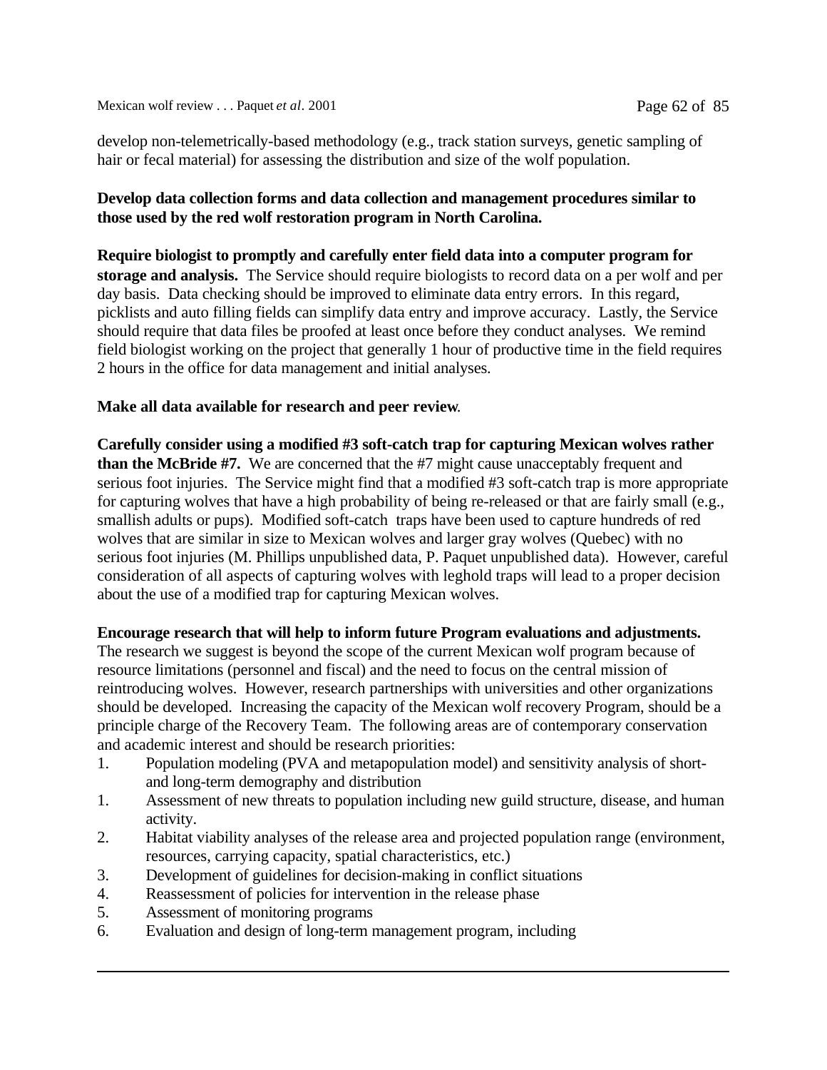develop non-telemetrically-based methodology (e.g., track station surveys, genetic sampling of hair or fecal material) for assessing the distribution and size of the wolf population.

**Develop data collection forms and data collection and management procedures similar to those used by the red wolf restoration program in North Carolina.**

**Require biologist to promptly and carefully enter field data into a computer program for storage and analysis.** The Service should require biologists to record data on a per wolf and per day basis. Data checking should be improved to eliminate data entry errors. In this regard, picklists and auto filling fields can simplify data entry and improve accuracy. Lastly, the Service should require that data files be proofed at least once before they conduct analyses. We remind field biologist working on the project that generally 1 hour of productive time in the field requires 2 hours in the office for data management and initial analyses.

**Make all data available for research and peer review**.

**Carefully consider using a modified #3 soft-catch trap for capturing Mexican wolves rather than the McBride #7.** We are concerned that the #7 might cause unacceptably frequent and serious foot injuries. The Service might find that a modified #3 soft-catch trap is more appropriate for capturing wolves that have a high probability of being re-released or that are fairly small (e.g., smallish adults or pups). Modified soft-catch traps have been used to capture hundreds of red wolves that are similar in size to Mexican wolves and larger gray wolves (Quebec) with no serious foot injuries (M. Phillips unpublished data, P. Paquet unpublished data). However, careful consideration of all aspects of capturing wolves with leghold traps will lead to a proper decision about the use of a modified trap for capturing Mexican wolves.

**Encourage research that will help to inform future Program evaluations and adjustments.** The research we suggest is beyond the scope of the current Mexican wolf program because of resource limitations (personnel and fiscal) and the need to focus on the central mission of reintroducing wolves. However, research partnerships with universities and other organizations should be developed. Increasing the capacity of the Mexican wolf recovery Program, should be a principle charge of the Recovery Team. The following areas are of contemporary conservation and academic interest and should be research priorities:

1. Population modeling (PVA and metapopulation model) and sensitivity analysis of short- and long-term demography and distribution
1. Assessment of new threats to population including new guild structure, disease, and human activity.
2. Habitat viability analyses of the release area and projected population range (environment, resources, carrying capacity, spatial characteristics, etc.)
3. Development of guidelines for decision-making in conflict situations
4. Reassessment of policies for intervention in the release phase
5. Assessment of monitoring programs
6. Evaluation and design of long-term management program, including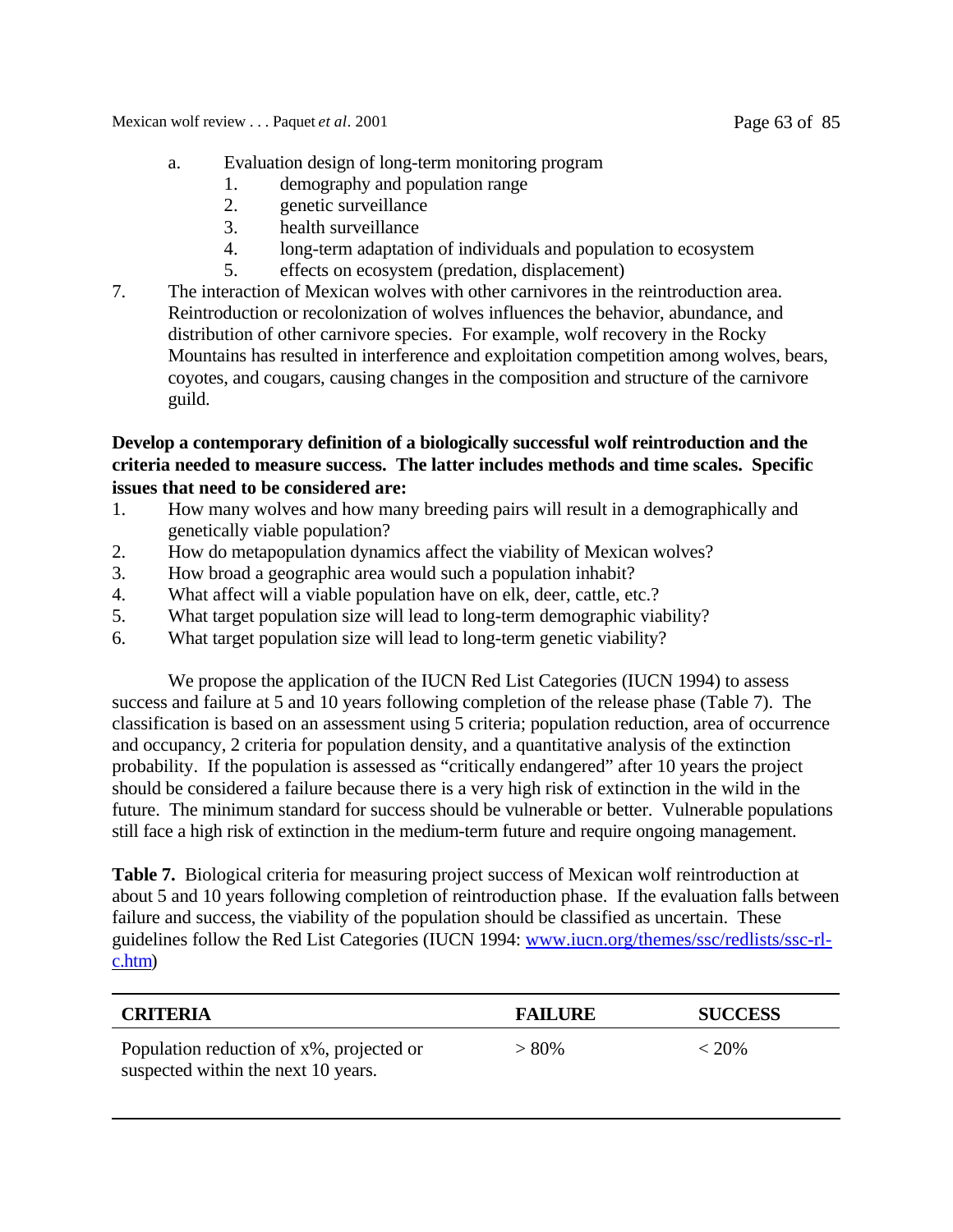a. Evaluation design of long-term monitoring program
   1. demography and population range
   2. genetic surveillance
   3. health surveillance
   4. long-term adaptation of individuals and population to ecosystem
   5. effects on ecosystem (predation, displacement)

7. The interaction of Mexican wolves with other carnivores in the reintroduction area. Reintroduction or recolonization of wolves influences the behavior, abundance, and distribution of other carnivore species. For example, wolf recovery in the Rocky Mountains has resulted in interference and exploitation competition among wolves, bears, coyotes, and cougars, causing changes in the composition and structure of the carnivore guild.

**Develop a contemporary definition of a biologically successful wolf reintroduction and the criteria needed to measure success. The latter includes methods and time scales. Specific issues that need to be considered are:**

1. How many wolves and how many breeding pairs will result in a demographically and genetically viable population?
2. How do metapopulation dynamics affect the viability of Mexican wolves?
3. How broad a geographic area would such a population inhabit?
4. What affect will a viable population have on elk, deer, cattle, etc.?
5. What target population size will lead to long-term demographic viability?
6. What target population size will lead to long-term genetic viability?

We propose the application of the IUCN Red List Categories (IUCN 1994) to assess success and failure at 5 and 10 years following completion of the release phase (Table 7). The classification is based on an assessment using 5 criteria; population reduction, area of occurrence and occupancy, 2 criteria for population density, and a quantitative analysis of the extinction probability. If the population is assessed as "critically endangered" after 10 years the project should be considered a failure because there is a very high risk of extinction in the wild in the future. The minimum standard for success should be vulnerable or better. Vulnerable populations still face a high risk of extinction in the medium-term future and require ongoing management.

**Table 7.** Biological criteria for measuring project success of Mexican wolf reintroduction at about 5 and 10 years following completion of reintroduction phase. If the evaluation falls between failure and success, the viability of the population should be classified as uncertain. These guidelines follow the Red List Categories (IUCN 1994: www.iucn.org/themes/ssc/redlists/ssc-rl-c.htm)

| CRITERIA | FAILURE | SUCCESS |
|---|---|---|
| Population reduction of x%, projected or suspected within the next 10 years. | > 80% | < 20% |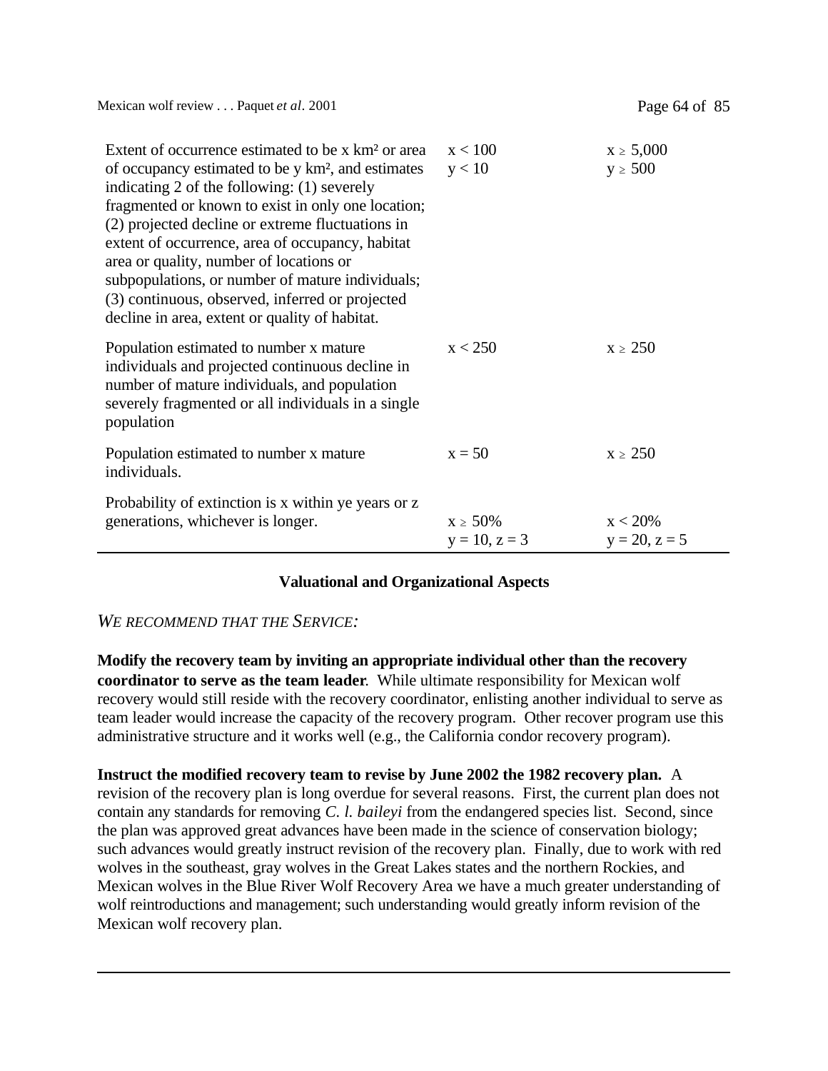| | | |
|---|---|---|
| Extent of occurrence estimated to be x km² or area of occupancy estimated to be y km², and estimates indicating 2 of the following: (1) severely fragmented or known to exist in only one location; (2) projected decline or extreme fluctuations in extent of occurrence, area of occupancy, habitat area or quality, number of locations or subpopulations, or number of mature individuals; (3) continuous, observed, inferred or projected decline in area, extent or quality of habitat. | $x < 100$<br>$y < 10$ | $x \geq 5{,}000$<br>$y \geq 500$ |
| Population estimated to number x mature individuals and projected continuous decline in number of mature individuals, and population severely fragmented or all individuals in a single population | $x < 250$ | $x \geq 250$ |
| Population estimated to number x mature individuals. | $x = 50$ | $x \geq 250$ |
| Probability of extinction is x within ye years or z generations, whichever is longer. | $x \geq 50\%$<br>$y = 10, z = 3$ | $x < 20\%$<br>$y = 20, z = 5$ |

### Valuational and Organizational Aspects

*WE RECOMMEND THAT THE SERVICE:*

**Modify the recovery team by inviting an appropriate individual other than the recovery coordinator to serve as the team leader**. While ultimate responsibility for Mexican wolf recovery would still reside with the recovery coordinator, enlisting another individual to serve as team leader would increase the capacity of the recovery program. Other recover program use this administrative structure and it works well (e.g., the California condor recovery program).

**Instruct the modified recovery team to revise by June 2002 the 1982 recovery plan.** A revision of the recovery plan is long overdue for several reasons. First, the current plan does not contain any standards for removing *C. l. baileyi* from the endangered species list. Second, since the plan was approved great advances have been made in the science of conservation biology; such advances would greatly instruct revision of the recovery plan. Finally, due to work with red wolves in the southeast, gray wolves in the Great Lakes states and the northern Rockies, and Mexican wolves in the Blue River Wolf Recovery Area we have a much greater understanding of wolf reintroductions and management; such understanding would greatly inform revision of the Mexican wolf recovery plan.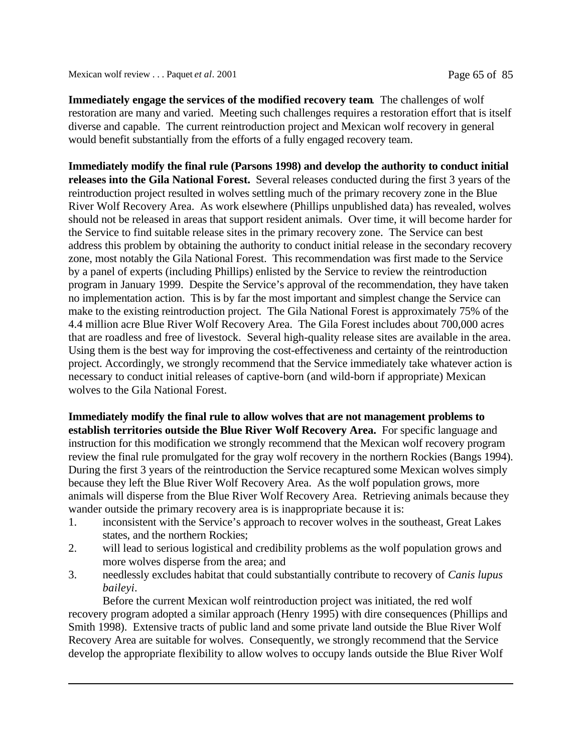**Immediately engage the services of the modified recovery team**. The challenges of wolf restoration are many and varied. Meeting such challenges requires a restoration effort that is itself diverse and capable. The current reintroduction project and Mexican wolf recovery in general would benefit substantially from the efforts of a fully engaged recovery team.

**Immediately modify the final rule (Parsons 1998) and develop the authority to conduct initial releases into the Gila National Forest.** Several releases conducted during the first 3 years of the reintroduction project resulted in wolves settling much of the primary recovery zone in the Blue River Wolf Recovery Area. As work elsewhere (Phillips unpublished data) has revealed, wolves should not be released in areas that support resident animals. Over time, it will become harder for the Service to find suitable release sites in the primary recovery zone. The Service can best address this problem by obtaining the authority to conduct initial release in the secondary recovery zone, most notably the Gila National Forest. This recommendation was first made to the Service by a panel of experts (including Phillips) enlisted by the Service to review the reintroduction program in January 1999. Despite the Service's approval of the recommendation, they have taken no implementation action. This is by far the most important and simplest change the Service can make to the existing reintroduction project. The Gila National Forest is approximately 75% of the 4.4 million acre Blue River Wolf Recovery Area. The Gila Forest includes about 700,000 acres that are roadless and free of livestock. Several high-quality release sites are available in the area. Using them is the best way for improving the cost-effectiveness and certainty of the reintroduction project. Accordingly, we strongly recommend that the Service immediately take whatever action is necessary to conduct initial releases of captive-born (and wild-born if appropriate) Mexican wolves to the Gila National Forest.

**Immediately modify the final rule to allow wolves that are not management problems to establish territories outside the Blue River Wolf Recovery Area.** For specific language and instruction for this modification we strongly recommend that the Mexican wolf recovery program review the final rule promulgated for the gray wolf recovery in the northern Rockies (Bangs 1994). During the first 3 years of the reintroduction the Service recaptured some Mexican wolves simply because they left the Blue River Wolf Recovery Area. As the wolf population grows, more animals will disperse from the Blue River Wolf Recovery Area. Retrieving animals because they wander outside the primary recovery area is is inappropriate because it is:

1. inconsistent with the Service's approach to recover wolves in the southeast, Great Lakes states, and the northern Rockies;
2. will lead to serious logistical and credibility problems as the wolf population grows and more wolves disperse from the area; and
3. needlessly excludes habitat that could substantially contribute to recovery of *Canis lupus baileyi*.

Before the current Mexican wolf reintroduction project was initiated, the red wolf recovery program adopted a similar approach (Henry 1995) with dire consequences (Phillips and Smith 1998). Extensive tracts of public land and some private land outside the Blue River Wolf Recovery Area are suitable for wolves. Consequently, we strongly recommend that the Service develop the appropriate flexibility to allow wolves to occupy lands outside the Blue River Wolf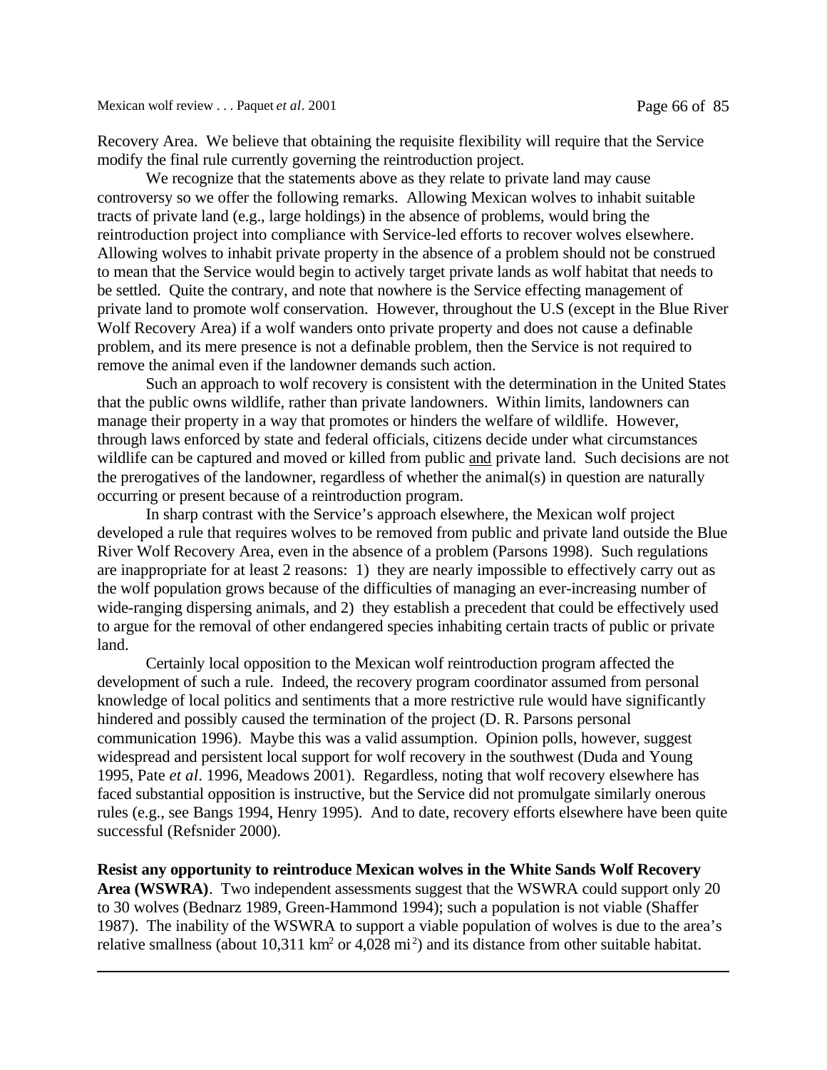Recovery Area. We believe that obtaining the requisite flexibility will require that the Service modify the final rule currently governing the reintroduction project.

We recognize that the statements above as they relate to private land may cause controversy so we offer the following remarks. Allowing Mexican wolves to inhabit suitable tracts of private land (e.g., large holdings) in the absence of problems, would bring the reintroduction project into compliance with Service-led efforts to recover wolves elsewhere. Allowing wolves to inhabit private property in the absence of a problem should not be construed to mean that the Service would begin to actively target private lands as wolf habitat that needs to be settled. Quite the contrary, and note that nowhere is the Service effecting management of private land to promote wolf conservation. However, throughout the U.S (except in the Blue River Wolf Recovery Area) if a wolf wanders onto private property and does not cause a definable problem, and its mere presence is not a definable problem, then the Service is not required to remove the animal even if the landowner demands such action.

Such an approach to wolf recovery is consistent with the determination in the United States that the public owns wildlife, rather than private landowners. Within limits, landowners can manage their property in a way that promotes or hinders the welfare of wildlife. However, through laws enforced by state and federal officials, citizens decide under what circumstances wildlife can be captured and moved or killed from public and private land. Such decisions are not the prerogatives of the landowner, regardless of whether the animal(s) in question are naturally occurring or present because of a reintroduction program.

In sharp contrast with the Service's approach elsewhere, the Mexican wolf project developed a rule that requires wolves to be removed from public and private land outside the Blue River Wolf Recovery Area, even in the absence of a problem (Parsons 1998). Such regulations are inappropriate for at least 2 reasons: 1) they are nearly impossible to effectively carry out as the wolf population grows because of the difficulties of managing an ever-increasing number of wide-ranging dispersing animals, and 2) they establish a precedent that could be effectively used to argue for the removal of other endangered species inhabiting certain tracts of public or private land.

Certainly local opposition to the Mexican wolf reintroduction program affected the development of such a rule. Indeed, the recovery program coordinator assumed from personal knowledge of local politics and sentiments that a more restrictive rule would have significantly hindered and possibly caused the termination of the project (D. R. Parsons personal communication 1996). Maybe this was a valid assumption. Opinion polls, however, suggest widespread and persistent local support for wolf recovery in the southwest (Duda and Young 1995, Pate *et al*. 1996, Meadows 2001). Regardless, noting that wolf recovery elsewhere has faced substantial opposition is instructive, but the Service did not promulgate similarly onerous rules (e.g., see Bangs 1994, Henry 1995). And to date, recovery efforts elsewhere have been quite successful (Refsnider 2000).

**Resist any opportunity to reintroduce Mexican wolves in the White Sands Wolf Recovery Area (WSWRA)**. Two independent assessments suggest that the WSWRA could support only 20 to 30 wolves (Bednarz 1989, Green-Hammond 1994); such a population is not viable (Shaffer 1987). The inability of the WSWRA to support a viable population of wolves is due to the area's relative smallness (about 10,311 $km^2$ or 4,028 $mi^2$) and its distance from other suitable habitat.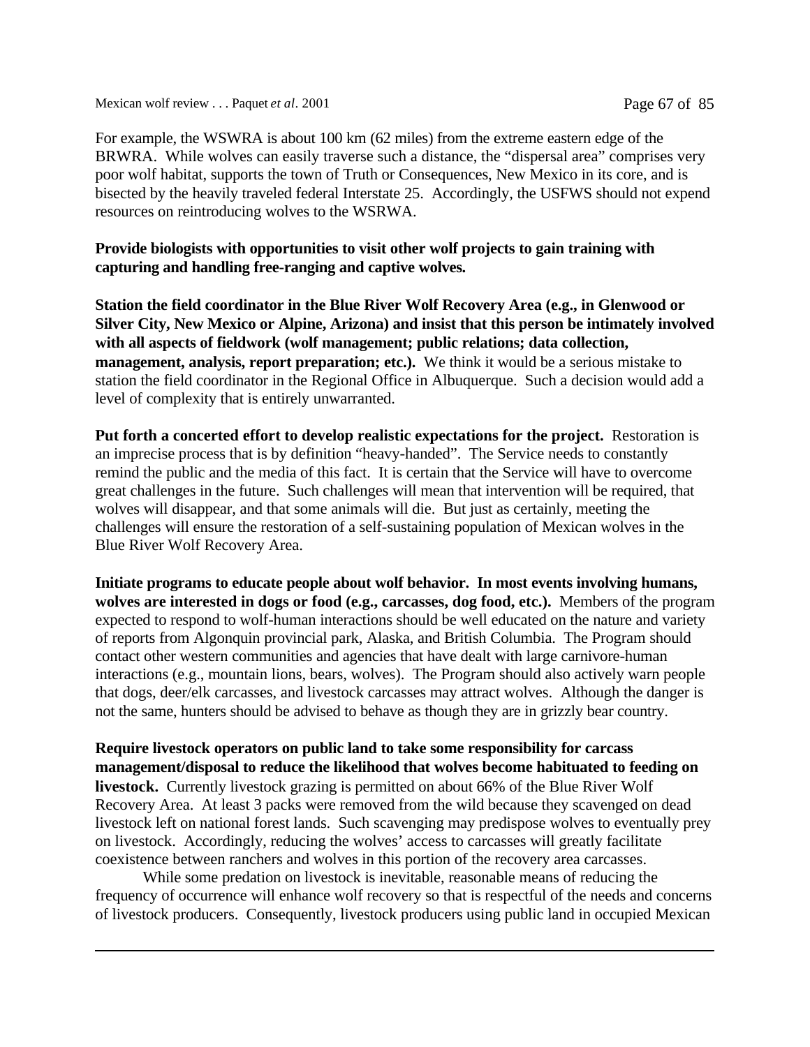For example, the WSWRA is about 100 km (62 miles) from the extreme eastern edge of the BRWRA. While wolves can easily traverse such a distance, the "dispersal area" comprises very poor wolf habitat, supports the town of Truth or Consequences, New Mexico in its core, and is bisected by the heavily traveled federal Interstate 25. Accordingly, the USFWS should not expend resources on reintroducing wolves to the WSRWA.

**Provide biologists with opportunities to visit other wolf projects to gain training with capturing and handling free-ranging and captive wolves.**

**Station the field coordinator in the Blue River Wolf Recovery Area (e.g., in Glenwood or Silver City, New Mexico or Alpine, Arizona) and insist that this person be intimately involved with all aspects of fieldwork (wolf management; public relations; data collection, management, analysis, report preparation; etc.).** We think it would be a serious mistake to station the field coordinator in the Regional Office in Albuquerque. Such a decision would add a level of complexity that is entirely unwarranted.

**Put forth a concerted effort to develop realistic expectations for the project.** Restoration is an imprecise process that is by definition "heavy-handed". The Service needs to constantly remind the public and the media of this fact. It is certain that the Service will have to overcome great challenges in the future. Such challenges will mean that intervention will be required, that wolves will disappear, and that some animals will die. But just as certainly, meeting the challenges will ensure the restoration of a self-sustaining population of Mexican wolves in the Blue River Wolf Recovery Area.

**Initiate programs to educate people about wolf behavior. In most events involving humans, wolves are interested in dogs or food (e.g., carcasses, dog food, etc.).** Members of the program expected to respond to wolf-human interactions should be well educated on the nature and variety of reports from Algonquin provincial park, Alaska, and British Columbia. The Program should contact other western communities and agencies that have dealt with large carnivore-human interactions (e.g., mountain lions, bears, wolves). The Program should also actively warn people that dogs, deer/elk carcasses, and livestock carcasses may attract wolves. Although the danger is not the same, hunters should be advised to behave as though they are in grizzly bear country.

**Require livestock operators on public land to take some responsibility for carcass management/disposal to reduce the likelihood that wolves become habituated to feeding on livestock.** Currently livestock grazing is permitted on about 66% of the Blue River Wolf Recovery Area. At least 3 packs were removed from the wild because they scavenged on dead livestock left on national forest lands. Such scavenging may predispose wolves to eventually prey on livestock. Accordingly, reducing the wolves' access to carcasses will greatly facilitate coexistence between ranchers and wolves in this portion of the recovery area carcasses.

While some predation on livestock is inevitable, reasonable means of reducing the frequency of occurrence will enhance wolf recovery so that is respectful of the needs and concerns of livestock producers. Consequently, livestock producers using public land in occupied Mexican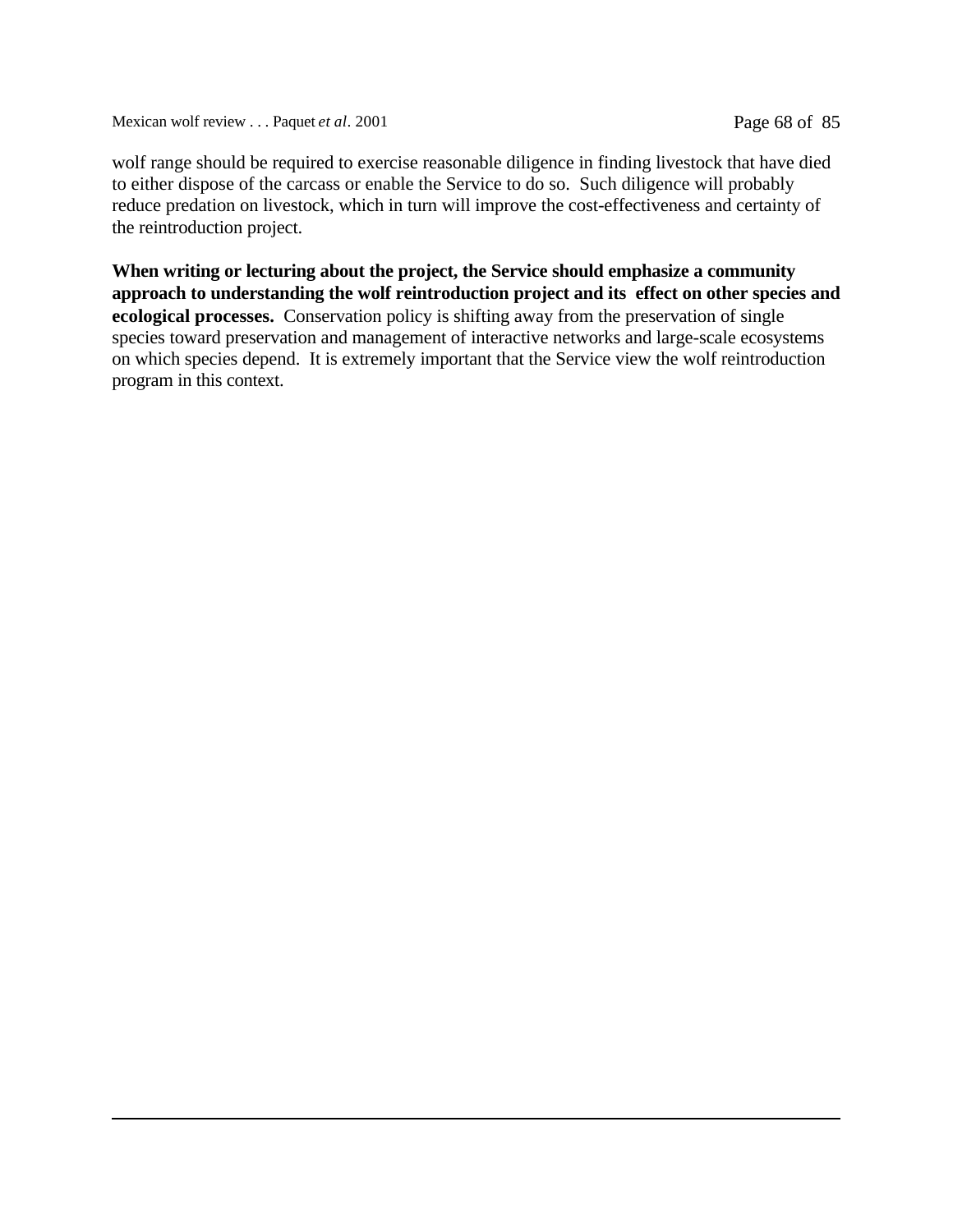wolf range should be required to exercise reasonable diligence in finding livestock that have died to either dispose of the carcass or enable the Service to do so. Such diligence will probably reduce predation on livestock, which in turn will improve the cost-effectiveness and certainty of the reintroduction project.

**When writing or lecturing about the project, the Service should emphasize a community approach to understanding the wolf reintroduction project and its effect on other species and ecological processes.** Conservation policy is shifting away from the preservation of single species toward preservation and management of interactive networks and large-scale ecosystems on which species depend. It is extremely important that the Service view the wolf reintroduction program in this context.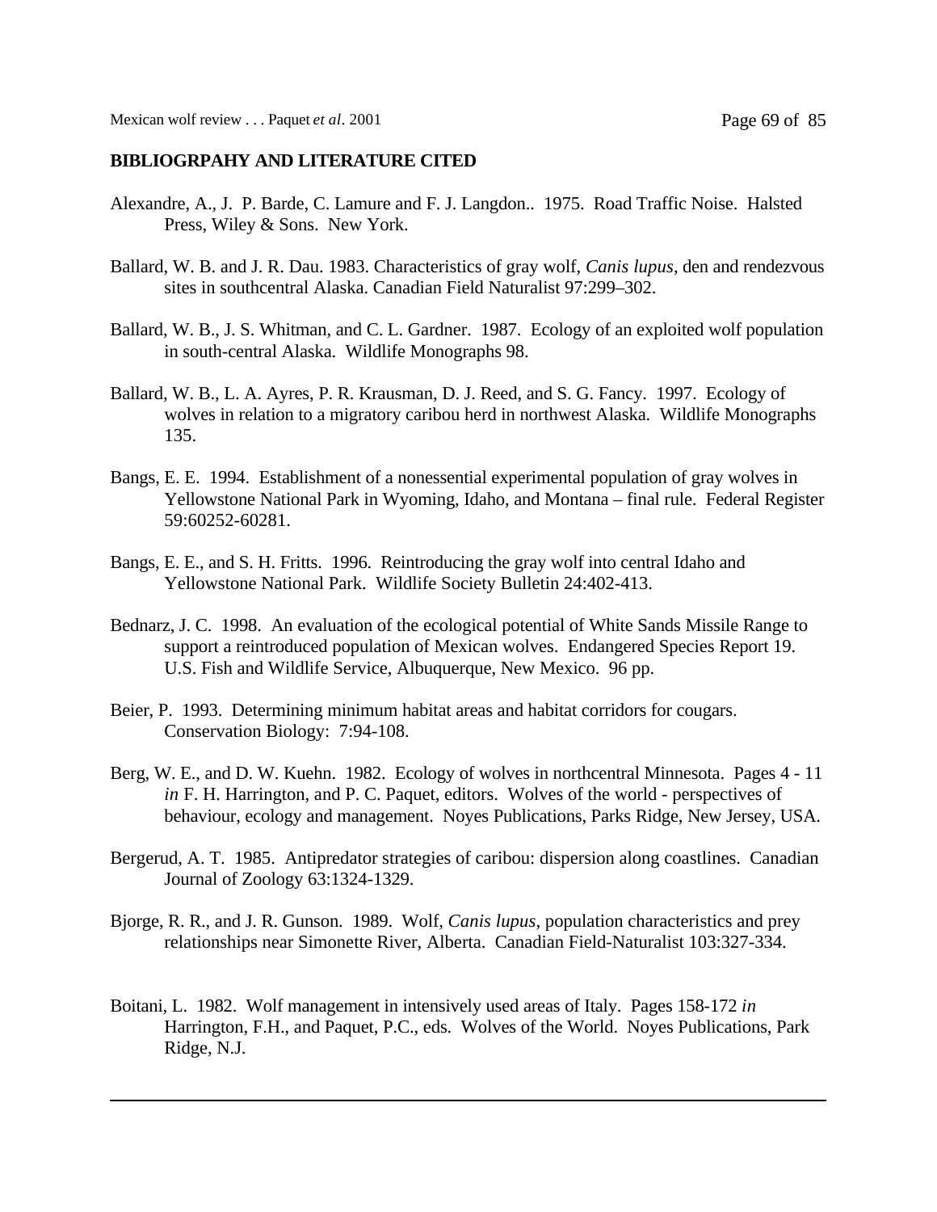**BIBLIOGRPAHY AND LITERATURE CITED**

Alexandre, A., J. P. Barde, C. Lamure and F. J. Langdon.. 1975. Road Traffic Noise. Halsted Press, Wiley & Sons. New York.

Ballard, W. B. and J. R. Dau. 1983. Characteristics of gray wolf, *Canis lupus*, den and rendezvous sites in southcentral Alaska. Canadian Field Naturalist 97:299–302.

Ballard, W. B., J. S. Whitman, and C. L. Gardner. 1987. Ecology of an exploited wolf population in south-central Alaska. Wildlife Monographs 98.

Ballard, W. B., L. A. Ayres, P. R. Krausman, D. J. Reed, and S. G. Fancy. 1997. Ecology of wolves in relation to a migratory caribou herd in northwest Alaska. Wildlife Monographs 135.

Bangs, E. E. 1994. Establishment of a nonessential experimental population of gray wolves in Yellowstone National Park in Wyoming, Idaho, and Montana – final rule. Federal Register 59:60252-60281.

Bangs, E. E., and S. H. Fritts. 1996. Reintroducing the gray wolf into central Idaho and Yellowstone National Park. Wildlife Society Bulletin 24:402-413.

Bednarz, J. C. 1998. An evaluation of the ecological potential of White Sands Missile Range to support a reintroduced population of Mexican wolves. Endangered Species Report 19. U.S. Fish and Wildlife Service, Albuquerque, New Mexico. 96 pp.

Beier, P. 1993. Determining minimum habitat areas and habitat corridors for cougars. Conservation Biology: 7:94-108.

Berg, W. E., and D. W. Kuehn. 1982. Ecology of wolves in northcentral Minnesota. Pages 4 - 11 *in* F. H. Harrington, and P. C. Paquet, editors. Wolves of the world - perspectives of behaviour, ecology and management. Noyes Publications, Parks Ridge, New Jersey, USA.

Bergerud, A. T. 1985. Antipredator strategies of caribou: dispersion along coastlines. Canadian Journal of Zoology 63:1324-1329.

Bjorge, R. R., and J. R. Gunson. 1989. Wolf, *Canis lupus*, population characteristics and prey relationships near Simonette River, Alberta. Canadian Field-Naturalist 103:327-334.

Boitani, L. 1982. Wolf management in intensively used areas of Italy. Pages 158-172 *in* Harrington, F.H., and Paquet, P.C., eds. Wolves of the World. Noyes Publications, Park Ridge, N.J.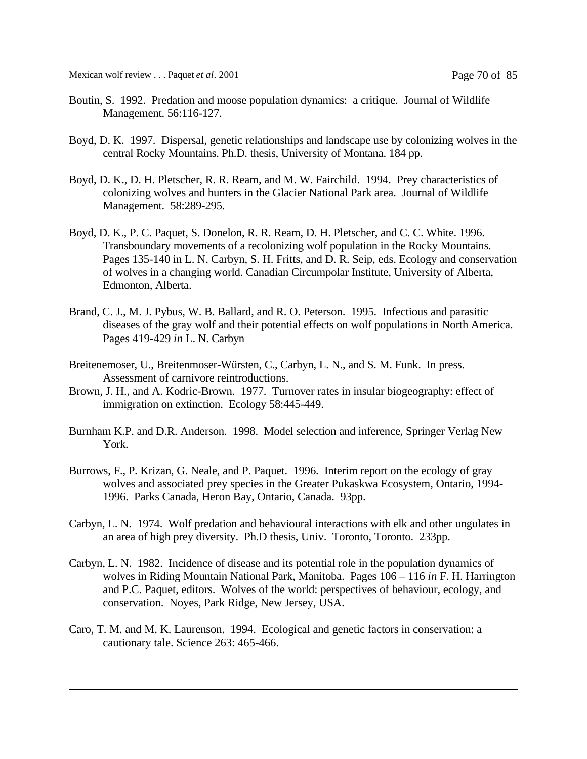Boutin, S. 1992. Predation and moose population dynamics: a critique. Journal of Wildlife Management. 56:116-127.

Boyd, D. K. 1997. Dispersal, genetic relationships and landscape use by colonizing wolves in the central Rocky Mountains. Ph.D. thesis, University of Montana. 184 pp.

Boyd, D. K., D. H. Pletscher, R. R. Ream, and M. W. Fairchild. 1994. Prey characteristics of colonizing wolves and hunters in the Glacier National Park area. Journal of Wildlife Management. 58:289-295.

Boyd, D. K., P. C. Paquet, S. Donelon, R. R. Ream, D. H. Pletscher, and C. C. White. 1996. Transboundary movements of a recolonizing wolf population in the Rocky Mountains. Pages 135-140 in L. N. Carbyn, S. H. Fritts, and D. R. Seip, eds. Ecology and conservation of wolves in a changing world. Canadian Circumpolar Institute, University of Alberta, Edmonton, Alberta.

Brand, C. J., M. J. Pybus, W. B. Ballard, and R. O. Peterson. 1995. Infectious and parasitic diseases of the gray wolf and their potential effects on wolf populations in North America. Pages 419-429 *in* L. N. Carbyn

Breitenemoser, U., Breitenmoser-Würsten, C., Carbyn, L. N., and S. M. Funk. In press. Assessment of carnivore reintroductions.

Brown, J. H., and A. Kodric-Brown. 1977. Turnover rates in insular biogeography: effect of immigration on extinction. Ecology 58:445-449.

Burnham K.P. and D.R. Anderson. 1998. Model selection and inference, Springer Verlag New York.

Burrows, F., P. Krizan, G. Neale, and P. Paquet. 1996. Interim report on the ecology of gray wolves and associated prey species in the Greater Pukaskwa Ecosystem, Ontario, 1994-1996. Parks Canada, Heron Bay, Ontario, Canada. 93pp.

Carbyn, L. N. 1974. Wolf predation and behavioural interactions with elk and other ungulates in an area of high prey diversity. Ph.D thesis, Univ. Toronto, Toronto. 233pp.

Carbyn, L. N. 1982. Incidence of disease and its potential role in the population dynamics of wolves in Riding Mountain National Park, Manitoba. Pages 106 – 116 *in* F. H. Harrington and P.C. Paquet, editors. Wolves of the world: perspectives of behaviour, ecology, and conservation. Noyes, Park Ridge, New Jersey, USA.

Caro, T. M. and M. K. Laurenson. 1994. Ecological and genetic factors in conservation: a cautionary tale. Science 263: 465-466.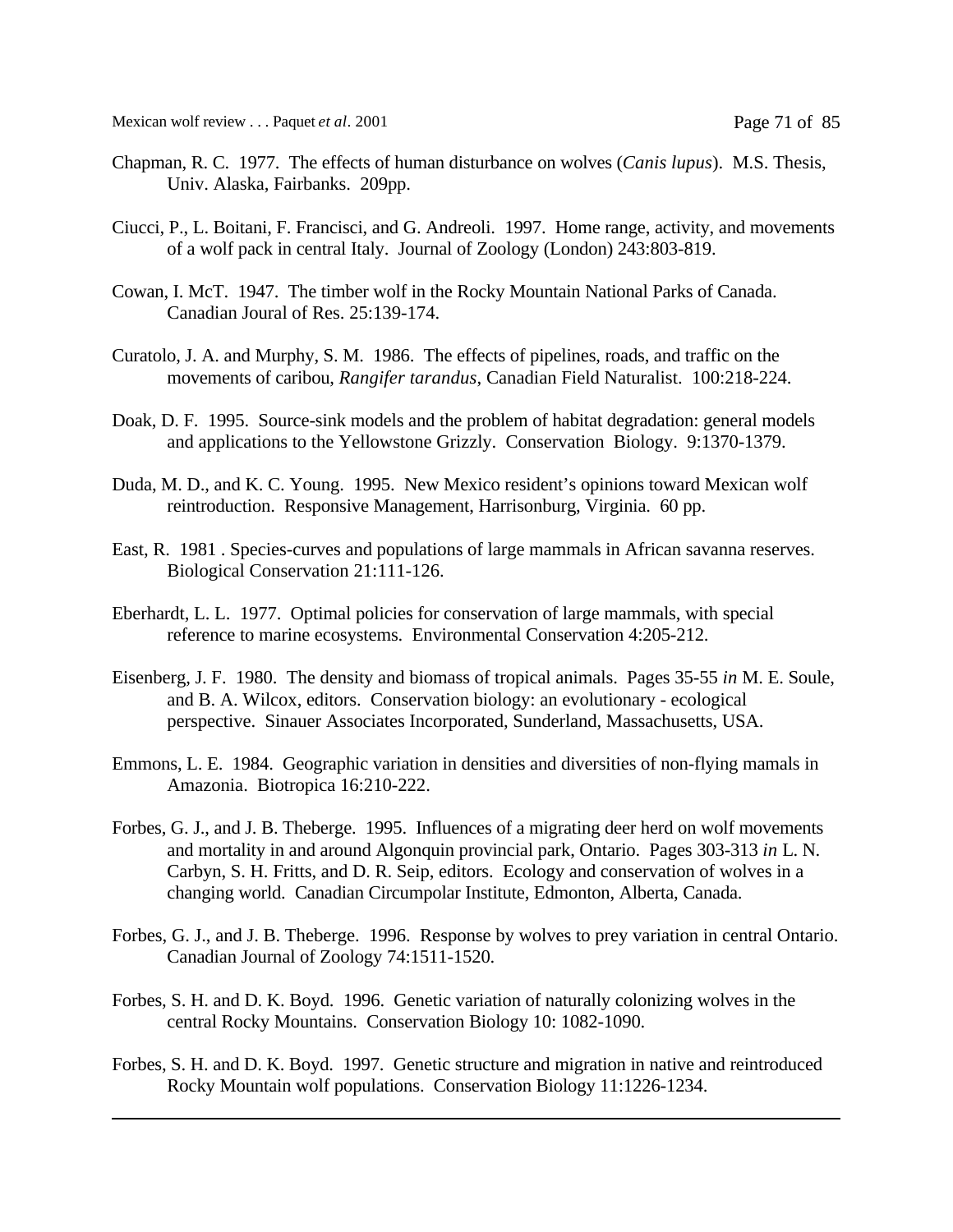Chapman, R. C. 1977. The effects of human disturbance on wolves (*Canis lupus*). M.S. Thesis, Univ. Alaska, Fairbanks. 209pp.

Ciucci, P., L. Boitani, F. Francisci, and G. Andreoli. 1997. Home range, activity, and movements of a wolf pack in central Italy. Journal of Zoology (London) 243:803-819.

Cowan, I. McT. 1947. The timber wolf in the Rocky Mountain National Parks of Canada. Canadian Joural of Res. 25:139-174.

Curatolo, J. A. and Murphy, S. M. 1986. The effects of pipelines, roads, and traffic on the movements of caribou, *Rangifer tarandus*, Canadian Field Naturalist. 100:218-224.

Doak, D. F. 1995. Source-sink models and the problem of habitat degradation: general models and applications to the Yellowstone Grizzly. Conservation Biology. 9:1370-1379.

Duda, M. D., and K. C. Young. 1995. New Mexico resident's opinions toward Mexican wolf reintroduction. Responsive Management, Harrisonburg, Virginia. 60 pp.

East, R. 1981 . Species-curves and populations of large mammals in African savanna reserves. Biological Conservation 21:111-126.

Eberhardt, L. L. 1977. Optimal policies for conservation of large mammals, with special reference to marine ecosystems. Environmental Conservation 4:205-212.

Eisenberg, J. F. 1980. The density and biomass of tropical animals. Pages 35-55 *in* M. E. Soule, and B. A. Wilcox, editors. Conservation biology: an evolutionary - ecological perspective. Sinauer Associates Incorporated, Sunderland, Massachusetts, USA.

Emmons, L. E. 1984. Geographic variation in densities and diversities of non-flying mamals in Amazonia. Biotropica 16:210-222.

Forbes, G. J., and J. B. Theberge. 1995. Influences of a migrating deer herd on wolf movements and mortality in and around Algonquin provincial park, Ontario. Pages 303-313 *in* L. N. Carbyn, S. H. Fritts, and D. R. Seip, editors. Ecology and conservation of wolves in a changing world. Canadian Circumpolar Institute, Edmonton, Alberta, Canada.

Forbes, G. J., and J. B. Theberge. 1996. Response by wolves to prey variation in central Ontario. Canadian Journal of Zoology 74:1511-1520.

Forbes, S. H. and D. K. Boyd. 1996. Genetic variation of naturally colonizing wolves in the central Rocky Mountains. Conservation Biology 10: 1082-1090.

Forbes, S. H. and D. K. Boyd. 1997. Genetic structure and migration in native and reintroduced Rocky Mountain wolf populations. Conservation Biology 11:1226-1234.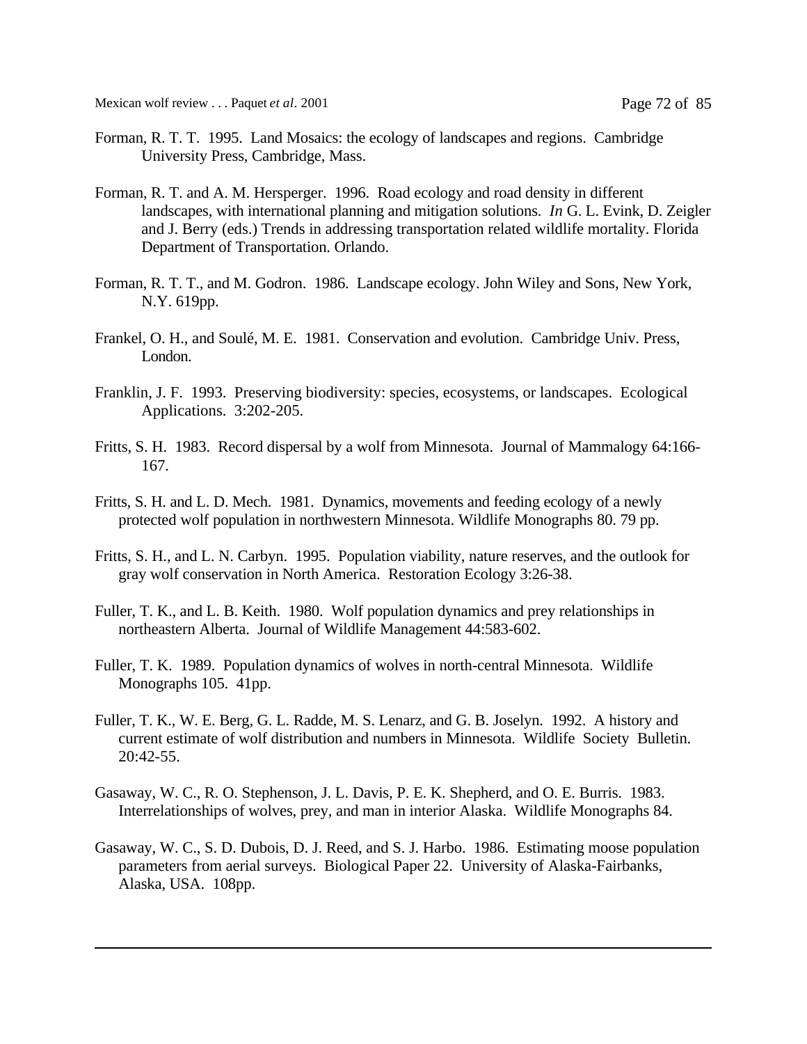Forman, R. T. T. 1995. Land Mosaics: the ecology of landscapes and regions. Cambridge University Press, Cambridge, Mass.

Forman, R. T. and A. M. Hersperger. 1996. Road ecology and road density in different landscapes, with international planning and mitigation solutions. *In* G. L. Evink, D. Zeigler and J. Berry (eds.) Trends in addressing transportation related wildlife mortality. Florida Department of Transportation. Orlando.

Forman, R. T. T., and M. Godron. 1986. Landscape ecology. John Wiley and Sons, New York, N.Y. 619pp.

Frankel, O. H., and Soulé, M. E. 1981. Conservation and evolution. Cambridge Univ. Press, London.

Franklin, J. F. 1993. Preserving biodiversity: species, ecosystems, or landscapes. Ecological Applications. 3:202-205.

Fritts, S. H. 1983. Record dispersal by a wolf from Minnesota. Journal of Mammalogy 64:166-167.

Fritts, S. H. and L. D. Mech. 1981. Dynamics, movements and feeding ecology of a newly protected wolf population in northwestern Minnesota. Wildlife Monographs 80. 79 pp.

Fritts, S. H., and L. N. Carbyn. 1995. Population viability, nature reserves, and the outlook for gray wolf conservation in North America. Restoration Ecology 3:26-38.

Fuller, T. K., and L. B. Keith. 1980. Wolf population dynamics and prey relationships in northeastern Alberta. Journal of Wildlife Management 44:583-602.

Fuller, T. K. 1989. Population dynamics of wolves in north-central Minnesota. Wildlife Monographs 105. 41pp.

Fuller, T. K., W. E. Berg, G. L. Radde, M. S. Lenarz, and G. B. Joselyn. 1992. A history and current estimate of wolf distribution and numbers in Minnesota. Wildlife Society Bulletin. 20:42-55.

Gasaway, W. C., R. O. Stephenson, J. L. Davis, P. E. K. Shepherd, and O. E. Burris. 1983. Interrelationships of wolves, prey, and man in interior Alaska. Wildlife Monographs 84.

Gasaway, W. C., S. D. Dubois, D. J. Reed, and S. J. Harbo. 1986. Estimating moose population parameters from aerial surveys. Biological Paper 22. University of Alaska-Fairbanks, Alaska, USA. 108pp.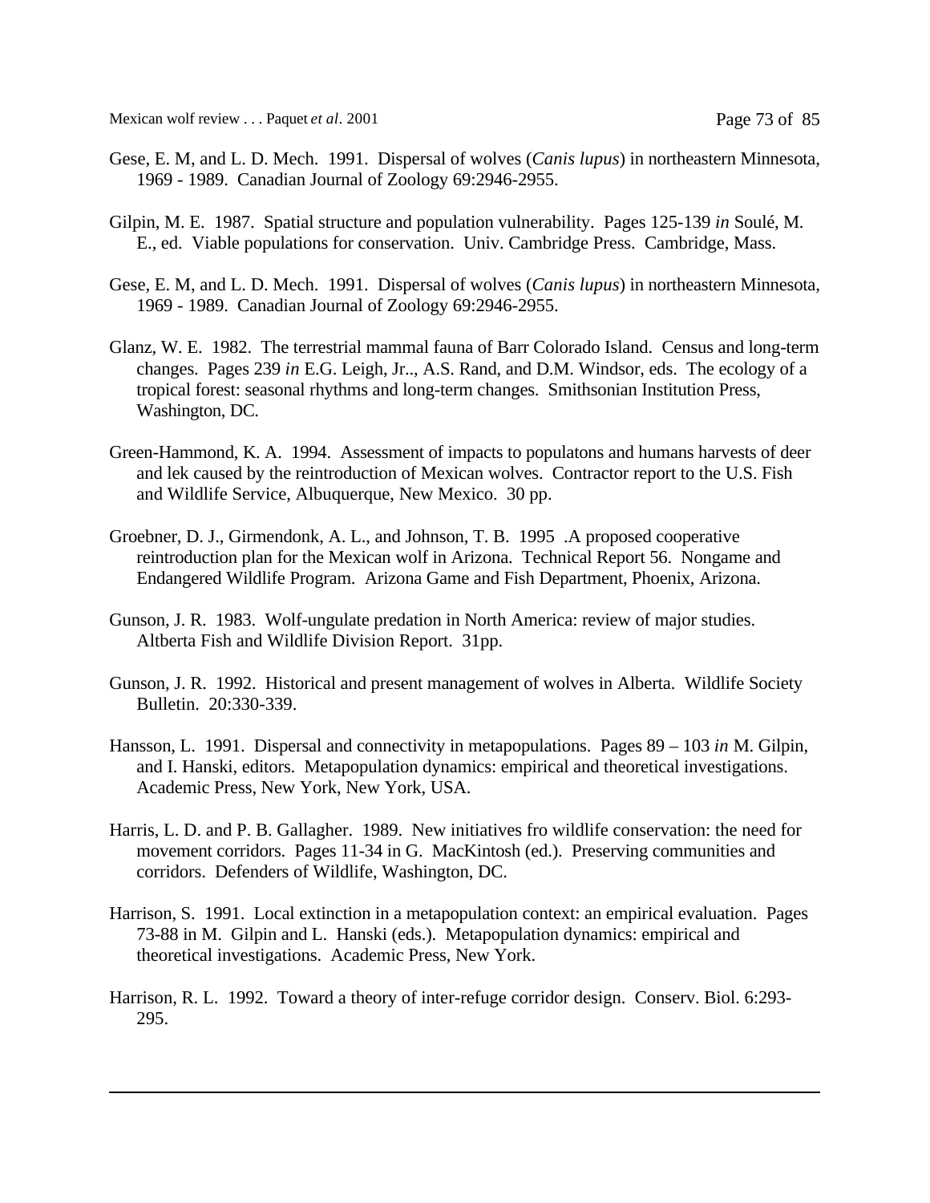Gese, E. M, and L. D. Mech. 1991. Dispersal of wolves (*Canis lupus*) in northeastern Minnesota, 1969 - 1989. Canadian Journal of Zoology 69:2946-2955.

Gilpin, M. E. 1987. Spatial structure and population vulnerability. Pages 125-139 *in* Soulé, M. E., ed. Viable populations for conservation. Univ. Cambridge Press. Cambridge, Mass.

Gese, E. M, and L. D. Mech. 1991. Dispersal of wolves (*Canis lupus*) in northeastern Minnesota, 1969 - 1989. Canadian Journal of Zoology 69:2946-2955.

Glanz, W. E. 1982. The terrestrial mammal fauna of Barr Colorado Island. Census and long-term changes. Pages 239 *in* E.G. Leigh, Jr.., A.S. Rand, and D.M. Windsor, eds. The ecology of a tropical forest: seasonal rhythms and long-term changes. Smithsonian Institution Press, Washington, DC.

Green-Hammond, K. A. 1994. Assessment of impacts to populatons and humans harvests of deer and lek caused by the reintroduction of Mexican wolves. Contractor report to the U.S. Fish and Wildlife Service, Albuquerque, New Mexico. 30 pp.

Groebner, D. J., Girmendonk, A. L., and Johnson, T. B. 1995 .A proposed cooperative reintroduction plan for the Mexican wolf in Arizona. Technical Report 56. Nongame and Endangered Wildlife Program. Arizona Game and Fish Department, Phoenix, Arizona.

Gunson, J. R. 1983. Wolf-ungulate predation in North America: review of major studies. Altberta Fish and Wildlife Division Report. 31pp.

Gunson, J. R. 1992. Historical and present management of wolves in Alberta. Wildlife Society Bulletin. 20:330-339.

Hansson, L. 1991. Dispersal and connectivity in metapopulations. Pages 89 – 103 *in* M. Gilpin, and I. Hanski, editors. Metapopulation dynamics: empirical and theoretical investigations. Academic Press, New York, New York, USA.

Harris, L. D. and P. B. Gallagher. 1989. New initiatives fro wildlife conservation: the need for movement corridors. Pages 11-34 in G. MacKintosh (ed.). Preserving communities and corridors. Defenders of Wildlife, Washington, DC.

Harrison, S. 1991. Local extinction in a metapopulation context: an empirical evaluation. Pages 73-88 in M. Gilpin and L. Hanski (eds.). Metapopulation dynamics: empirical and theoretical investigations. Academic Press, New York.

Harrison, R. L. 1992. Toward a theory of inter-refuge corridor design. Conserv. Biol. 6:293-295.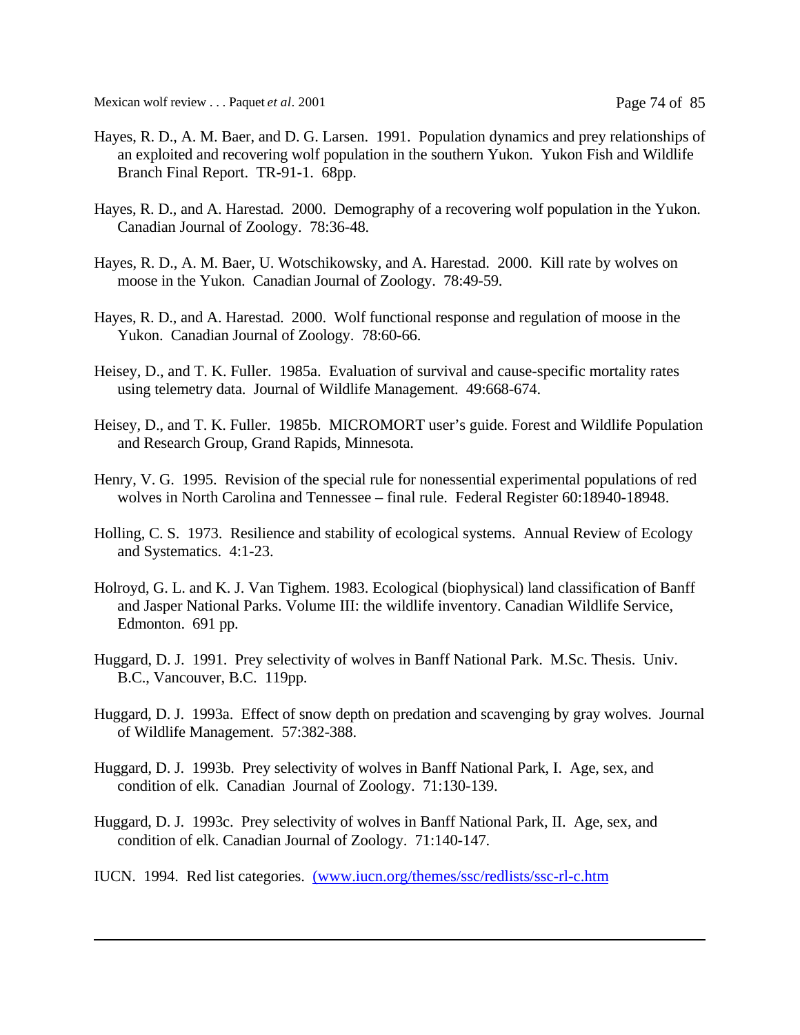Hayes, R. D., A. M. Baer, and D. G. Larsen. 1991. Population dynamics and prey relationships of an exploited and recovering wolf population in the southern Yukon. Yukon Fish and Wildlife Branch Final Report. TR-91-1. 68pp.

Hayes, R. D., and A. Harestad. 2000. Demography of a recovering wolf population in the Yukon. Canadian Journal of Zoology. 78:36-48.

Hayes, R. D., A. M. Baer, U. Wotschikowsky, and A. Harestad. 2000. Kill rate by wolves on moose in the Yukon. Canadian Journal of Zoology. 78:49-59.

Hayes, R. D., and A. Harestad. 2000. Wolf functional response and regulation of moose in the Yukon. Canadian Journal of Zoology. 78:60-66.

Heisey, D., and T. K. Fuller. 1985a. Evaluation of survival and cause-specific mortality rates using telemetry data. Journal of Wildlife Management. 49:668-674.

Heisey, D., and T. K. Fuller. 1985b. MICROMORT user's guide. Forest and Wildlife Population and Research Group, Grand Rapids, Minnesota.

Henry, V. G. 1995. Revision of the special rule for nonessential experimental populations of red wolves in North Carolina and Tennessee – final rule. Federal Register 60:18940-18948.

Holling, C. S. 1973. Resilience and stability of ecological systems. Annual Review of Ecology and Systematics. 4:1-23.

Holroyd, G. L. and K. J. Van Tighem. 1983. Ecological (biophysical) land classification of Banff and Jasper National Parks. Volume III: the wildlife inventory. Canadian Wildlife Service, Edmonton. 691 pp.

Huggard, D. J. 1991. Prey selectivity of wolves in Banff National Park. M.Sc. Thesis. Univ. B.C., Vancouver, B.C. 119pp.

Huggard, D. J. 1993a. Effect of snow depth on predation and scavenging by gray wolves. Journal of Wildlife Management. 57:382-388.

Huggard, D. J. 1993b. Prey selectivity of wolves in Banff National Park, I. Age, sex, and condition of elk. Canadian Journal of Zoology. 71:130-139.

Huggard, D. J. 1993c. Prey selectivity of wolves in Banff National Park, II. Age, sex, and condition of elk. Canadian Journal of Zoology. 71:140-147.

IUCN. 1994. Red list categories. (www.iucn.org/themes/ssc/redlists/ssc-rl-c.htm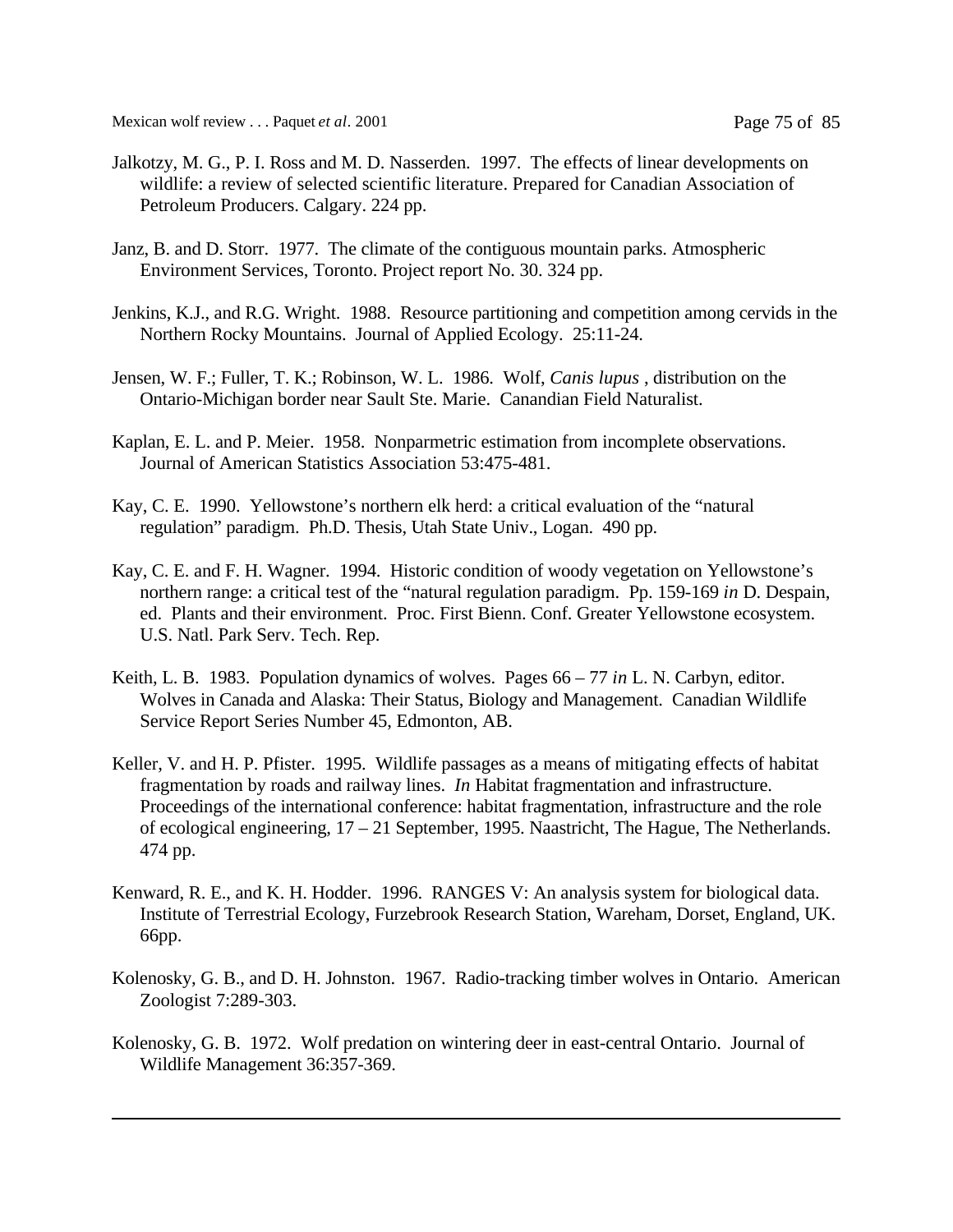Jalkotzy, M. G., P. I. Ross and M. D. Nasserden. 1997. The effects of linear developments on wildlife: a review of selected scientific literature. Prepared for Canadian Association of Petroleum Producers. Calgary. 224 pp.

Janz, B. and D. Storr. 1977. The climate of the contiguous mountain parks. Atmospheric Environment Services, Toronto. Project report No. 30. 324 pp.

Jenkins, K.J., and R.G. Wright. 1988. Resource partitioning and competition among cervids in the Northern Rocky Mountains. Journal of Applied Ecology. 25:11-24.

Jensen, W. F.; Fuller, T. K.; Robinson, W. L. 1986. Wolf, *Canis lupus* , distribution on the Ontario-Michigan border near Sault Ste. Marie. Canandian Field Naturalist.

Kaplan, E. L. and P. Meier. 1958. Nonparmetric estimation from incomplete observations. Journal of American Statistics Association 53:475-481.

Kay, C. E. 1990. Yellowstone's northern elk herd: a critical evaluation of the "natural regulation" paradigm. Ph.D. Thesis, Utah State Univ., Logan. 490 pp.

Kay, C. E. and F. H. Wagner. 1994. Historic condition of woody vegetation on Yellowstone's northern range: a critical test of the "natural regulation paradigm. Pp. 159-169 *in* D. Despain, ed. Plants and their environment. Proc. First Bienn. Conf. Greater Yellowstone ecosystem. U.S. Natl. Park Serv. Tech. Rep.

Keith, L. B. 1983. Population dynamics of wolves. Pages 66 – 77 *in* L. N. Carbyn, editor. Wolves in Canada and Alaska: Their Status, Biology and Management. Canadian Wildlife Service Report Series Number 45, Edmonton, AB.

Keller, V. and H. P. Pfister. 1995. Wildlife passages as a means of mitigating effects of habitat fragmentation by roads and railway lines. *In* Habitat fragmentation and infrastructure. Proceedings of the international conference: habitat fragmentation, infrastructure and the role of ecological engineering, 17 – 21 September, 1995. Naastricht, The Hague, The Netherlands. 474 pp.

Kenward, R. E., and K. H. Hodder. 1996. RANGES V: An analysis system for biological data. Institute of Terrestrial Ecology, Furzebrook Research Station, Wareham, Dorset, England, UK. 66pp.

Kolenosky, G. B., and D. H. Johnston. 1967. Radio-tracking timber wolves in Ontario. American Zoologist 7:289-303.

Kolenosky, G. B. 1972. Wolf predation on wintering deer in east-central Ontario. Journal of Wildlife Management 36:357-369.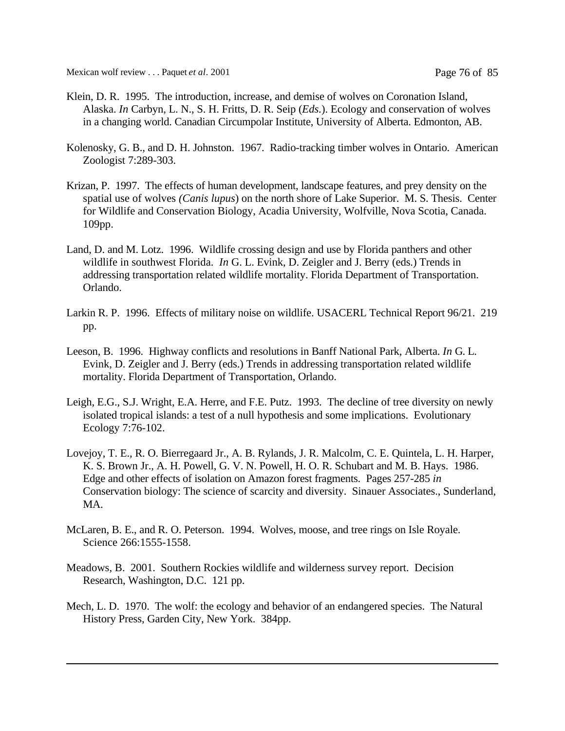Klein, D. R. 1995. The introduction, increase, and demise of wolves on Coronation Island, Alaska. *In* Carbyn, L. N., S. H. Fritts, D. R. Seip (*Eds.*). Ecology and conservation of wolves in a changing world. Canadian Circumpolar Institute, University of Alberta. Edmonton, AB.

Kolenosky, G. B., and D. H. Johnston. 1967. Radio-tracking timber wolves in Ontario. American Zoologist 7:289-303.

Krizan, P. 1997. The effects of human development, landscape features, and prey density on the spatial use of wolves *(Canis lupus*) on the north shore of Lake Superior. M. S. Thesis. Center for Wildlife and Conservation Biology, Acadia University, Wolfville, Nova Scotia, Canada. 109pp.

Land, D. and M. Lotz. 1996. Wildlife crossing design and use by Florida panthers and other wildlife in southwest Florida. *In* G. L. Evink, D. Zeigler and J. Berry (eds.) Trends in addressing transportation related wildlife mortality. Florida Department of Transportation. Orlando.

Larkin R. P. 1996. Effects of military noise on wildlife. USACERL Technical Report 96/21. 219 pp.

Leeson, B. 1996. Highway conflicts and resolutions in Banff National Park, Alberta. *In* G. L. Evink, D. Zeigler and J. Berry (eds.) Trends in addressing transportation related wildlife mortality. Florida Department of Transportation, Orlando.

Leigh, E.G., S.J. Wright, E.A. Herre, and F.E. Putz. 1993. The decline of tree diversity on newly isolated tropical islands: a test of a null hypothesis and some implications. Evolutionary Ecology 7:76-102.

Lovejoy, T. E., R. O. Bierregaard Jr., A. B. Rylands, J. R. Malcolm, C. E. Quintela, L. H. Harper, K. S. Brown Jr., A. H. Powell, G. V. N. Powell, H. O. R. Schubart and M. B. Hays. 1986. Edge and other effects of isolation on Amazon forest fragments. Pages 257-285 *in* Conservation biology: The science of scarcity and diversity. Sinauer Associates., Sunderland, MA.

McLaren, B. E., and R. O. Peterson. 1994. Wolves, moose, and tree rings on Isle Royale. Science 266:1555-1558.

Meadows, B. 2001. Southern Rockies wildlife and wilderness survey report. Decision Research, Washington, D.C. 121 pp.

Mech, L. D. 1970. The wolf: the ecology and behavior of an endangered species. The Natural History Press, Garden City, New York. 384pp.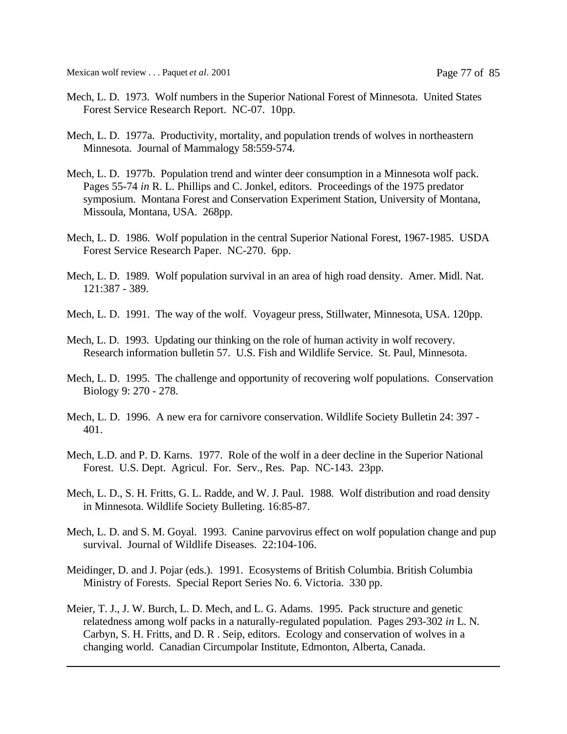Mech, L. D. 1973. Wolf numbers in the Superior National Forest of Minnesota. United States Forest Service Research Report. NC-07. 10pp.

Mech, L. D. 1977a. Productivity, mortality, and population trends of wolves in northeastern Minnesota. Journal of Mammalogy 58:559-574.

Mech, L. D. 1977b. Population trend and winter deer consumption in a Minnesota wolf pack. Pages 55-74 *in* R. L. Phillips and C. Jonkel, editors. Proceedings of the 1975 predator symposium. Montana Forest and Conservation Experiment Station, University of Montana, Missoula, Montana, USA. 268pp.

Mech, L. D. 1986. Wolf population in the central Superior National Forest, 1967-1985. USDA Forest Service Research Paper. NC-270. 6pp.

Mech, L. D. 1989. Wolf population survival in an area of high road density. Amer. Midl. Nat. 121:387 - 389.

Mech, L. D. 1991. The way of the wolf. Voyageur press, Stillwater, Minnesota, USA. 120pp.

Mech, L. D. 1993. Updating our thinking on the role of human activity in wolf recovery. Research information bulletin 57. U.S. Fish and Wildlife Service. St. Paul, Minnesota.

Mech, L. D. 1995. The challenge and opportunity of recovering wolf populations. Conservation Biology 9: 270 - 278.

Mech, L. D. 1996. A new era for carnivore conservation. Wildlife Society Bulletin 24: 397 - 401.

Mech, L.D. and P. D. Karns. 1977. Role of the wolf in a deer decline in the Superior National Forest. U.S. Dept. Agricul. For. Serv., Res. Pap. NC-143. 23pp.

Mech, L. D., S. H. Fritts, G. L. Radde, and W. J. Paul. 1988. Wolf distribution and road density in Minnesota. Wildlife Society Bulleting. 16:85-87.

Mech, L. D. and S. M. Goyal. 1993. Canine parvovirus effect on wolf population change and pup survival. Journal of Wildlife Diseases. 22:104-106.

Meidinger, D. and J. Pojar (eds.). 1991. Ecosystems of British Columbia. British Columbia Ministry of Forests. Special Report Series No. 6. Victoria. 330 pp.

Meier, T. J., J. W. Burch, L. D. Mech, and L. G. Adams. 1995. Pack structure and genetic relatedness among wolf packs in a naturally-regulated population. Pages 293-302 *in* L. N. Carbyn, S. H. Fritts, and D. R . Seip, editors. Ecology and conservation of wolves in a changing world. Canadian Circumpolar Institute, Edmonton, Alberta, Canada.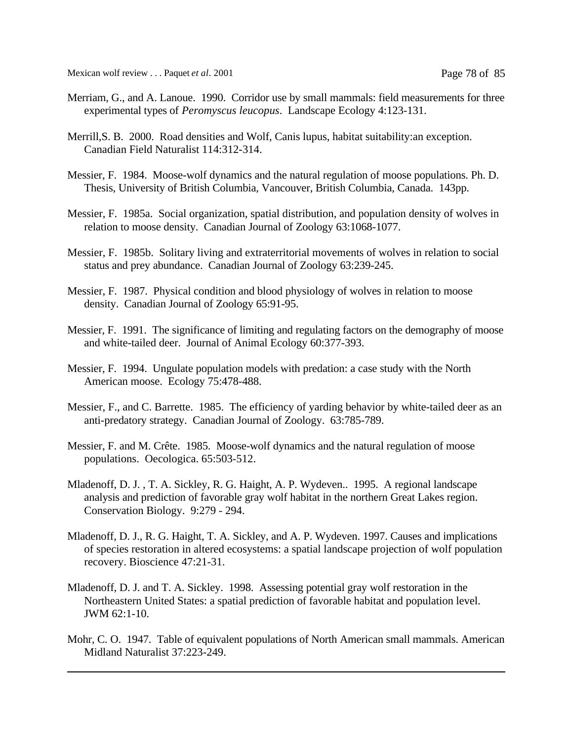Merriam, G., and A. Lanoue. 1990. Corridor use by small mammals: field measurements for three experimental types of *Peromyscus leucopus*. Landscape Ecology 4:123-131.

Merrill,S. B. 2000. Road densities and Wolf, Canis lupus, habitat suitability:an exception. Canadian Field Naturalist 114:312-314.

Messier, F. 1984. Moose-wolf dynamics and the natural regulation of moose populations. Ph. D. Thesis, University of British Columbia, Vancouver, British Columbia, Canada. 143pp.

Messier, F. 1985a. Social organization, spatial distribution, and population density of wolves in relation to moose density. Canadian Journal of Zoology 63:1068-1077.

Messier, F. 1985b. Solitary living and extraterritorial movements of wolves in relation to social status and prey abundance. Canadian Journal of Zoology 63:239-245.

Messier, F. 1987. Physical condition and blood physiology of wolves in relation to moose density. Canadian Journal of Zoology 65:91-95.

Messier, F. 1991. The significance of limiting and regulating factors on the demography of moose and white-tailed deer. Journal of Animal Ecology 60:377-393.

Messier, F. 1994. Ungulate population models with predation: a case study with the North American moose. Ecology 75:478-488.

Messier, F., and C. Barrette. 1985. The efficiency of yarding behavior by white-tailed deer as an anti-predatory strategy. Canadian Journal of Zoology. 63:785-789.

Messier, F. and M. Crête. 1985. Moose-wolf dynamics and the natural regulation of moose populations. Oecologica. 65:503-512.

Mladenoff, D. J. , T. A. Sickley, R. G. Haight, A. P. Wydeven.. 1995. A regional landscape analysis and prediction of favorable gray wolf habitat in the northern Great Lakes region. Conservation Biology. 9:279 - 294.

Mladenoff, D. J., R. G. Haight, T. A. Sickley, and A. P. Wydeven. 1997. Causes and implications of species restoration in altered ecosystems: a spatial landscape projection of wolf population recovery. Bioscience 47:21-31.

Mladenoff, D. J. and T. A. Sickley. 1998. Assessing potential gray wolf restoration in the Northeastern United States: a spatial prediction of favorable habitat and population level. JWM 62:1-10.

Mohr, C. O. 1947. Table of equivalent populations of North American small mammals. American Midland Naturalist 37:223-249.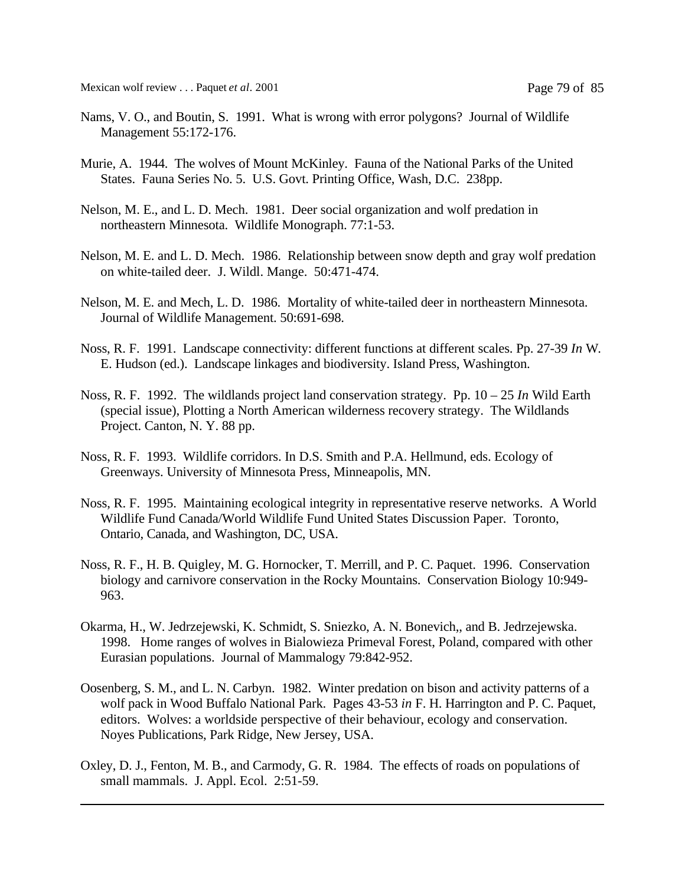Nams, V. O., and Boutin, S. 1991. What is wrong with error polygons? Journal of Wildlife Management 55:172-176.

Murie, A. 1944. The wolves of Mount McKinley. Fauna of the National Parks of the United States. Fauna Series No. 5. U.S. Govt. Printing Office, Wash, D.C. 238pp.

Nelson, M. E., and L. D. Mech. 1981. Deer social organization and wolf predation in northeastern Minnesota. Wildlife Monograph. 77:1-53.

Nelson, M. E. and L. D. Mech. 1986. Relationship between snow depth and gray wolf predation on white-tailed deer. J. Wildl. Mange. 50:471-474.

Nelson, M. E. and Mech, L. D. 1986. Mortality of white-tailed deer in northeastern Minnesota. Journal of Wildlife Management. 50:691-698.

Noss, R. F. 1991. Landscape connectivity: different functions at different scales. Pp. 27-39 *In* W. E. Hudson (ed.). Landscape linkages and biodiversity. Island Press, Washington.

Noss, R. F. 1992. The wildlands project land conservation strategy. Pp. 10 – 25 *In* Wild Earth (special issue), Plotting a North American wilderness recovery strategy. The Wildlands Project. Canton, N. Y. 88 pp.

Noss, R. F. 1993. Wildlife corridors. In D.S. Smith and P.A. Hellmund, eds. Ecology of Greenways. University of Minnesota Press, Minneapolis, MN.

Noss, R. F. 1995. Maintaining ecological integrity in representative reserve networks. A World Wildlife Fund Canada/World Wildlife Fund United States Discussion Paper. Toronto, Ontario, Canada, and Washington, DC, USA.

Noss, R. F., H. B. Quigley, M. G. Hornocker, T. Merrill, and P. C. Paquet. 1996. Conservation biology and carnivore conservation in the Rocky Mountains. Conservation Biology 10:949-963.

Okarma, H., W. Jedrzejewski, K. Schmidt, S. Sniezko, A. N. Bonevich,, and B. Jedrzejewska. 1998. Home ranges of wolves in Bialowieza Primeval Forest, Poland, compared with other Eurasian populations. Journal of Mammalogy 79:842-952.

Oosenberg, S. M., and L. N. Carbyn. 1982. Winter predation on bison and activity patterns of a wolf pack in Wood Buffalo National Park. Pages 43-53 *in* F. H. Harrington and P. C. Paquet, editors. Wolves: a worldside perspective of their behaviour, ecology and conservation. Noyes Publications, Park Ridge, New Jersey, USA.

Oxley, D. J., Fenton, M. B., and Carmody, G. R. 1984. The effects of roads on populations of small mammals. J. Appl. Ecol. 2:51-59.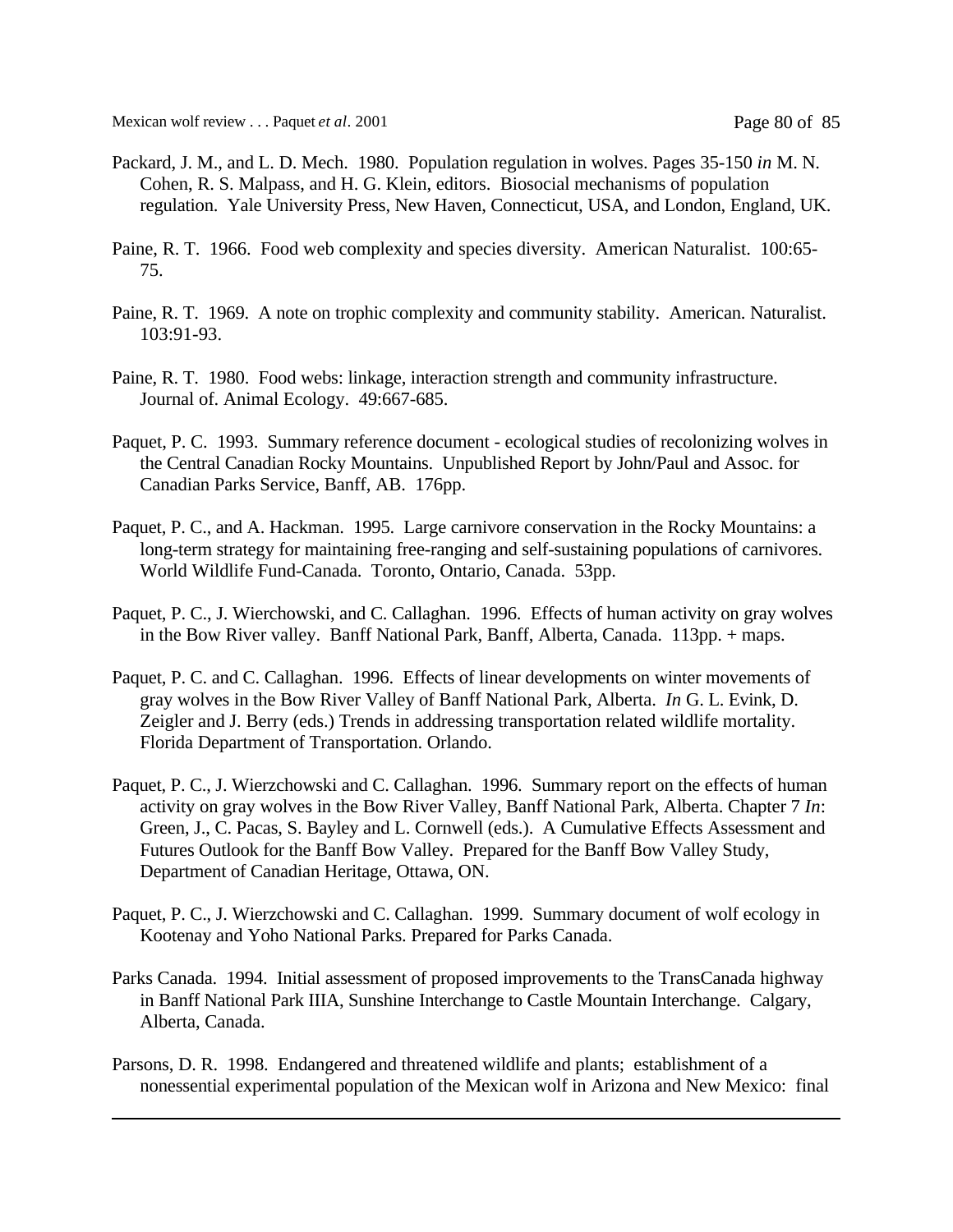Packard, J. M., and L. D. Mech. 1980. Population regulation in wolves. Pages 35-150 *in* M. N. Cohen, R. S. Malpass, and H. G. Klein, editors. Biosocial mechanisms of population regulation. Yale University Press, New Haven, Connecticut, USA, and London, England, UK.

Paine, R. T. 1966. Food web complexity and species diversity. American Naturalist. 100:65-75.

Paine, R. T. 1969. A note on trophic complexity and community stability. American. Naturalist. 103:91-93.

Paine, R. T. 1980. Food webs: linkage, interaction strength and community infrastructure. Journal of. Animal Ecology. 49:667-685.

Paquet, P. C. 1993. Summary reference document - ecological studies of recolonizing wolves in the Central Canadian Rocky Mountains. Unpublished Report by John/Paul and Assoc. for Canadian Parks Service, Banff, AB. 176pp.

Paquet, P. C., and A. Hackman. 1995. Large carnivore conservation in the Rocky Mountains: a long-term strategy for maintaining free-ranging and self-sustaining populations of carnivores. World Wildlife Fund-Canada. Toronto, Ontario, Canada. 53pp.

Paquet, P. C., J. Wierchowski, and C. Callaghan. 1996. Effects of human activity on gray wolves in the Bow River valley. Banff National Park, Banff, Alberta, Canada. 113pp. + maps.

Paquet, P. C. and C. Callaghan. 1996. Effects of linear developments on winter movements of gray wolves in the Bow River Valley of Banff National Park, Alberta. *In* G. L. Evink, D. Zeigler and J. Berry (eds.) Trends in addressing transportation related wildlife mortality. Florida Department of Transportation. Orlando.

Paquet, P. C., J. Wierzchowski and C. Callaghan. 1996. Summary report on the effects of human activity on gray wolves in the Bow River Valley, Banff National Park, Alberta. Chapter 7 *In*: Green, J., C. Pacas, S. Bayley and L. Cornwell (eds.). A Cumulative Effects Assessment and Futures Outlook for the Banff Bow Valley. Prepared for the Banff Bow Valley Study, Department of Canadian Heritage, Ottawa, ON.

Paquet, P. C., J. Wierzchowski and C. Callaghan. 1999. Summary document of wolf ecology in Kootenay and Yoho National Parks. Prepared for Parks Canada.

Parks Canada. 1994. Initial assessment of proposed improvements to the TransCanada highway in Banff National Park IIIA, Sunshine Interchange to Castle Mountain Interchange. Calgary, Alberta, Canada.

Parsons, D. R. 1998. Endangered and threatened wildlife and plants; establishment of a nonessential experimental population of the Mexican wolf in Arizona and New Mexico: final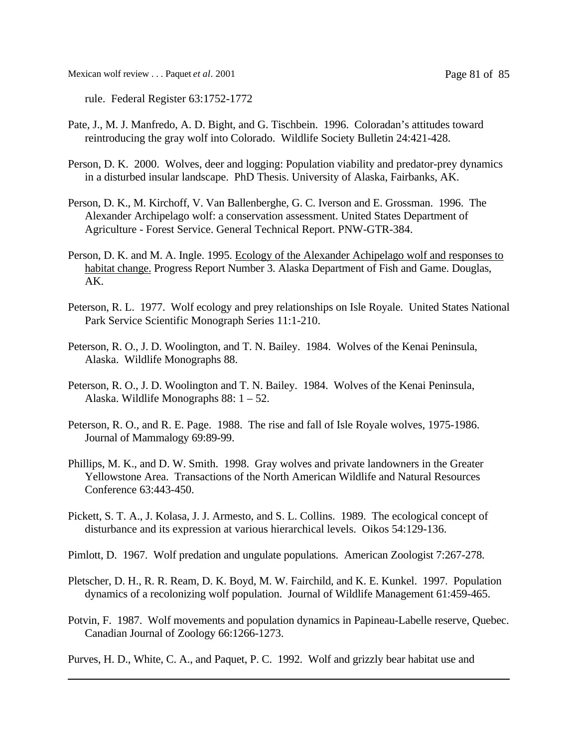rule. Federal Register 63:1752-1772

Pate, J., M. J. Manfredo, A. D. Bight, and G. Tischbein. 1996. Coloradan's attitudes toward reintroducing the gray wolf into Colorado. Wildlife Society Bulletin 24:421-428.

Person, D. K. 2000. Wolves, deer and logging: Population viability and predator-prey dynamics in a disturbed insular landscape. PhD Thesis. University of Alaska, Fairbanks, AK.

Person, D. K., M. Kirchoff, V. Van Ballenberghe, G. C. Iverson and E. Grossman. 1996. The Alexander Archipelago wolf: a conservation assessment. United States Department of Agriculture - Forest Service. General Technical Report. PNW-GTR-384.

Person, D. K. and M. A. Ingle. 1995. Ecology of the Alexander Achipelago wolf and responses to habitat change. Progress Report Number 3. Alaska Department of Fish and Game. Douglas, AK.

Peterson, R. L. 1977. Wolf ecology and prey relationships on Isle Royale. United States National Park Service Scientific Monograph Series 11:1-210.

Peterson, R. O., J. D. Woolington, and T. N. Bailey. 1984. Wolves of the Kenai Peninsula, Alaska. Wildlife Monographs 88.

Peterson, R. O., J. D. Woolington and T. N. Bailey. 1984. Wolves of the Kenai Peninsula, Alaska. Wildlife Monographs 88: 1 – 52.

Peterson, R. O., and R. E. Page. 1988. The rise and fall of Isle Royale wolves, 1975-1986. Journal of Mammalogy 69:89-99.

Phillips, M. K., and D. W. Smith. 1998. Gray wolves and private landowners in the Greater Yellowstone Area. Transactions of the North American Wildlife and Natural Resources Conference 63:443-450.

Pickett, S. T. A., J. Kolasa, J. J. Armesto, and S. L. Collins. 1989. The ecological concept of disturbance and its expression at various hierarchical levels. Oikos 54:129-136.

Pimlott, D. 1967. Wolf predation and ungulate populations. American Zoologist 7:267-278.

Pletscher, D. H., R. R. Ream, D. K. Boyd, M. W. Fairchild, and K. E. Kunkel. 1997. Population dynamics of a recolonizing wolf population. Journal of Wildlife Management 61:459-465.

Potvin, F. 1987. Wolf movements and population dynamics in Papineau-Labelle reserve, Quebec. Canadian Journal of Zoology 66:1266-1273.

Purves, H. D., White, C. A., and Paquet, P. C. 1992. Wolf and grizzly bear habitat use and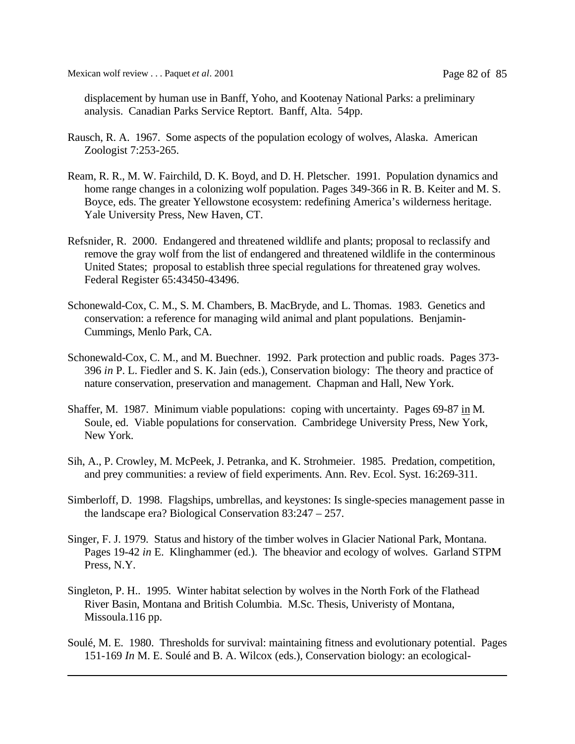displacement by human use in Banff, Yoho, and Kootenay National Parks: a preliminary analysis. Canadian Parks Service Reptort. Banff, Alta. 54pp.

Rausch, R. A. 1967. Some aspects of the population ecology of wolves, Alaska. American Zoologist 7:253-265.

Ream, R. R., M. W. Fairchild, D. K. Boyd, and D. H. Pletscher. 1991. Population dynamics and home range changes in a colonizing wolf population. Pages 349-366 in R. B. Keiter and M. S. Boyce, eds. The greater Yellowstone ecosystem: redefining America's wilderness heritage. Yale University Press, New Haven, CT.

Refsnider, R. 2000. Endangered and threatened wildlife and plants; proposal to reclassify and remove the gray wolf from the list of endangered and threatened wildlife in the conterminous United States; proposal to establish three special regulations for threatened gray wolves. Federal Register 65:43450-43496.

Schonewald-Cox, C. M., S. M. Chambers, B. MacBryde, and L. Thomas. 1983. Genetics and conservation: a reference for managing wild animal and plant populations. Benjamin-Cummings, Menlo Park, CA.

Schonewald-Cox, C. M., and M. Buechner. 1992. Park protection and public roads. Pages 373-396 *in* P. L. Fiedler and S. K. Jain (eds.), Conservation biology: The theory and practice of nature conservation, preservation and management. Chapman and Hall, New York.

Shaffer, M. 1987. Minimum viable populations: coping with uncertainty. Pages 69-87 in M. Soule, ed. Viable populations for conservation. Cambridege University Press, New York, New York.

Sih, A., P. Crowley, M. McPeek, J. Petranka, and K. Strohmeier. 1985. Predation, competition, and prey communities: a review of field experiments. Ann. Rev. Ecol. Syst. 16:269-311.

Simberloff, D. 1998. Flagships, umbrellas, and keystones: Is single-species management passe in the landscape era? Biological Conservation 83:247 – 257.

Singer, F. J. 1979. Status and history of the timber wolves in Glacier National Park, Montana. Pages 19-42 *in* E. Klinghammer (ed.). The bheavior and ecology of wolves. Garland STPM Press, N.Y.

Singleton, P. H.. 1995. Winter habitat selection by wolves in the North Fork of the Flathead River Basin, Montana and British Columbia. M.Sc. Thesis, Univeristy of Montana, Missoula.116 pp.

Soulé, M. E. 1980. Thresholds for survival: maintaining fitness and evolutionary potential. Pages 151-169 *In* M. E. Soulé and B. A. Wilcox (eds.), Conservation biology: an ecological-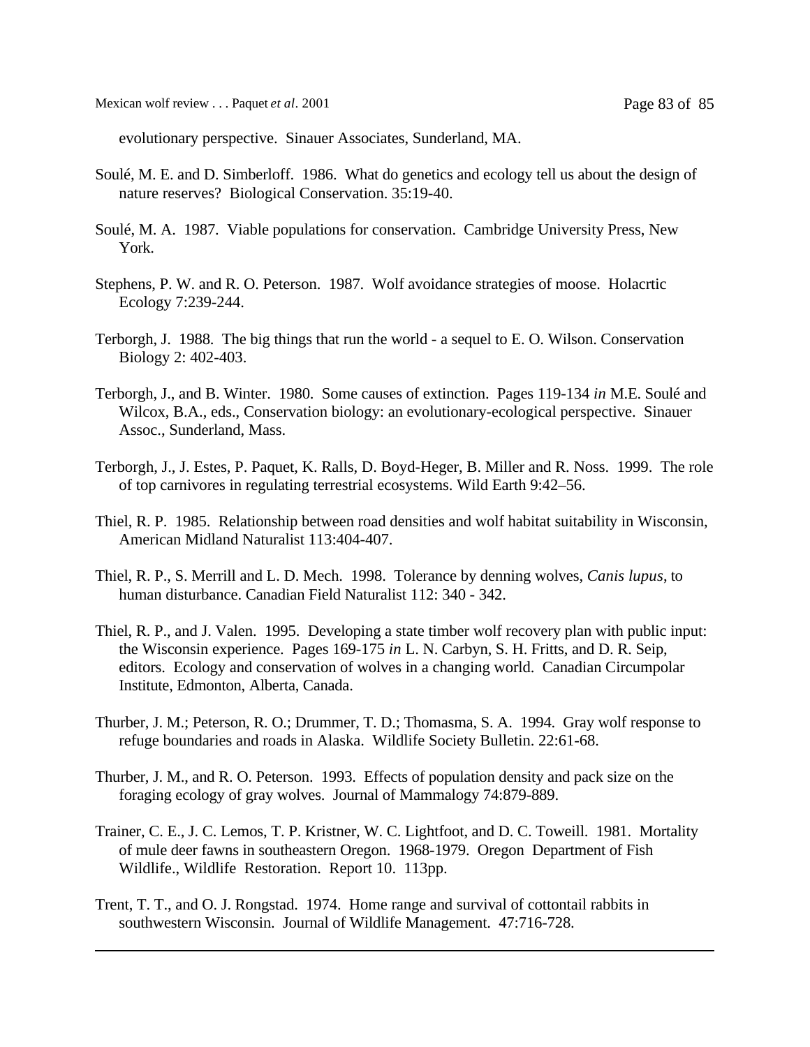evolutionary perspective. Sinauer Associates, Sunderland, MA.

Soulé, M. E. and D. Simberloff. 1986. What do genetics and ecology tell us about the design of nature reserves? Biological Conservation. 35:19-40.

Soulé, M. A. 1987. Viable populations for conservation. Cambridge University Press, New York.

Stephens, P. W. and R. O. Peterson. 1987. Wolf avoidance strategies of moose. Holacrtic Ecology 7:239-244.

Terborgh, J. 1988. The big things that run the world - a sequel to E. O. Wilson. Conservation Biology 2: 402-403.

Terborgh, J., and B. Winter. 1980. Some causes of extinction. Pages 119-134 *in* M.E. Soulé and Wilcox, B.A., eds., Conservation biology: an evolutionary-ecological perspective. Sinauer Assoc., Sunderland, Mass.

Terborgh, J., J. Estes, P. Paquet, K. Ralls, D. Boyd-Heger, B. Miller and R. Noss. 1999. The role of top carnivores in regulating terrestrial ecosystems. Wild Earth 9:42–56.

Thiel, R. P. 1985. Relationship between road densities and wolf habitat suitability in Wisconsin, American Midland Naturalist 113:404-407.

Thiel, R. P., S. Merrill and L. D. Mech. 1998. Tolerance by denning wolves, *Canis lupus*, to human disturbance. Canadian Field Naturalist 112: 340 - 342.

Thiel, R. P., and J. Valen. 1995. Developing a state timber wolf recovery plan with public input: the Wisconsin experience. Pages 169-175 *in* L. N. Carbyn, S. H. Fritts, and D. R. Seip, editors. Ecology and conservation of wolves in a changing world. Canadian Circumpolar Institute, Edmonton, Alberta, Canada.

Thurber, J. M.; Peterson, R. O.; Drummer, T. D.; Thomasma, S. A. 1994. Gray wolf response to refuge boundaries and roads in Alaska. Wildlife Society Bulletin. 22:61-68.

Thurber, J. M., and R. O. Peterson. 1993. Effects of population density and pack size on the foraging ecology of gray wolves. Journal of Mammalogy 74:879-889.

Trainer, C. E., J. C. Lemos, T. P. Kristner, W. C. Lightfoot, and D. C. Toweill. 1981. Mortality of mule deer fawns in southeastern Oregon. 1968-1979. Oregon Department of Fish Wildlife., Wildlife Restoration. Report 10. 113pp.

Trent, T. T., and O. J. Rongstad. 1974. Home range and survival of cottontail rabbits in southwestern Wisconsin. Journal of Wildlife Management. 47:716-728.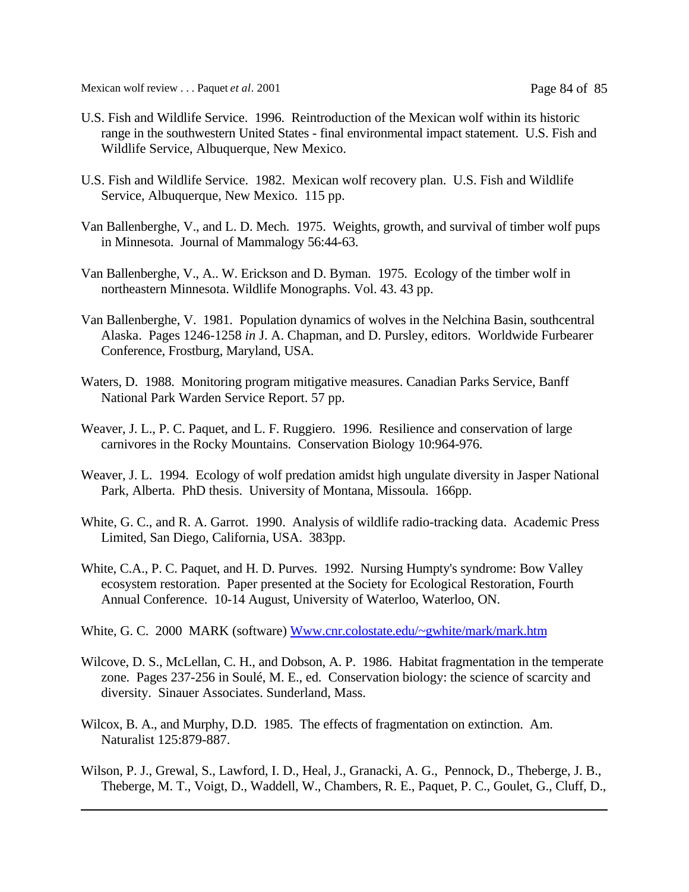U.S. Fish and Wildlife Service. 1996. Reintroduction of the Mexican wolf within its historic range in the southwestern United States - final environmental impact statement. U.S. Fish and Wildlife Service, Albuquerque, New Mexico.

U.S. Fish and Wildlife Service. 1982. Mexican wolf recovery plan. U.S. Fish and Wildlife Service, Albuquerque, New Mexico. 115 pp.

Van Ballenberghe, V., and L. D. Mech. 1975. Weights, growth, and survival of timber wolf pups in Minnesota. Journal of Mammalogy 56:44-63.

Van Ballenberghe, V., A.. W. Erickson and D. Byman. 1975. Ecology of the timber wolf in northeastern Minnesota. Wildlife Monographs. Vol. 43. 43 pp.

Van Ballenberghe, V. 1981. Population dynamics of wolves in the Nelchina Basin, southcentral Alaska. Pages 1246-1258 *in* J. A. Chapman, and D. Pursley, editors. Worldwide Furbearer Conference, Frostburg, Maryland, USA.

Waters, D. 1988. Monitoring program mitigative measures. Canadian Parks Service, Banff National Park Warden Service Report. 57 pp.

Weaver, J. L., P. C. Paquet, and L. F. Ruggiero. 1996. Resilience and conservation of large carnivores in the Rocky Mountains. Conservation Biology 10:964-976.

Weaver, J. L. 1994. Ecology of wolf predation amidst high ungulate diversity in Jasper National Park, Alberta. PhD thesis. University of Montana, Missoula. 166pp.

White, G. C., and R. A. Garrot. 1990. Analysis of wildlife radio-tracking data. Academic Press Limited, San Diego, California, USA. 383pp.

White, C.A., P. C. Paquet, and H. D. Purves. 1992. Nursing Humpty's syndrome: Bow Valley ecosystem restoration. Paper presented at the Society for Ecological Restoration, Fourth Annual Conference. 10-14 August, University of Waterloo, Waterloo, ON.

White, G. C. 2000 MARK (software) [Www.cnr.colostate.edu/~gwhite/mark/mark.htm](Www.cnr.colostate.edu/~gwhite/mark/mark.htm)

Wilcove, D. S., McLellan, C. H., and Dobson, A. P. 1986. Habitat fragmentation in the temperate zone. Pages 237-256 in Soulé, M. E., ed. Conservation biology: the science of scarcity and diversity. Sinauer Associates. Sunderland, Mass.

Wilcox, B. A., and Murphy, D.D. 1985. The effects of fragmentation on extinction. Am. Naturalist 125:879-887.

Wilson, P. J., Grewal, S., Lawford, I. D., Heal, J., Granacki, A. G., Pennock, D., Theberge, J. B., Theberge, M. T., Voigt, D., Waddell, W., Chambers, R. E., Paquet, P. C., Goulet, G., Cluff, D.,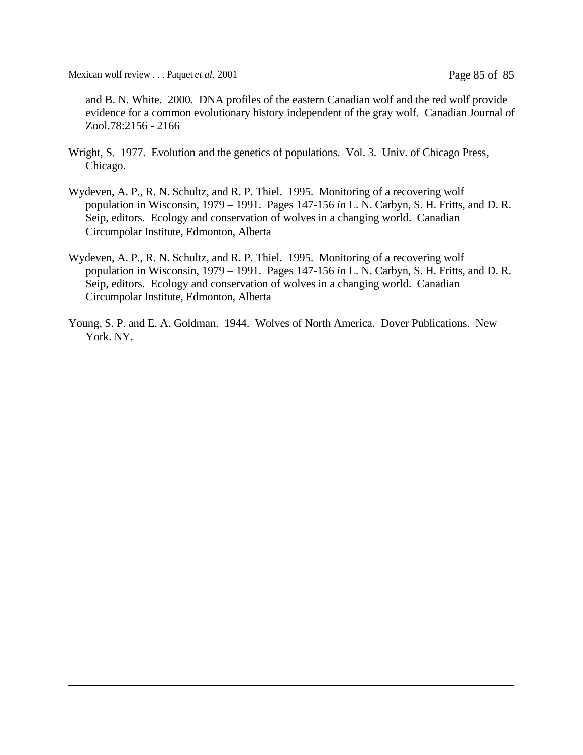and B. N. White. 2000. DNA profiles of the eastern Canadian wolf and the red wolf provide evidence for a common evolutionary history independent of the gray wolf. Canadian Journal of Zool.78:2156 - 2166

Wright, S. 1977. Evolution and the genetics of populations. Vol. 3. Univ. of Chicago Press, Chicago.

Wydeven, A. P., R. N. Schultz, and R. P. Thiel. 1995. Monitoring of a recovering wolf population in Wisconsin, 1979 – 1991. Pages 147-156 *in* L. N. Carbyn, S. H. Fritts, and D. R. Seip, editors. Ecology and conservation of wolves in a changing world. Canadian Circumpolar Institute, Edmonton, Alberta

Wydeven, A. P., R. N. Schultz, and R. P. Thiel. 1995. Monitoring of a recovering wolf population in Wisconsin, 1979 – 1991. Pages 147-156 *in* L. N. Carbyn, S. H. Fritts, and D. R. Seip, editors. Ecology and conservation of wolves in a changing world. Canadian Circumpolar Institute, Edmonton, Alberta

Young, S. P. and E. A. Goldman. 1944. Wolves of North America. Dover Publications. New York. NY.